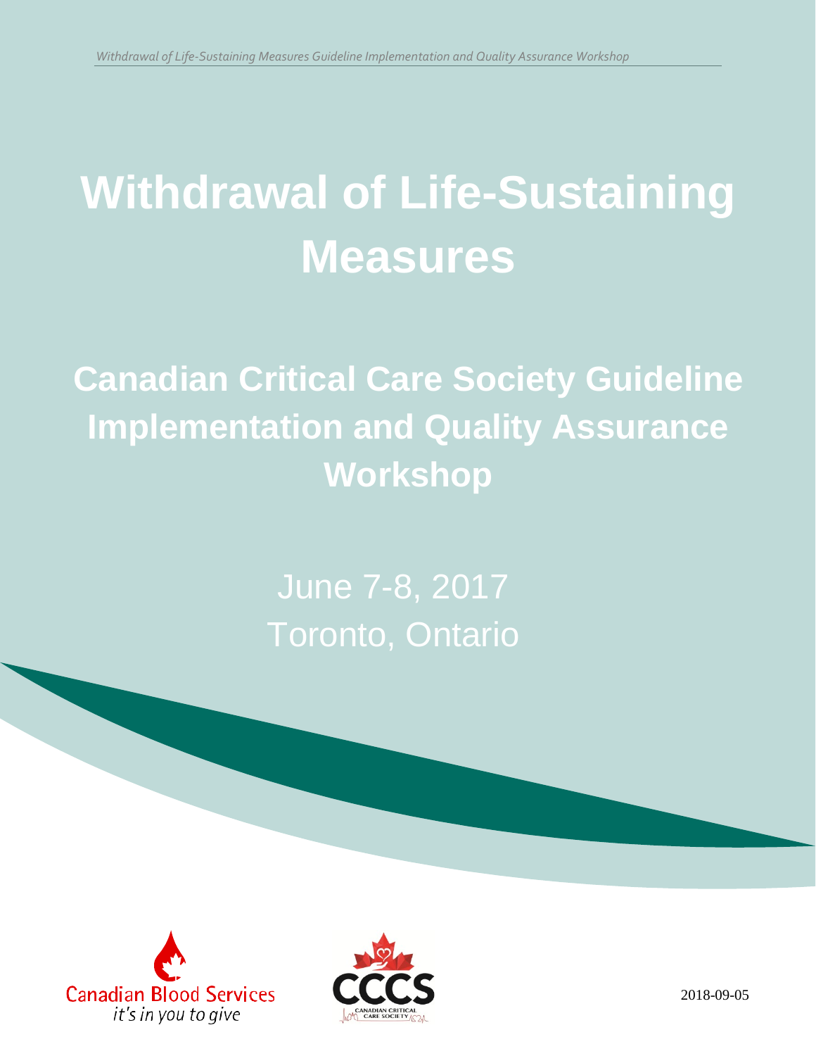# Withdrawal of Life-Sustaining Measures

## Canadian Critical Care Society Guideline Implementation and Quality Assurance Workshop

June 7-8, 2017

Toronto, Ontario

Canadian Blood Services

*it's in you to give*

CCCS

CANADIAN CRITICAL CARE SOCIETY

2018-09-05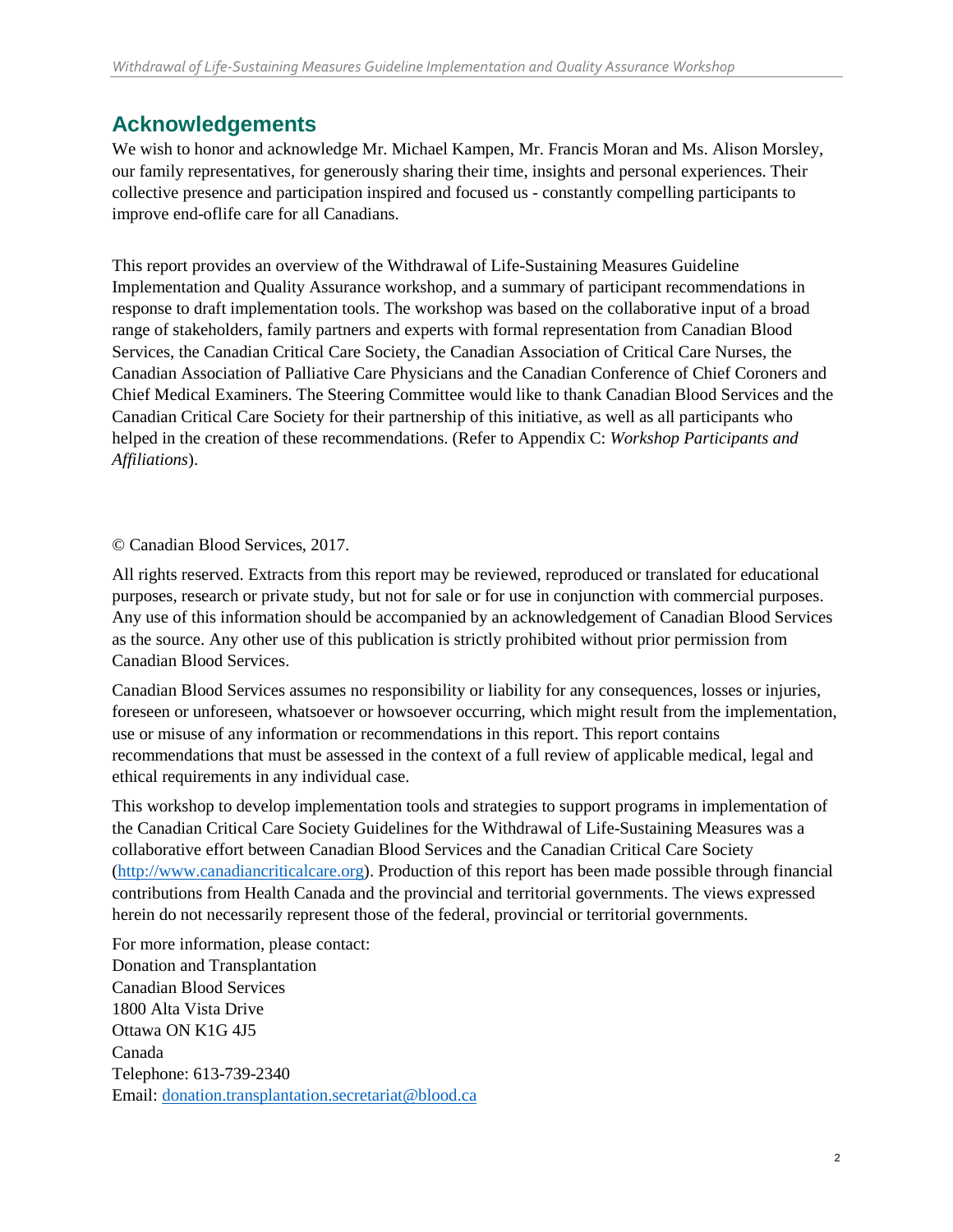## Acknowledgements

We wish to honor and acknowledge Mr. Michael Kampen, Mr. Francis Moran and Ms. Alison Morsley, our family representatives, for generously sharing their time, insights and personal experiences. Their collective presence and participation inspired and focused us - constantly compelling participants to improve end-oflife care for all Canadians.

This report provides an overview of the Withdrawal of Life-Sustaining Measures Guideline Implementation and Quality Assurance workshop, and a summary of participant recommendations in response to draft implementation tools. The workshop was based on the collaborative input of a broad range of stakeholders, family partners and experts with formal representation from Canadian Blood Services, the Canadian Critical Care Society, the Canadian Association of Critical Care Nurses, the Canadian Association of Palliative Care Physicians and the Canadian Conference of Chief Coroners and Chief Medical Examiners. The Steering Committee would like to thank Canadian Blood Services and the Canadian Critical Care Society for their partnership of this initiative, as well as all participants who helped in the creation of these recommendations. (Refer to Appendix C: *Workshop Participants and Affiliations*).

© Canadian Blood Services, 2017.

All rights reserved. Extracts from this report may be reviewed, reproduced or translated for educational purposes, research or private study, but not for sale or for use in conjunction with commercial purposes. Any use of this information should be accompanied by an acknowledgement of Canadian Blood Services as the source. Any other use of this publication is strictly prohibited without prior permission from Canadian Blood Services.

Canadian Blood Services assumes no responsibility or liability for any consequences, losses or injuries, foreseen or unforeseen, whatsoever or howsoever occurring, which might result from the implementation, use or misuse of any information or recommendations in this report. This report contains recommendations that must be assessed in the context of a full review of applicable medical, legal and ethical requirements in any individual case.

This workshop to develop implementation tools and strategies to support programs in implementation of the Canadian Critical Care Society Guidelines for the Withdrawal of Life-Sustaining Measures was a collaborative effort between Canadian Blood Services and the Canadian Critical Care Society (http://www.canadiancriticalcare.org). Production of this report has been made possible through financial contributions from Health Canada and the provincial and territorial governments. The views expressed herein do not necessarily represent those of the federal, provincial or territorial governments.

For more information, please contact:
Donation and Transplantation
Canadian Blood Services
1800 Alta Vista Drive
Ottawa ON K1G 4J5
Canada
Telephone: 613-739-2340
Email: donation.transplantation.secretariat@blood.ca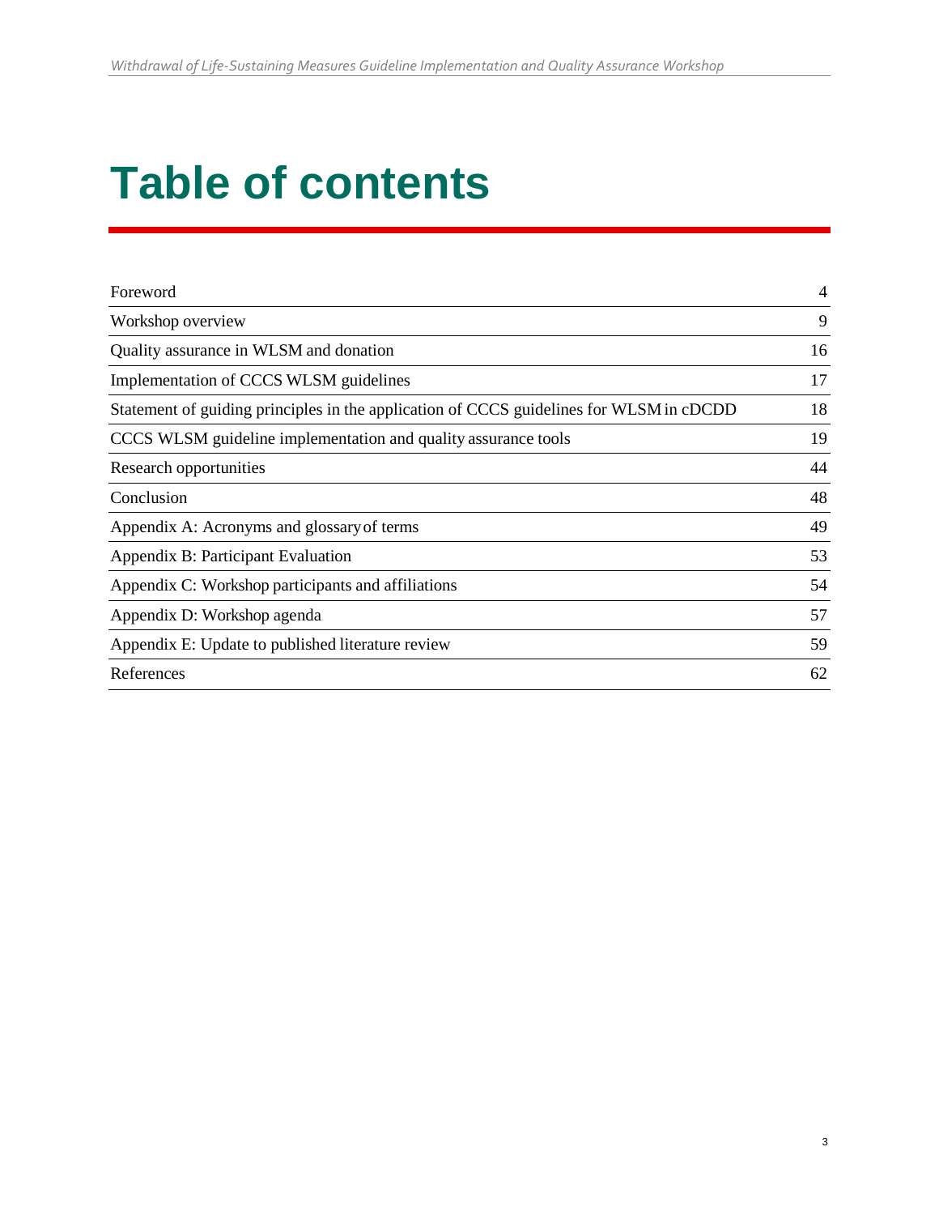# Table of contents

| | |
|---|---|
| Foreword | 4 |
| Workshop overview | 9 |
| Quality assurance in WLSM and donation | 16 |
| Implementation of CCCS WLSM guidelines | 17 |
| Statement of guiding principles in the application of CCCS guidelines for WLSM in cDCDD | 18 |
| CCCS WLSM guideline implementation and quality assurance tools | 19 |
| Research opportunities | 44 |
| Conclusion | 48 |
| Appendix A: Acronyms and glossary of terms | 49 |
| Appendix B: Participant Evaluation | 53 |
| Appendix C: Workshop participants and affiliations | 54 |
| Appendix D: Workshop agenda | 57 |
| Appendix E: Update to published literature review | 59 |
| References | 62 |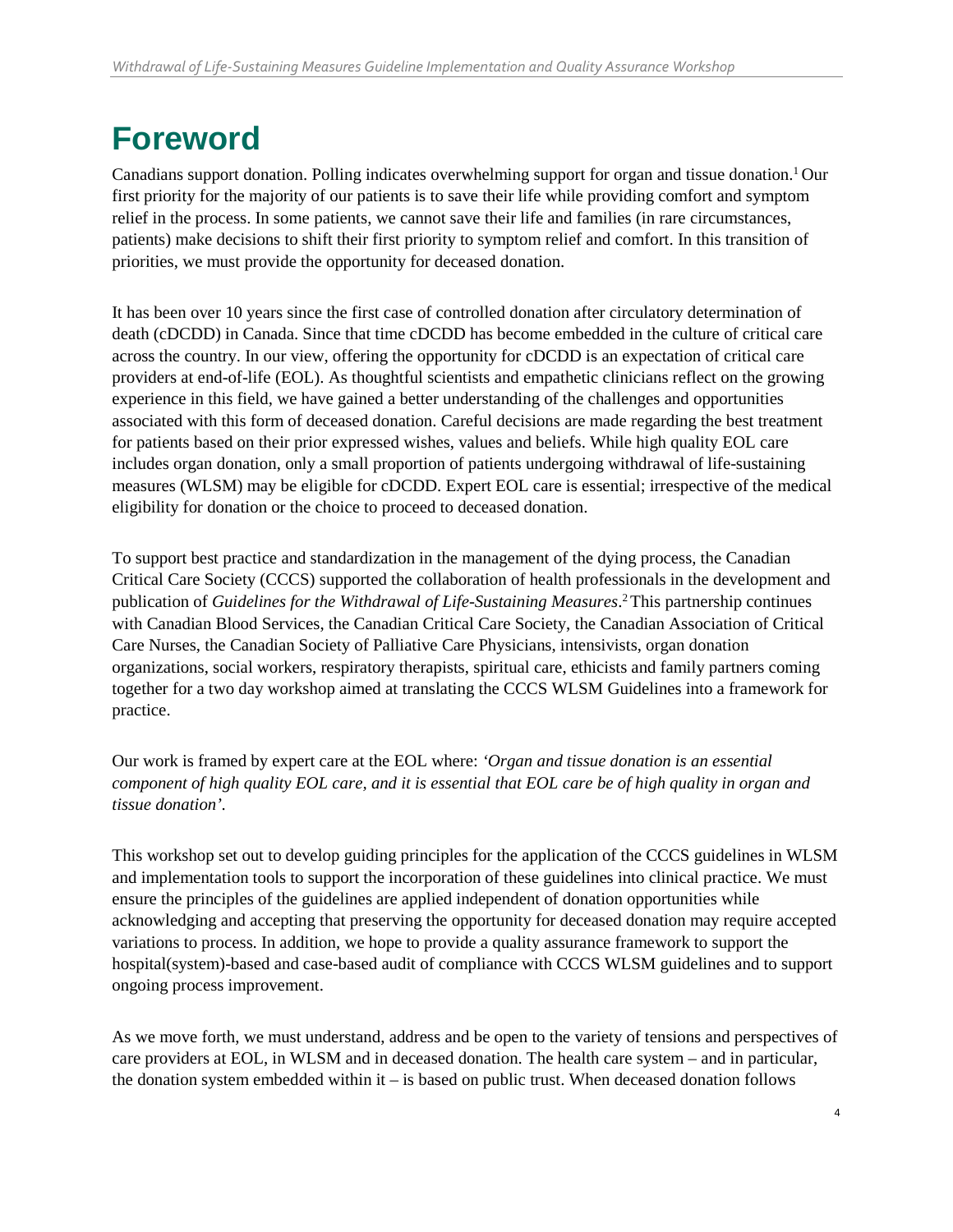# Foreword

Canadians support donation. Polling indicates overwhelming support for organ and tissue donation.[1] Our first priority for the majority of our patients is to save their life while providing comfort and symptom relief in the process. In some patients, we cannot save their life and families (in rare circumstances, patients) make decisions to shift their first priority to symptom relief and comfort. In this transition of priorities, we must provide the opportunity for deceased donation.

It has been over 10 years since the first case of controlled donation after circulatory determination of death (cDCDD) in Canada. Since that time cDCDD has become embedded in the culture of critical care across the country. In our view, offering the opportunity for cDCDD is an expectation of critical care providers at end-of-life (EOL). As thoughtful scientists and empathetic clinicians reflect on the growing experience in this field, we have gained a better understanding of the challenges and opportunities associated with this form of deceased donation. Careful decisions are made regarding the best treatment for patients based on their prior expressed wishes, values and beliefs. While high quality EOL care includes organ donation, only a small proportion of patients undergoing withdrawal of life-sustaining measures (WLSM) may be eligible for cDCDD. Expert EOL care is essential; irrespective of the medical eligibility for donation or the choice to proceed to deceased donation.

To support best practice and standardization in the management of the dying process, the Canadian Critical Care Society (CCCS) supported the collaboration of health professionals in the development and publication of *Guidelines for the Withdrawal of Life-Sustaining Measures*.[2] This partnership continues with Canadian Blood Services, the Canadian Critical Care Society, the Canadian Association of Critical Care Nurses, the Canadian Society of Palliative Care Physicians, intensivists, organ donation organizations, social workers, respiratory therapists, spiritual care, ethicists and family partners coming together for a two day workshop aimed at translating the CCCS WLSM Guidelines into a framework for practice.

Our work is framed by expert care at the EOL where: *'Organ and tissue donation is an essential component of high quality EOL care, and it is essential that EOL care be of high quality in organ and tissue donation'.*

This workshop set out to develop guiding principles for the application of the CCCS guidelines in WLSM and implementation tools to support the incorporation of these guidelines into clinical practice. We must ensure the principles of the guidelines are applied independent of donation opportunities while acknowledging and accepting that preserving the opportunity for deceased donation may require accepted variations to process. In addition, we hope to provide a quality assurance framework to support the hospital(system)-based and case-based audit of compliance with CCCS WLSM guidelines and to support ongoing process improvement.

As we move forth, we must understand, address and be open to the variety of tensions and perspectives of care providers at EOL, in WLSM and in deceased donation. The health care system – and in particular, the donation system embedded within it – is based on public trust. When deceased donation follows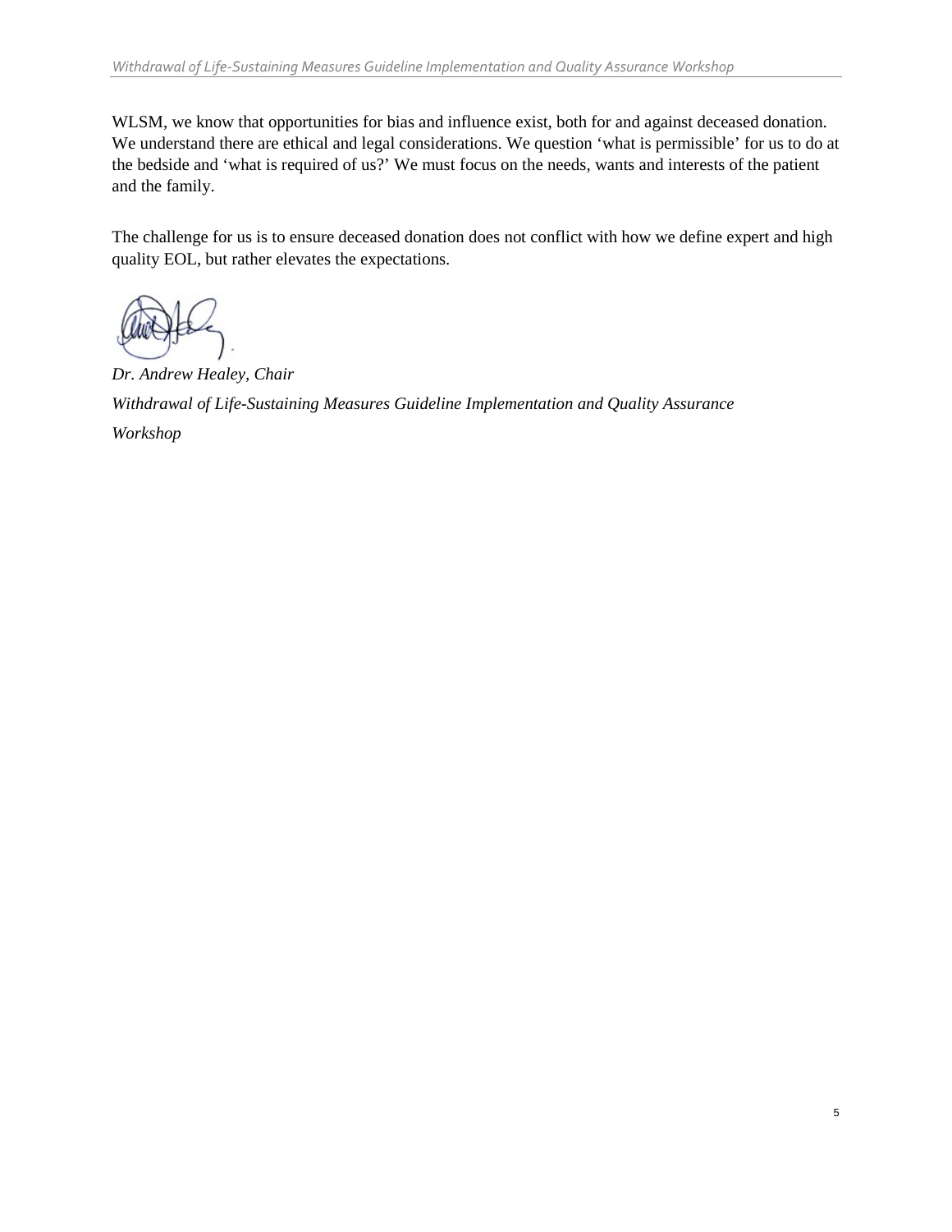WLSM, we know that opportunities for bias and influence exist, both for and against deceased donation. We understand there are ethical and legal considerations. We question 'what is permissible' for us to do at the bedside and 'what is required of us?' We must focus on the needs, wants and interests of the patient and the family.

The challenge for us is to ensure deceased donation does not conflict with how we define expert and high quality EOL, but rather elevates the expectations.

*Dr. Andrew Healey, Chair*

*Withdrawal of Life-Sustaining Measures Guideline Implementation and Quality Assurance Workshop*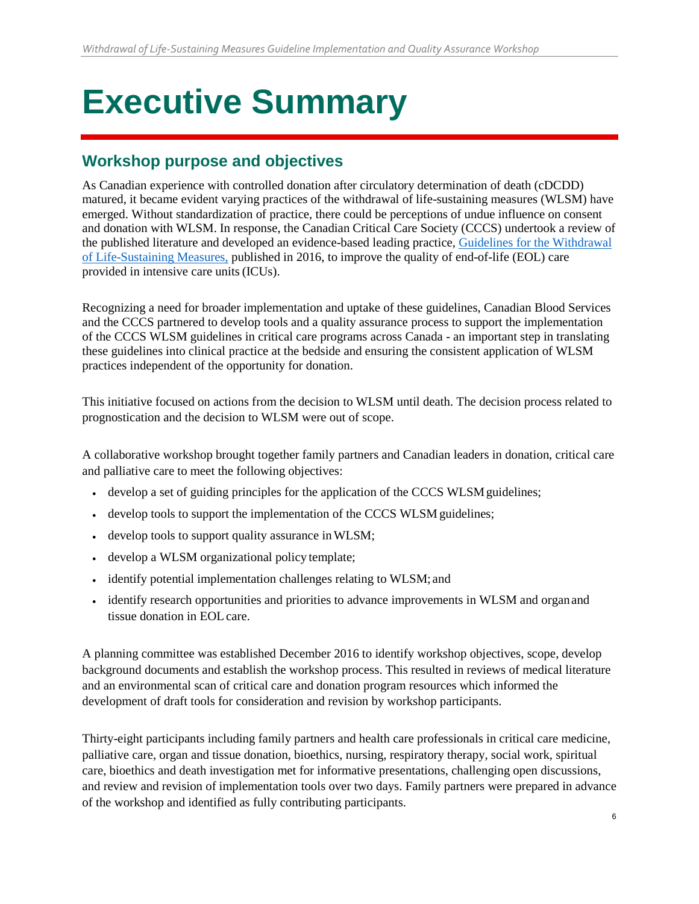# Executive Summary

## Workshop purpose and objectives

As Canadian experience with controlled donation after circulatory determination of death (cDCDD) matured, it became evident varying practices of the withdrawal of life-sustaining measures (WLSM) have emerged. Without standardization of practice, there could be perceptions of undue influence on consent and donation with WLSM. In response, the Canadian Critical Care Society (CCCS) undertook a review of the published literature and developed an evidence-based leading practice, [Guidelines for the Withdrawal of Life-Sustaining Measures,]() published in 2016, to improve the quality of end-of-life (EOL) care provided in intensive care units (ICUs).

Recognizing a need for broader implementation and uptake of these guidelines, Canadian Blood Services and the CCCS partnered to develop tools and a quality assurance process to support the implementation of the CCCS WLSM guidelines in critical care programs across Canada - an important step in translating these guidelines into clinical practice at the bedside and ensuring the consistent application of WLSM practices independent of the opportunity for donation.

This initiative focused on actions from the decision to WLSM until death. The decision process related to prognostication and the decision to WLSM were out of scope.

A collaborative workshop brought together family partners and Canadian leaders in donation, critical care and palliative care to meet the following objectives:

- develop a set of guiding principles for the application of the CCCS WLSM guidelines;
- develop tools to support the implementation of the CCCS WLSM guidelines;
- develop tools to support quality assurance in WLSM;
- develop a WLSM organizational policy template;
- identify potential implementation challenges relating to WLSM; and
- identify research opportunities and priorities to advance improvements in WLSM and organ and tissue donation in EOL care.

A planning committee was established December 2016 to identify workshop objectives, scope, develop background documents and establish the workshop process. This resulted in reviews of medical literature and an environmental scan of critical care and donation program resources which informed the development of draft tools for consideration and revision by workshop participants.

Thirty-eight participants including family partners and health care professionals in critical care medicine, palliative care, organ and tissue donation, bioethics, nursing, respiratory therapy, social work, spiritual care, bioethics and death investigation met for informative presentations, challenging open discussions, and review and revision of implementation tools over two days. Family partners were prepared in advance of the workshop and identified as fully contributing participants.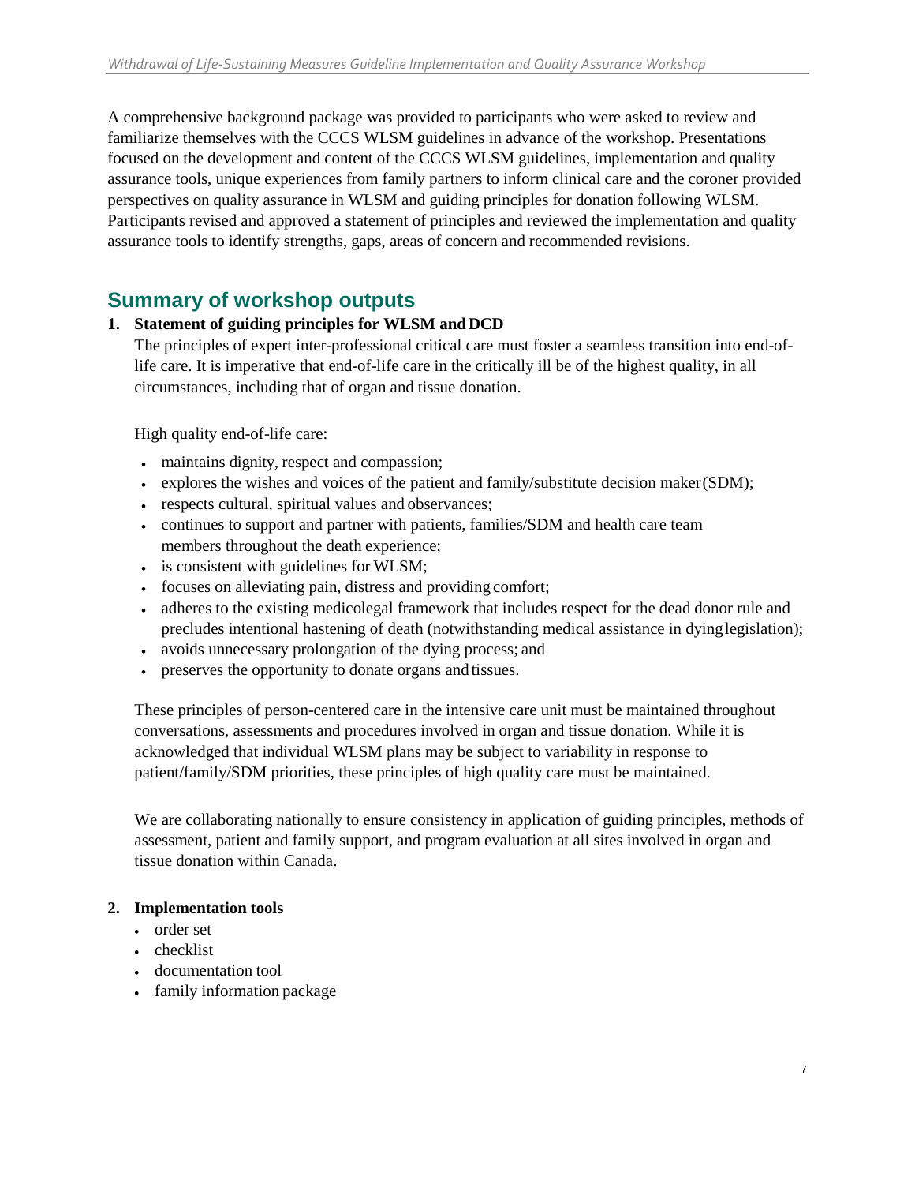A comprehensive background package was provided to participants who were asked to review and familiarize themselves with the CCCS WLSM guidelines in advance of the workshop. Presentations focused on the development and content of the CCCS WLSM guidelines, implementation and quality assurance tools, unique experiences from family partners to inform clinical care and the coroner provided perspectives on quality assurance in WLSM and guiding principles for donation following WLSM. Participants revised and approved a statement of principles and reviewed the implementation and quality assurance tools to identify strengths, gaps, areas of concern and recommended revisions.

## Summary of workshop outputs

1. **Statement of guiding principles for WLSM and DCD**

   The principles of expert inter-professional critical care must foster a seamless transition into end-of-life care. It is imperative that end-of-life care in the critically ill be of the highest quality, in all circumstances, including that of organ and tissue donation.

   High quality end-of-life care:

   - maintains dignity, respect and compassion;
   - explores the wishes and voices of the patient and family/substitute decision maker (SDM);
   - respects cultural, spiritual values and observances;
   - continues to support and partner with patients, families/SDM and health care team members throughout the death experience;
   - is consistent with guidelines for WLSM;
   - focuses on alleviating pain, distress and providing comfort;
   - adheres to the existing medicolegal framework that includes respect for the dead donor rule and precludes intentional hastening of death (notwithstanding medical assistance in dying legislation);
   - avoids unnecessary prolongation of the dying process; and
   - preserves the opportunity to donate organs and tissues.

   These principles of person-centered care in the intensive care unit must be maintained throughout conversations, assessments and procedures involved in organ and tissue donation. While it is acknowledged that individual WLSM plans may be subject to variability in response to patient/family/SDM priorities, these principles of high quality care must be maintained.

   We are collaborating nationally to ensure consistency in application of guiding principles, methods of assessment, patient and family support, and program evaluation at all sites involved in organ and tissue donation within Canada.

2. **Implementation tools**
   - order set
   - checklist
   - documentation tool
   - family information package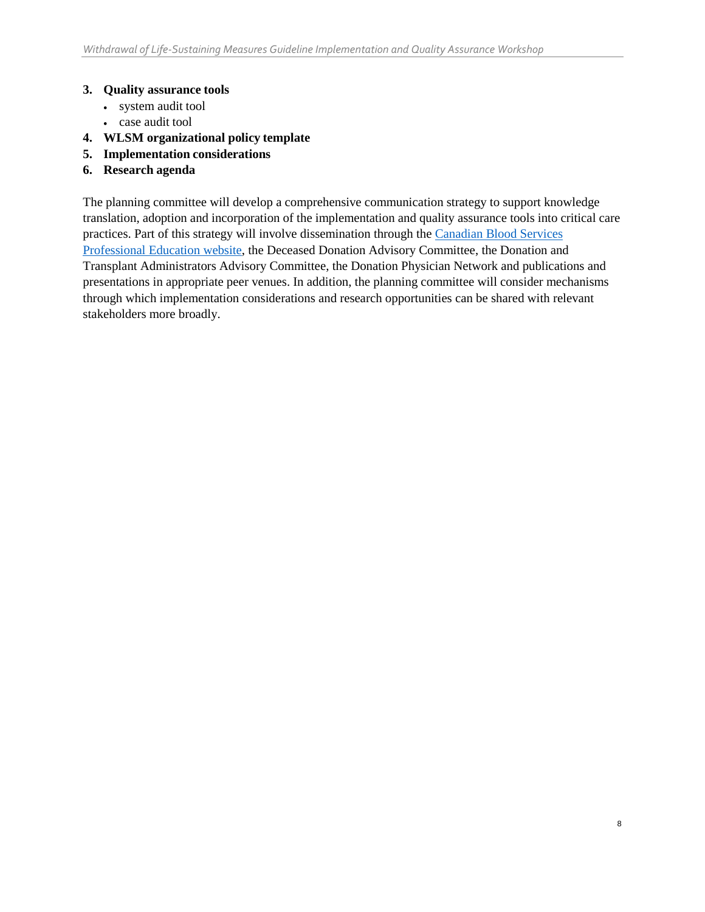3. **Quality assurance tools**
   - system audit tool
   - case audit tool
4. **WLSM organizational policy template**
5. **Implementation considerations**
6. **Research agenda**

The planning committee will develop a comprehensive communication strategy to support knowledge translation, adoption and incorporation of the implementation and quality assurance tools into critical care practices. Part of this strategy will involve dissemination through the [Canadian Blood Services Professional Education website](), the Deceased Donation Advisory Committee, the Donation and Transplant Administrators Advisory Committee, the Donation Physician Network and publications and presentations in appropriate peer venues. In addition, the planning committee will consider mechanisms through which implementation considerations and research opportunities can be shared with relevant stakeholders more broadly.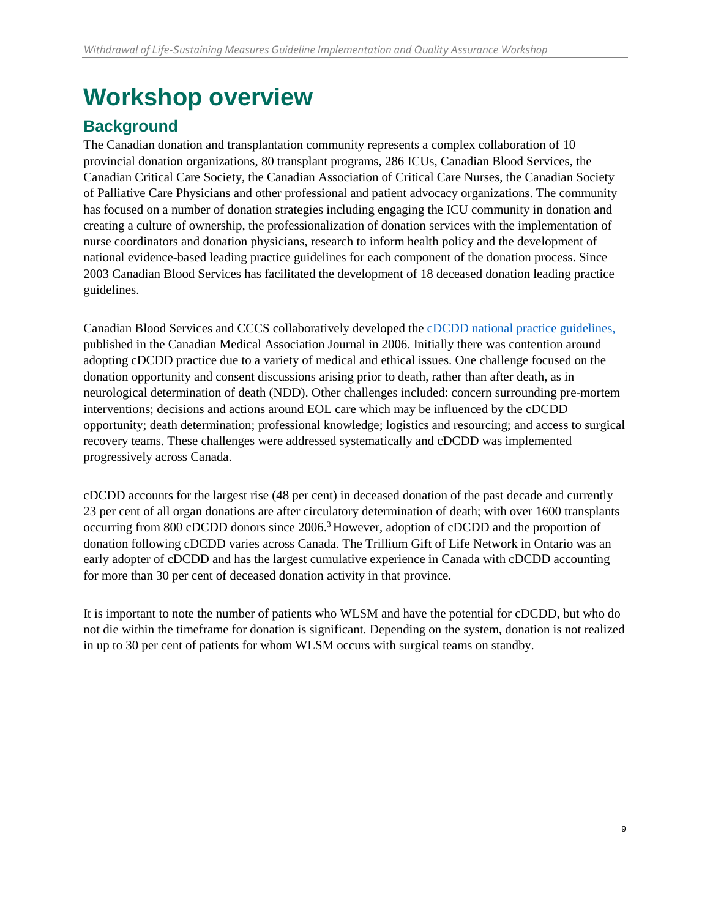# Workshop overview

## Background

The Canadian donation and transplantation community represents a complex collaboration of 10 provincial donation organizations, 80 transplant programs, 286 ICUs, Canadian Blood Services, the Canadian Critical Care Society, the Canadian Association of Critical Care Nurses, the Canadian Society of Palliative Care Physicians and other professional and patient advocacy organizations. The community has focused on a number of donation strategies including engaging the ICU community in donation and creating a culture of ownership, the professionalization of donation services with the implementation of nurse coordinators and donation physicians, research to inform health policy and the development of national evidence-based leading practice guidelines for each component of the donation process. Since 2003 Canadian Blood Services has facilitated the development of 18 deceased donation leading practice guidelines.

Canadian Blood Services and CCCS collaboratively developed the cDCDD national practice guidelines, published in the Canadian Medical Association Journal in 2006. Initially there was contention around adopting cDCDD practice due to a variety of medical and ethical issues. One challenge focused on the donation opportunity and consent discussions arising prior to death, rather than after death, as in neurological determination of death (NDD). Other challenges included: concern surrounding pre-mortem interventions; decisions and actions around EOL care which may be influenced by the cDCDD opportunity; death determination; professional knowledge; logistics and resourcing; and access to surgical recovery teams. These challenges were addressed systematically and cDCDD was implemented progressively across Canada.

cDCDD accounts for the largest rise (48 per cent) in deceased donation of the past decade and currently 23 per cent of all organ donations are after circulatory determination of death; with over 1600 transplants occurring from 800 cDCDD donors since 2006.[3] However, adoption of cDCDD and the proportion of donation following cDCDD varies across Canada. The Trillium Gift of Life Network in Ontario was an early adopter of cDCDD and has the largest cumulative experience in Canada with cDCDD accounting for more than 30 per cent of deceased donation activity in that province.

It is important to note the number of patients who WLSM and have the potential for cDCDD, but who do not die within the timeframe for donation is significant. Depending on the system, donation is not realized in up to 30 per cent of patients for whom WLSM occurs with surgical teams on standby.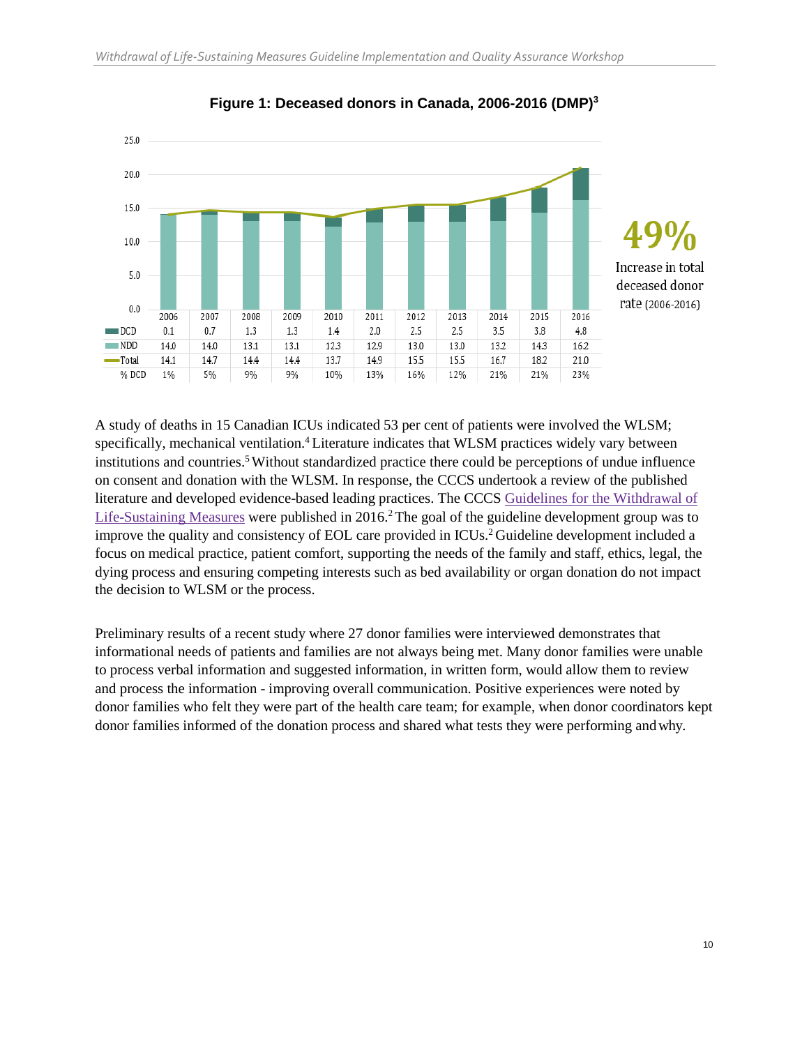**Figure 1: Deceased donors in Canada, 2006-2016 (DMP)[3]**

|  | 2006 | 2007 | 2008 | 2009 | 2010 | 2011 | 2012 | 2013 | 2014 | 2015 | 2016 |
|---|---|---|---|---|---|---|---|---|---|---|---|
| DCD | 0.1 | 0.7 | 1.3 | 1.3 | 1.4 | 2.0 | 2.5 | 2.5 | 3.5 | 3.8 | 4.8 |
| NDD | 14.0 | 14.0 | 13.1 | 13.1 | 12.3 | 12.9 | 13.0 | 13.0 | 13.2 | 14.3 | 16.2 |
| Total | 14.1 | 14.7 | 14.4 | 14.4 | 13.7 | 14.9 | 15.5 | 15.5 | 16.7 | 18.2 | 21.0 |
| % DCD | 1% | 5% | 9% | 9% | 10% | 13% | 16% | 12% | 21% | 21% | 23% |

**49%**
Increase in total deceased donor rate (2006-2016)

A study of deaths in 15 Canadian ICUs indicated 53 per cent of patients were involved the WLSM; specifically, mechanical ventilation.[4] Literature indicates that WLSM practices widely vary between institutions and countries.[5] Without standardized practice there could be perceptions of undue influence on consent and donation with the WLSM. In response, the CCCS undertook a review of the published literature and developed evidence-based leading practices. The CCCS Guidelines for the Withdrawal of Life-Sustaining Measures were published in 2016.[2] The goal of the guideline development group was to improve the quality and consistency of EOL care provided in ICUs.[2] Guideline development included a focus on medical practice, patient comfort, supporting the needs of the family and staff, ethics, legal, the dying process and ensuring competing interests such as bed availability or organ donation do not impact the decision to WLSM or the process.

Preliminary results of a recent study where 27 donor families were interviewed demonstrates that informational needs of patients and families are not always being met. Many donor families were unable to process verbal information and suggested information, in written form, would allow them to review and process the information - improving overall communication. Positive experiences were noted by donor families who felt they were part of the health care team; for example, when donor coordinators kept donor families informed of the donation process and shared what tests they were performing and why.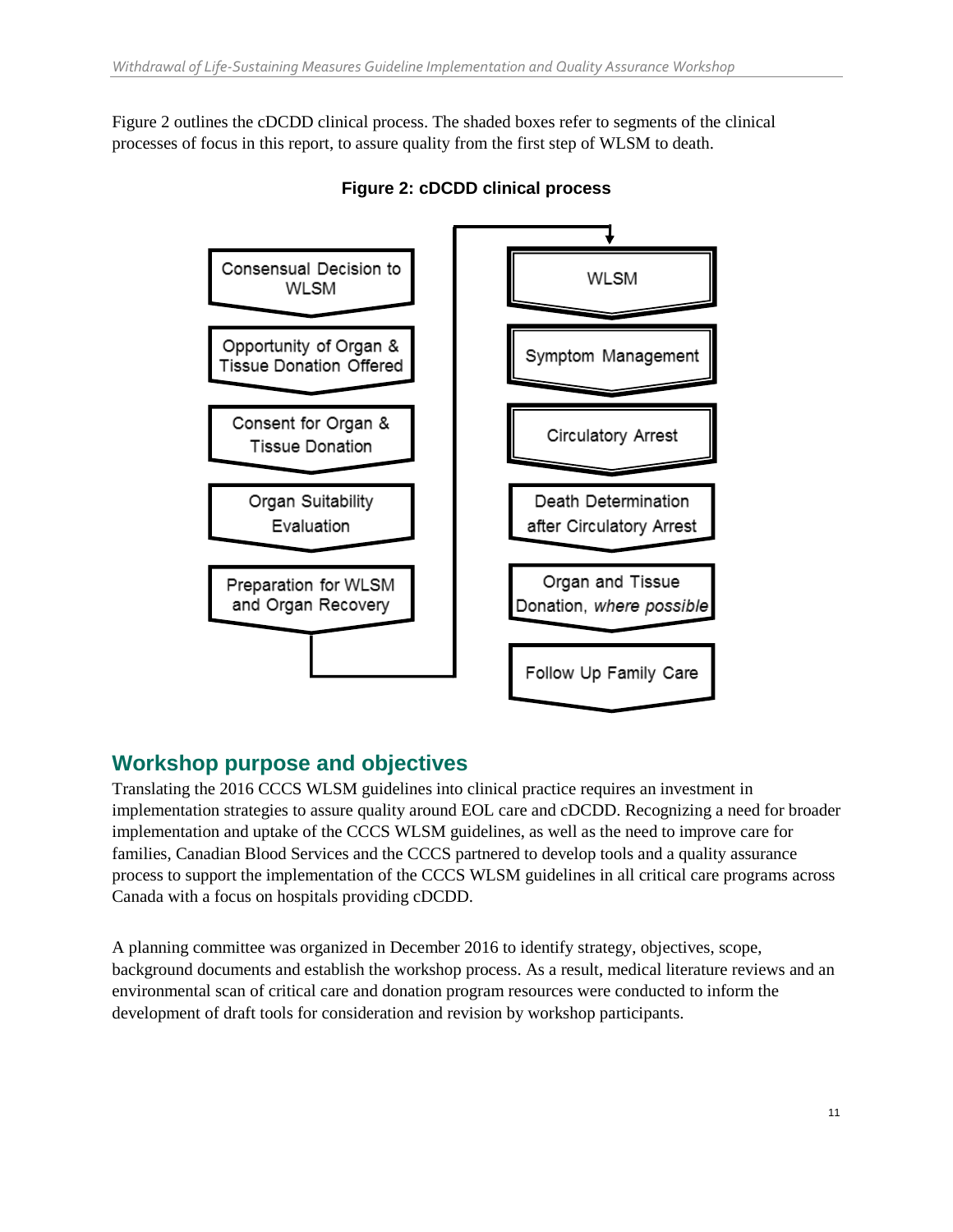Figure 2 outlines the cDCDD clinical process. The shaded boxes refer to segments of the clinical processes of focus in this report, to assure quality from the first step of WLSM to death.

**Figure 2: cDCDD clinical process**

- Consensual Decision to WLSM
- Opportunity of Organ & Tissue Donation Offered
- Consent for Organ & Tissue Donation
- Organ Suitability Evaluation
- Preparation for WLSM and Organ Recovery
- WLSM
- Symptom Management
- Circulatory Arrest
- Death Determination after Circulatory Arrest
- Organ and Tissue Donation, *where possible*
- Follow Up Family Care

## Workshop purpose and objectives

Translating the 2016 CCCS WLSM guidelines into clinical practice requires an investment in implementation strategies to assure quality around EOL care and cDCDD. Recognizing a need for broader implementation and uptake of the CCCS WLSM guidelines, as well as the need to improve care for families, Canadian Blood Services and the CCCS partnered to develop tools and a quality assurance process to support the implementation of the CCCS WLSM guidelines in all critical care programs across Canada with a focus on hospitals providing cDCDD.

A planning committee was organized in December 2016 to identify strategy, objectives, scope, background documents and establish the workshop process. As a result, medical literature reviews and an environmental scan of critical care and donation program resources were conducted to inform the development of draft tools for consideration and revision by workshop participants.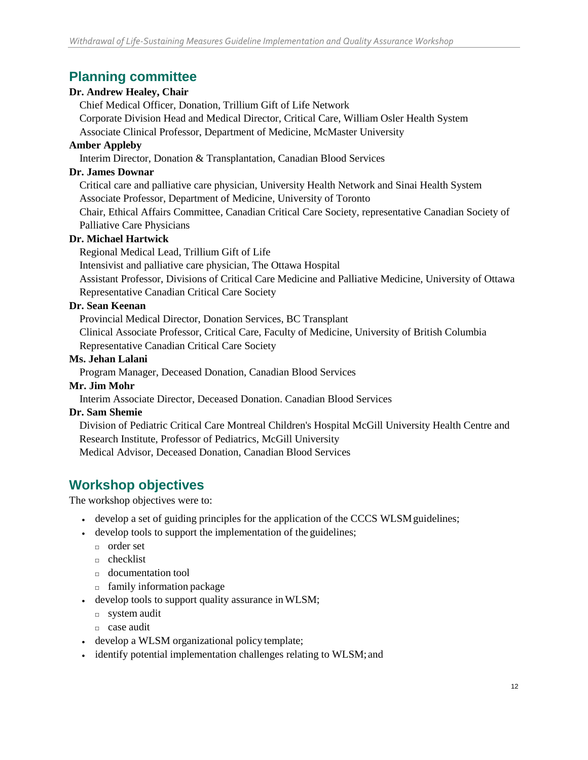## Planning committee

**Dr. Andrew Healey, Chair**

Chief Medical Officer, Donation, Trillium Gift of Life Network
Corporate Division Head and Medical Director, Critical Care, William Osler Health System
Associate Clinical Professor, Department of Medicine, McMaster University

**Amber Appleby**

Interim Director, Donation & Transplantation, Canadian Blood Services

**Dr. James Downar**

Critical care and palliative care physician, University Health Network and Sinai Health System
Associate Professor, Department of Medicine, University of Toronto
Chair, Ethical Affairs Committee, Canadian Critical Care Society, representative Canadian Society of Palliative Care Physicians

**Dr. Michael Hartwick**

Regional Medical Lead, Trillium Gift of Life
Intensivist and palliative care physician, The Ottawa Hospital
Assistant Professor, Divisions of Critical Care Medicine and Palliative Medicine, University of Ottawa
Representative Canadian Critical Care Society

**Dr. Sean Keenan**

Provincial Medical Director, Donation Services, BC Transplant
Clinical Associate Professor, Critical Care, Faculty of Medicine, University of British Columbia
Representative Canadian Critical Care Society

**Ms. Jehan Lalani**

Program Manager, Deceased Donation, Canadian Blood Services

**Mr. Jim Mohr**

Interim Associate Director, Deceased Donation. Canadian Blood Services

**Dr. Sam Shemie**

Division of Pediatric Critical Care Montreal Children's Hospital McGill University Health Centre and Research Institute, Professor of Pediatrics, McGill University
Medical Advisor, Deceased Donation, Canadian Blood Services

## Workshop objectives

The workshop objectives were to:

- develop a set of guiding principles for the application of the CCCS WLSM guidelines;
- develop tools to support the implementation of the guidelines;
  - order set
  - checklist
  - documentation tool
  - family information package
- develop tools to support quality assurance in WLSM;
  - system audit
  - case audit
- develop a WLSM organizational policy template;
- identify potential implementation challenges relating to WLSM; and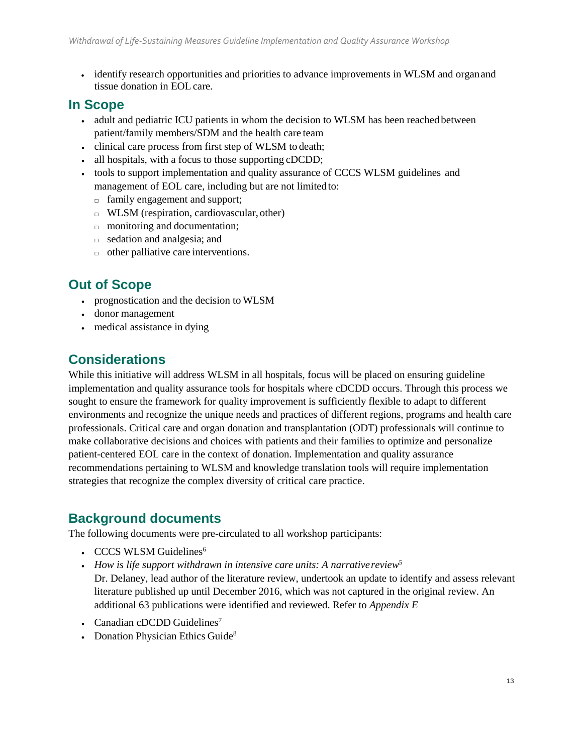- identify research opportunities and priorities to advance improvements in WLSM and organ and tissue donation in EOL care.

## In Scope

- adult and pediatric ICU patients in whom the decision to WLSM has been reached between patient/family members/SDM and the health care team
- clinical care process from first step of WLSM to death;
- all hospitals, with a focus to those supporting cDCDD;
- tools to support implementation and quality assurance of CCCS WLSM guidelines and management of EOL care, including but are not limited to:
  - family engagement and support;
  - WLSM (respiration, cardiovascular, other)
  - monitoring and documentation;
  - sedation and analgesia; and
  - other palliative care interventions.

## Out of Scope

- prognostication and the decision to WLSM
- donor management
- medical assistance in dying

## Considerations

While this initiative will address WLSM in all hospitals, focus will be placed on ensuring guideline implementation and quality assurance tools for hospitals where cDCDD occurs. Through this process we sought to ensure the framework for quality improvement is sufficiently flexible to adapt to different environments and recognize the unique needs and practices of different regions, programs and health care professionals. Critical care and organ donation and transplantation (ODT) professionals will continue to make collaborative decisions and choices with patients and their families to optimize and personalize patient-centered EOL care in the context of donation. Implementation and quality assurance recommendations pertaining to WLSM and knowledge translation tools will require implementation strategies that recognize the complex diversity of critical care practice.

## Background documents

The following documents were pre-circulated to all workshop participants:

- CCCS WLSM Guidelines[6]
- *How is life support withdrawn in intensive care units: A narrative review*[5]
  Dr. Delaney, lead author of the literature review, undertook an update to identify and assess relevant literature published up until December 2016, which was not captured in the original review. An additional 63 publications were identified and reviewed. Refer to *Appendix E*
- Canadian cDCDD Guidelines[7]
- Donation Physician Ethics Guide[8]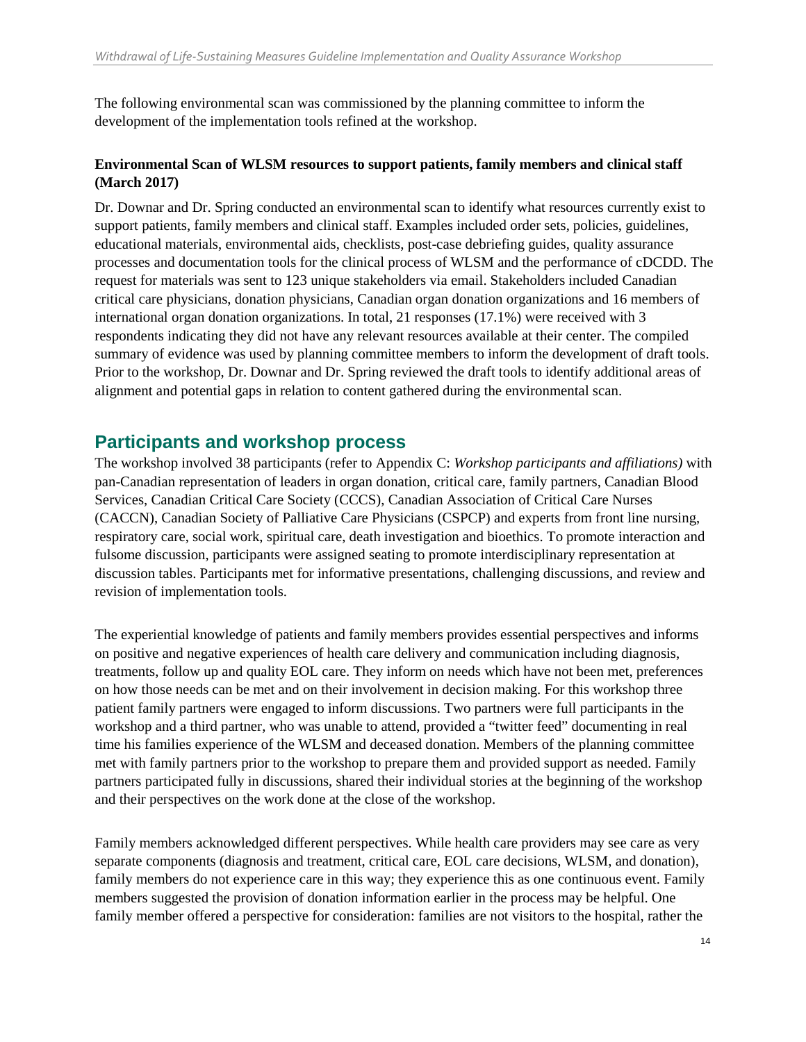The following environmental scan was commissioned by the planning committee to inform the development of the implementation tools refined at the workshop.

**Environmental Scan of WLSM resources to support patients, family members and clinical staff (March 2017)**

Dr. Downar and Dr. Spring conducted an environmental scan to identify what resources currently exist to support patients, family members and clinical staff. Examples included order sets, policies, guidelines, educational materials, environmental aids, checklists, post-case debriefing guides, quality assurance processes and documentation tools for the clinical process of WLSM and the performance of cDCDD. The request for materials was sent to 123 unique stakeholders via email. Stakeholders included Canadian critical care physicians, donation physicians, Canadian organ donation organizations and 16 members of international organ donation organizations. In total, 21 responses (17.1%) were received with 3 respondents indicating they did not have any relevant resources available at their center. The compiled summary of evidence was used by planning committee members to inform the development of draft tools. Prior to the workshop, Dr. Downar and Dr. Spring reviewed the draft tools to identify additional areas of alignment and potential gaps in relation to content gathered during the environmental scan.

## Participants and workshop process

The workshop involved 38 participants (refer to Appendix C: *Workshop participants and affiliations)* with pan-Canadian representation of leaders in organ donation, critical care, family partners, Canadian Blood Services, Canadian Critical Care Society (CCCS), Canadian Association of Critical Care Nurses (CACCN), Canadian Society of Palliative Care Physicians (CSPCP) and experts from front line nursing, respiratory care, social work, spiritual care, death investigation and bioethics. To promote interaction and fulsome discussion, participants were assigned seating to promote interdisciplinary representation at discussion tables. Participants met for informative presentations, challenging discussions, and review and revision of implementation tools.

The experiential knowledge of patients and family members provides essential perspectives and informs on positive and negative experiences of health care delivery and communication including diagnosis, treatments, follow up and quality EOL care. They inform on needs which have not been met, preferences on how those needs can be met and on their involvement in decision making. For this workshop three patient family partners were engaged to inform discussions. Two partners were full participants in the workshop and a third partner, who was unable to attend, provided a "twitter feed" documenting in real time his families experience of the WLSM and deceased donation. Members of the planning committee met with family partners prior to the workshop to prepare them and provided support as needed. Family partners participated fully in discussions, shared their individual stories at the beginning of the workshop and their perspectives on the work done at the close of the workshop.

Family members acknowledged different perspectives. While health care providers may see care as very separate components (diagnosis and treatment, critical care, EOL care decisions, WLSM, and donation), family members do not experience care in this way; they experience this as one continuous event. Family members suggested the provision of donation information earlier in the process may be helpful. One family member offered a perspective for consideration: families are not visitors to the hospital, rather the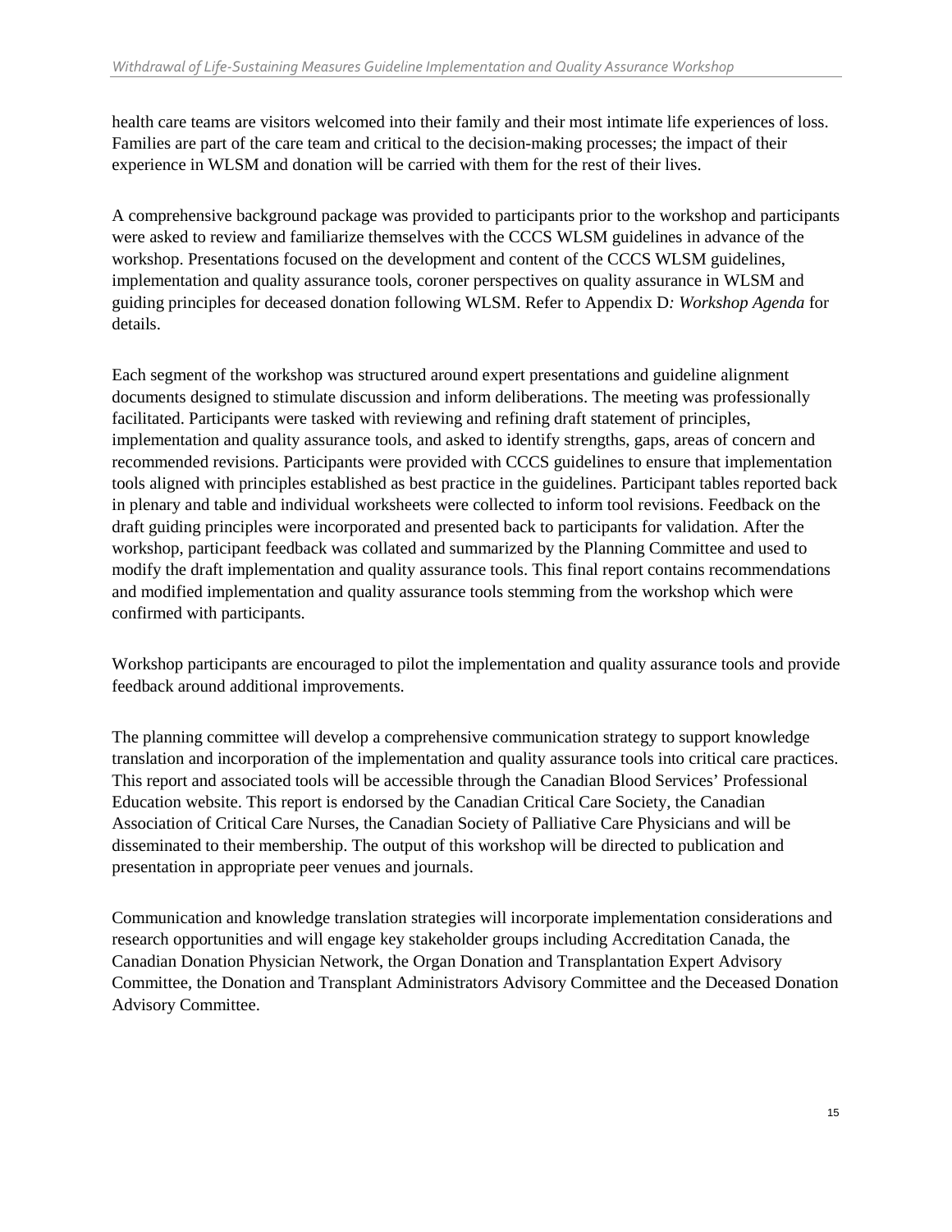health care teams are visitors welcomed into their family and their most intimate life experiences of loss. Families are part of the care team and critical to the decision-making processes; the impact of their experience in WLSM and donation will be carried with them for the rest of their lives.

A comprehensive background package was provided to participants prior to the workshop and participants were asked to review and familiarize themselves with the CCCS WLSM guidelines in advance of the workshop. Presentations focused on the development and content of the CCCS WLSM guidelines, implementation and quality assurance tools, coroner perspectives on quality assurance in WLSM and guiding principles for deceased donation following WLSM. Refer to Appendix D*: Workshop Agenda* for details.

Each segment of the workshop was structured around expert presentations and guideline alignment documents designed to stimulate discussion and inform deliberations. The meeting was professionally facilitated. Participants were tasked with reviewing and refining draft statement of principles, implementation and quality assurance tools, and asked to identify strengths, gaps, areas of concern and recommended revisions. Participants were provided with CCCS guidelines to ensure that implementation tools aligned with principles established as best practice in the guidelines. Participant tables reported back in plenary and table and individual worksheets were collected to inform tool revisions. Feedback on the draft guiding principles were incorporated and presented back to participants for validation. After the workshop, participant feedback was collated and summarized by the Planning Committee and used to modify the draft implementation and quality assurance tools. This final report contains recommendations and modified implementation and quality assurance tools stemming from the workshop which were confirmed with participants.

Workshop participants are encouraged to pilot the implementation and quality assurance tools and provide feedback around additional improvements.

The planning committee will develop a comprehensive communication strategy to support knowledge translation and incorporation of the implementation and quality assurance tools into critical care practices. This report and associated tools will be accessible through the Canadian Blood Services' Professional Education website. This report is endorsed by the Canadian Critical Care Society, the Canadian Association of Critical Care Nurses, the Canadian Society of Palliative Care Physicians and will be disseminated to their membership. The output of this workshop will be directed to publication and presentation in appropriate peer venues and journals.

Communication and knowledge translation strategies will incorporate implementation considerations and research opportunities and will engage key stakeholder groups including Accreditation Canada, the Canadian Donation Physician Network, the Organ Donation and Transplantation Expert Advisory Committee, the Donation and Transplant Administrators Advisory Committee and the Deceased Donation Advisory Committee.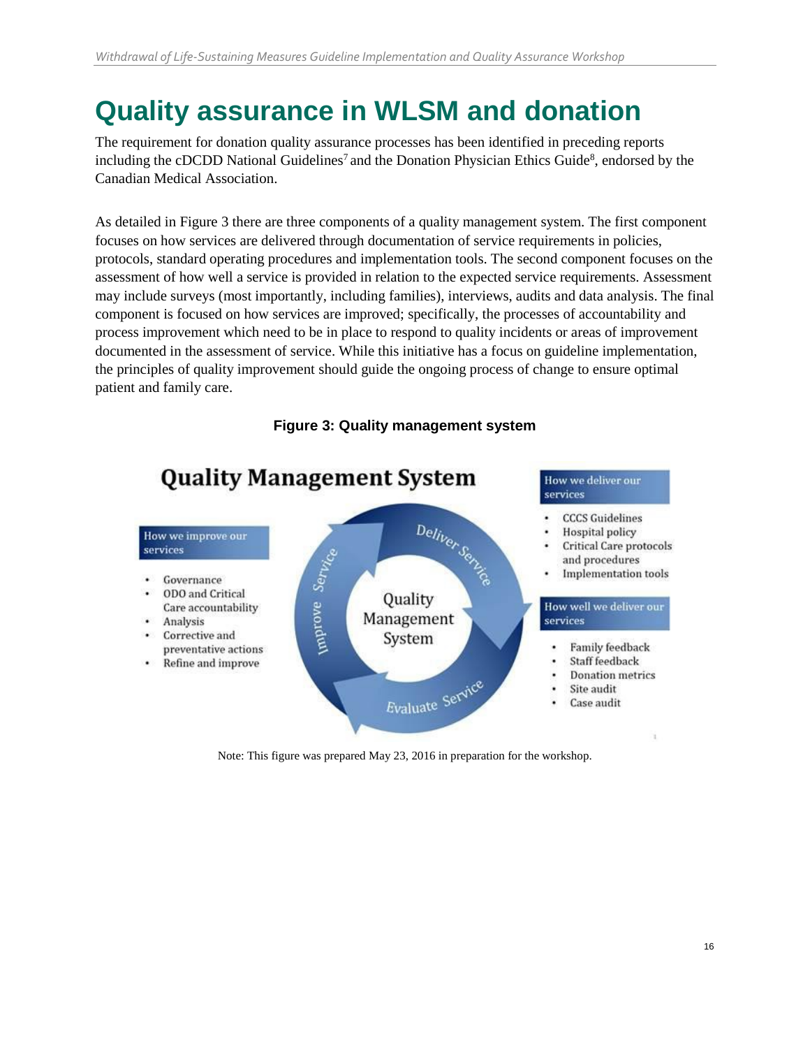# Quality assurance in WLSM and donation

The requirement for donation quality assurance processes has been identified in preceding reports including the cDCDD National Guidelines[7] and the Donation Physician Ethics Guide[8], endorsed by the Canadian Medical Association.

As detailed in Figure 3 there are three components of a quality management system. The first component focuses on how services are delivered through documentation of service requirements in policies, protocols, standard operating procedures and implementation tools. The second component focuses on the assessment of how well a service is provided in relation to the expected service requirements. Assessment may include surveys (most importantly, including families), interviews, audits and data analysis. The final component is focused on how services are improved; specifically, the processes of accountability and process improvement which need to be in place to respond to quality incidents or areas of improvement documented in the assessment of service. While this initiative has a focus on guideline implementation, the principles of quality improvement should guide the ongoing process of change to ensure optimal patient and family care.

**Figure 3: Quality management system**

**Quality Management System**

Cycle: Deliver Service → Evaluate Service → Improve Service (centre: Quality Management System)

**How we deliver our services**

- CCCS Guidelines
- Hospital policy
- Critical Care protocols and procedures
- Implementation tools

**How well we deliver our services**

- Family feedback
- Staff feedback
- Donation metrics
- Site audit
- Case audit

**How we improve our services**

- Governance
- ODO and Critical Care accountability
- Analysis
- Corrective and preventative actions
- Refine and improve

Note: This figure was prepared May 23, 2016 in preparation for the workshop.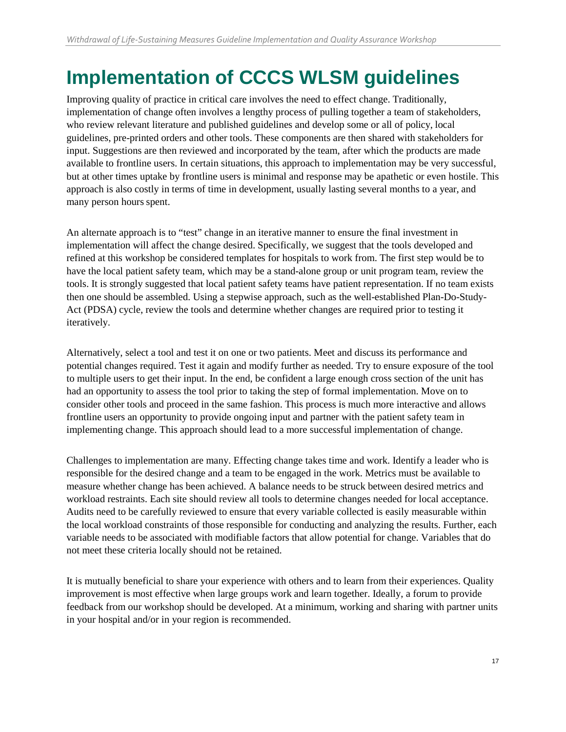# Implementation of CCCS WLSM guidelines

Improving quality of practice in critical care involves the need to effect change. Traditionally, implementation of change often involves a lengthy process of pulling together a team of stakeholders, who review relevant literature and published guidelines and develop some or all of policy, local guidelines, pre-printed orders and other tools. These components are then shared with stakeholders for input. Suggestions are then reviewed and incorporated by the team, after which the products are made available to frontline users. In certain situations, this approach to implementation may be very successful, but at other times uptake by frontline users is minimal and response may be apathetic or even hostile. This approach is also costly in terms of time in development, usually lasting several months to a year, and many person hours spent.

An alternate approach is to "test" change in an iterative manner to ensure the final investment in implementation will affect the change desired. Specifically, we suggest that the tools developed and refined at this workshop be considered templates for hospitals to work from. The first step would be to have the local patient safety team, which may be a stand-alone group or unit program team, review the tools. It is strongly suggested that local patient safety teams have patient representation. If no team exists then one should be assembled. Using a stepwise approach, such as the well-established Plan-Do-Study-Act (PDSA) cycle, review the tools and determine whether changes are required prior to testing it iteratively.

Alternatively, select a tool and test it on one or two patients. Meet and discuss its performance and potential changes required. Test it again and modify further as needed. Try to ensure exposure of the tool to multiple users to get their input. In the end, be confident a large enough cross section of the unit has had an opportunity to assess the tool prior to taking the step of formal implementation. Move on to consider other tools and proceed in the same fashion. This process is much more interactive and allows frontline users an opportunity to provide ongoing input and partner with the patient safety team in implementing change. This approach should lead to a more successful implementation of change.

Challenges to implementation are many. Effecting change takes time and work. Identify a leader who is responsible for the desired change and a team to be engaged in the work. Metrics must be available to measure whether change has been achieved. A balance needs to be struck between desired metrics and workload restraints. Each site should review all tools to determine changes needed for local acceptance. Audits need to be carefully reviewed to ensure that every variable collected is easily measurable within the local workload constraints of those responsible for conducting and analyzing the results. Further, each variable needs to be associated with modifiable factors that allow potential for change. Variables that do not meet these criteria locally should not be retained.

It is mutually beneficial to share your experience with others and to learn from their experiences. Quality improvement is most effective when large groups work and learn together. Ideally, a forum to provide feedback from our workshop should be developed. At a minimum, working and sharing with partner units in your hospital and/or in your region is recommended.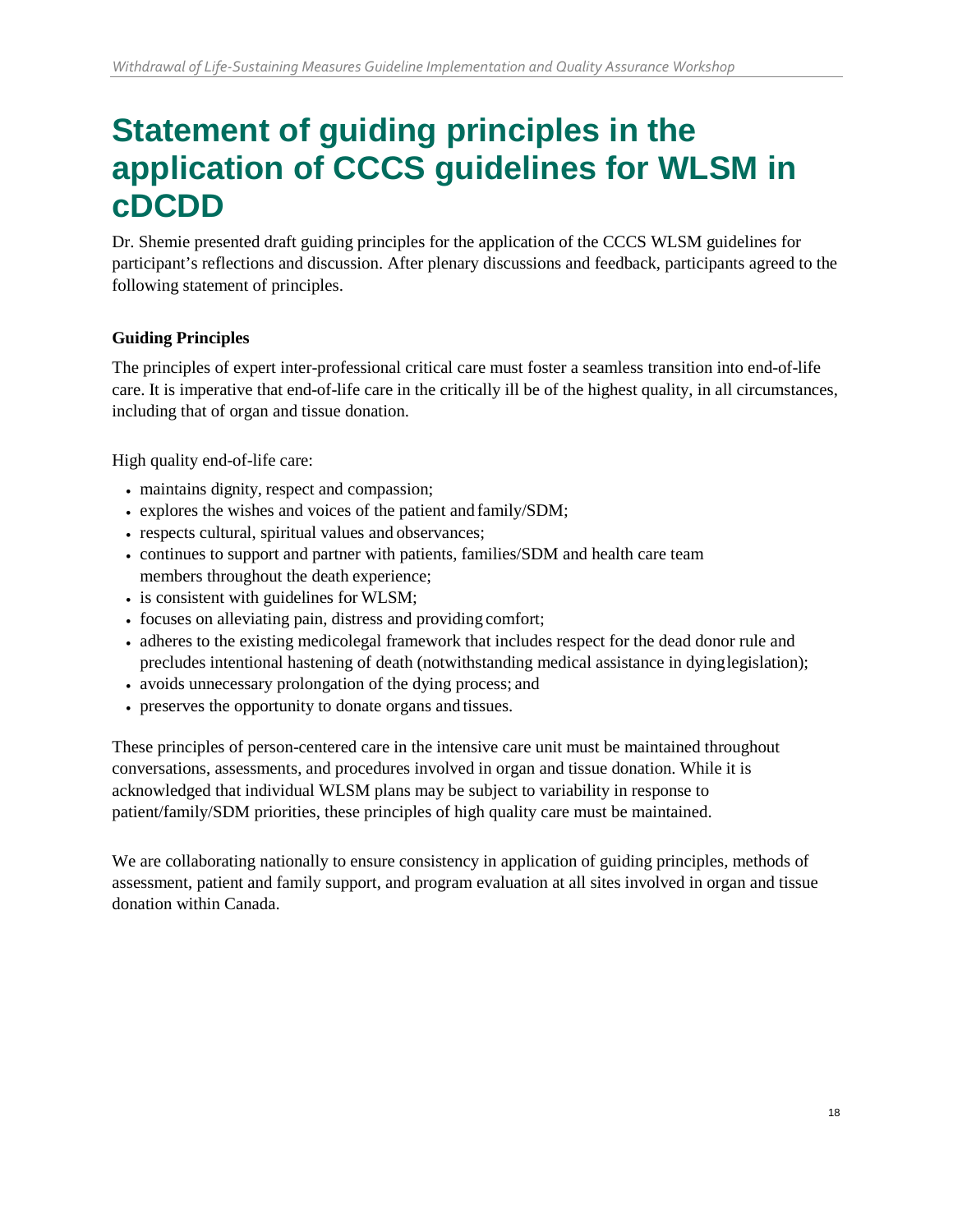# Statement of guiding principles in the application of CCCS guidelines for WLSM in cDCDD

Dr. Shemie presented draft guiding principles for the application of the CCCS WLSM guidelines for participant's reflections and discussion. After plenary discussions and feedback, participants agreed to the following statement of principles.

**Guiding Principles**

The principles of expert inter-professional critical care must foster a seamless transition into end-of-life care. It is imperative that end-of-life care in the critically ill be of the highest quality, in all circumstances, including that of organ and tissue donation.

High quality end-of-life care:

- maintains dignity, respect and compassion;
- explores the wishes and voices of the patient and family/SDM;
- respects cultural, spiritual values and observances;
- continues to support and partner with patients, families/SDM and health care team members throughout the death experience;
- is consistent with guidelines for WLSM;
- focuses on alleviating pain, distress and providing comfort;
- adheres to the existing medicolegal framework that includes respect for the dead donor rule and precludes intentional hastening of death (notwithstanding medical assistance in dying legislation);
- avoids unnecessary prolongation of the dying process; and
- preserves the opportunity to donate organs and tissues.

These principles of person-centered care in the intensive care unit must be maintained throughout conversations, assessments, and procedures involved in organ and tissue donation. While it is acknowledged that individual WLSM plans may be subject to variability in response to patient/family/SDM priorities, these principles of high quality care must be maintained.

We are collaborating nationally to ensure consistency in application of guiding principles, methods of assessment, patient and family support, and program evaluation at all sites involved in organ and tissue donation within Canada.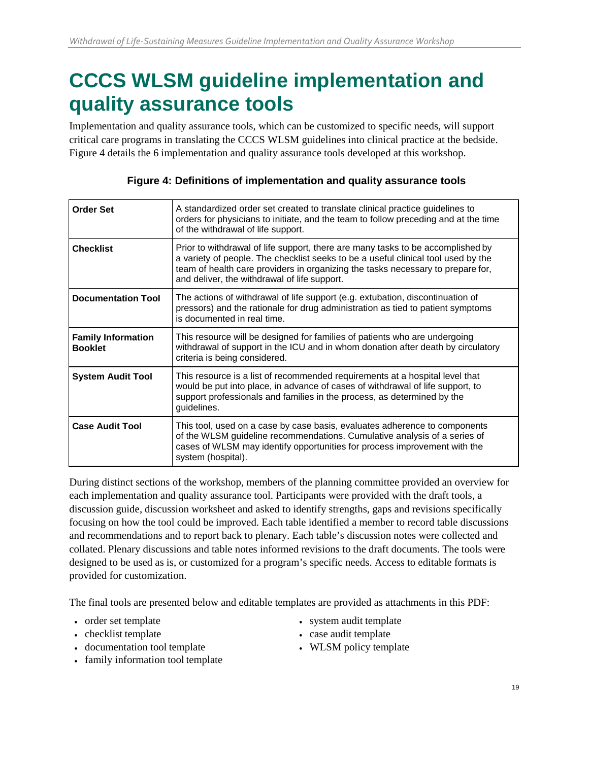# CCCS WLSM guideline implementation and quality assurance tools

Implementation and quality assurance tools, which can be customized to specific needs, will support critical care programs in translating the CCCS WLSM guidelines into clinical practice at the bedside. Figure 4 details the 6 implementation and quality assurance tools developed at this workshop.

**Figure 4: Definitions of implementation and quality assurance tools**

| | |
|---|---|
| **Order Set** | A standardized order set created to translate clinical practice guidelines to orders for physicians to initiate, and the team to follow preceding and at the time of the withdrawal of life support. |
| **Checklist** | Prior to withdrawal of life support, there are many tasks to be accomplished by a variety of people. The checklist seeks to be a useful clinical tool used by the team of health care providers in organizing the tasks necessary to prepare for, and deliver, the withdrawal of life support. |
| **Documentation Tool** | The actions of withdrawal of life support (e.g. extubation, discontinuation of pressors) and the rationale for drug administration as tied to patient symptoms is documented in real time. |
| **Family Information Booklet** | This resource will be designed for families of patients who are undergoing withdrawal of support in the ICU and in whom donation after death by circulatory criteria is being considered. |
| **System Audit Tool** | This resource is a list of recommended requirements at a hospital level that would be put into place, in advance of cases of withdrawal of life support, to support professionals and families in the process, as determined by the guidelines. |
| **Case Audit Tool** | This tool, used on a case by case basis, evaluates adherence to components of the WLSM guideline recommendations. Cumulative analysis of a series of cases of WLSM may identify opportunities for process improvement with the system (hospital). |

During distinct sections of the workshop, members of the planning committee provided an overview for each implementation and quality assurance tool. Participants were provided with the draft tools, a discussion guide, discussion worksheet and asked to identify strengths, gaps and revisions specifically focusing on how the tool could be improved. Each table identified a member to record table discussions and recommendations and to report back to plenary. Each table's discussion notes were collected and collated. Plenary discussions and table notes informed revisions to the draft documents. The tools were designed to be used as is, or customized for a program's specific needs. Access to editable formats is provided for customization.

The final tools are presented below and editable templates are provided as attachments in this PDF:

- order set template
- checklist template
- documentation tool template
- family information tool template
- system audit template
- case audit template
- WLSM policy template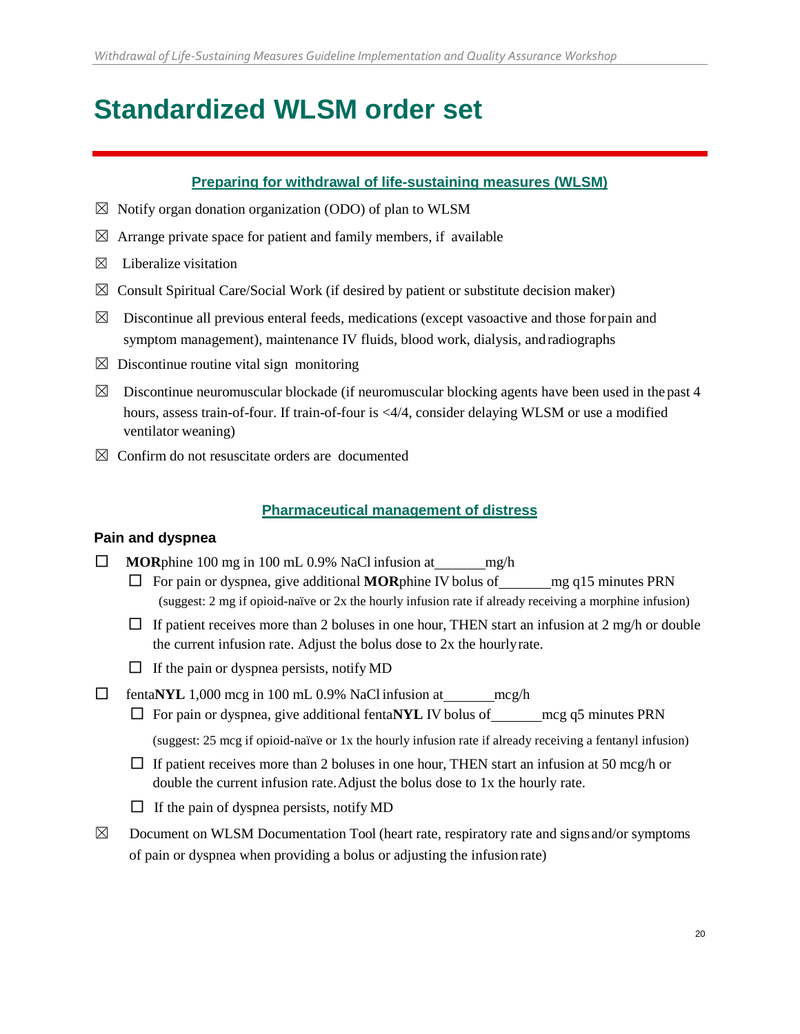# Standardized WLSM order set

### Preparing for withdrawal of life-sustaining measures (WLSM)

- ☒ Notify organ donation organization (ODO) of plan to WLSM
- ☒ Arrange private space for patient and family members, if available
- ☒ Liberalize visitation
- ☒ Consult Spiritual Care/Social Work (if desired by patient or substitute decision maker)
- ☒ Discontinue all previous enteral feeds, medications (except vasoactive and those for pain and symptom management), maintenance IV fluids, blood work, dialysis, and radiographs
- ☒ Discontinue routine vital sign monitoring
- ☒ Discontinue neuromuscular blockade (if neuromuscular blocking agents have been used in the past 4 hours, assess train-of-four. If train-of-four is <4/4, consider delaying WLSM or use a modified ventilator weaning)
- ☒ Confirm do not resuscitate orders are documented

### Pharmaceutical management of distress

#### Pain and dyspnea

- ☐ **MOR**phine 100 mg in 100 mL 0.9% NaCl infusion at_______mg/h
  - ☐ For pain or dyspnea, give additional **MOR**phine IV bolus of_______mg q15 minutes PRN (suggest: 2 mg if opioid-naïve or 2x the hourly infusion rate if already receiving a morphine infusion)
  - ☐ If patient receives more than 2 boluses in one hour, THEN start an infusion at 2 mg/h or double the current infusion rate. Adjust the bolus dose to 2x the hourly rate.
  - ☐ If the pain or dyspnea persists, notify MD
- ☐ fenta**NYL** 1,000 mcg in 100 mL 0.9% NaCl infusion at_______mcg/h
  - ☐ For pain or dyspnea, give additional fenta**NYL** IV bolus of_______mcg q5 minutes PRN (suggest: 25 mcg if opioid-naïve or 1x the hourly infusion rate if already receiving a fentanyl infusion)
  - ☐ If patient receives more than 2 boluses in one hour, THEN start an infusion at 50 mcg/h or double the current infusion rate. Adjust the bolus dose to 1x the hourly rate.
  - ☐ If the pain of dyspnea persists, notify MD
- ☒ Document on WLSM Documentation Tool (heart rate, respiratory rate and signs and/or symptoms of pain or dyspnea when providing a bolus or adjusting the infusion rate)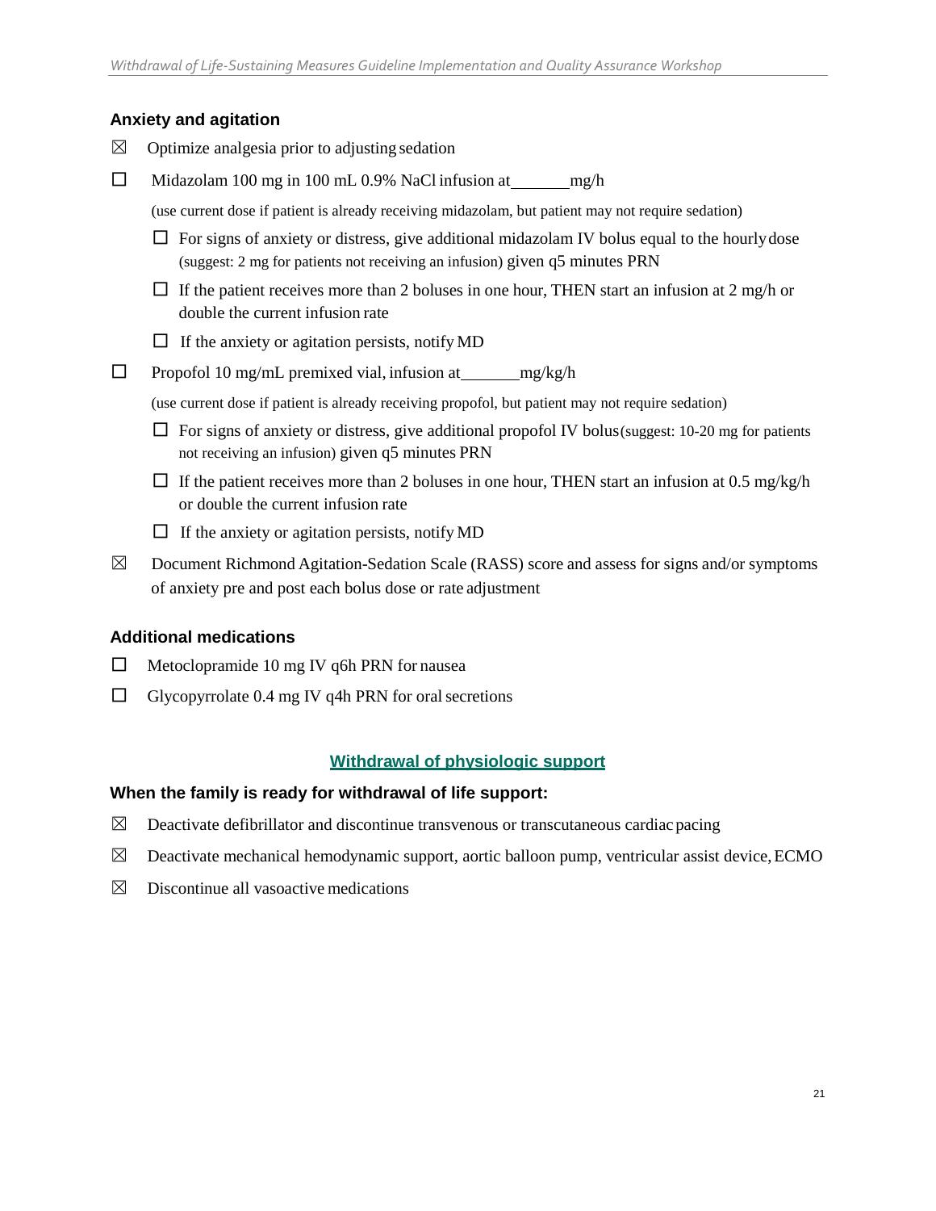### Anxiety and agitation

- ☒ Optimize analgesia prior to adjusting sedation
- ☐ Midazolam 100 mg in 100 mL 0.9% NaCl infusion at_______mg/h

  (use current dose if patient is already receiving midazolam, but patient may not require sedation)

  - ☐ For signs of anxiety or distress, give additional midazolam IV bolus equal to the hourly dose (suggest: 2 mg for patients not receiving an infusion) given q5 minutes PRN
  - ☐ If the patient receives more than 2 boluses in one hour, THEN start an infusion at 2 mg/h or double the current infusion rate
  - ☐ If the anxiety or agitation persists, notify MD
- ☐ Propofol 10 mg/mL premixed vial, infusion at_______mg/kg/h

  (use current dose if patient is already receiving propofol, but patient may not require sedation)

  - ☐ For signs of anxiety or distress, give additional propofol IV bolus (suggest: 10-20 mg for patients not receiving an infusion) given q5 minutes PRN
  - ☐ If the patient receives more than 2 boluses in one hour, THEN start an infusion at 0.5 mg/kg/h or double the current infusion rate
  - ☐ If the anxiety or agitation persists, notify MD
- ☒ Document Richmond Agitation-Sedation Scale (RASS) score and assess for signs and/or symptoms of anxiety pre and post each bolus dose or rate adjustment

### Additional medications

- ☐ Metoclopramide 10 mg IV q6h PRN for nausea
- ☐ Glycopyrrolate 0.4 mg IV q4h PRN for oral secretions

## Withdrawal of physiologic support

### When the family is ready for withdrawal of life support:

- ☒ Deactivate defibrillator and discontinue transvenous or transcutaneous cardiac pacing
- ☒ Deactivate mechanical hemodynamic support, aortic balloon pump, ventricular assist device, ECMO
- ☒ Discontinue all vasoactive medications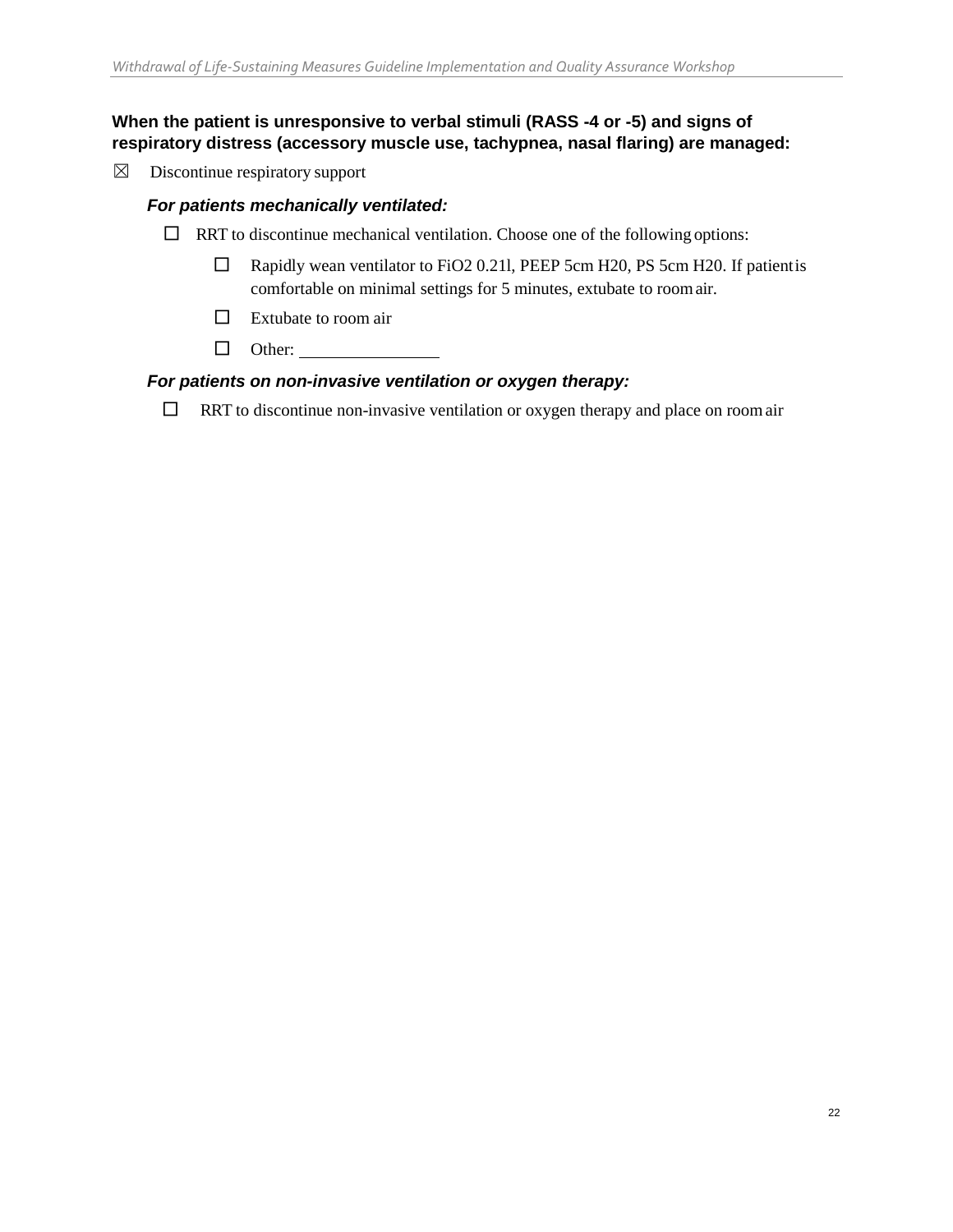**When the patient is unresponsive to verbal stimuli (RASS -4 or -5) and signs of respiratory distress (accessory muscle use, tachypnea, nasal flaring) are managed:**

☒ Discontinue respiratory support

***For patients mechanically ventilated:***

- ☐ RRT to discontinue mechanical ventilation. Choose one of the following options:
  - ☐ Rapidly wean ventilator to FiO2 0.21l, PEEP 5cm H20, PS 5cm H20. If patient is comfortable on minimal settings for 5 minutes, extubate to room air.
  - ☐ Extubate to room air
  - ☐ Other: ________________

***For patients on non-invasive ventilation or oxygen therapy:***

- ☐ RRT to discontinue non-invasive ventilation or oxygen therapy and place on room air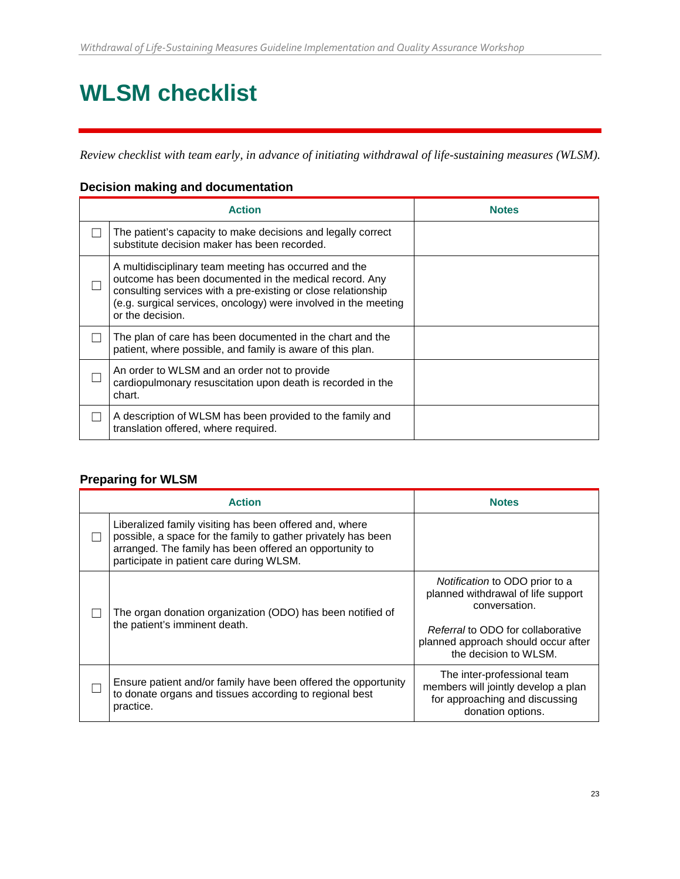# WLSM checklist

*Review checklist with team early, in advance of initiating withdrawal of life-sustaining measures (WLSM).*

### Decision making and documentation

| | Action | Notes |
|---|---|---|
| ☐ | The patient's capacity to make decisions and legally correct substitute decision maker has been recorded. | |
| ☐ | A multidisciplinary team meeting has occurred and the outcome has been documented in the medical record. Any consulting services with a pre-existing or close relationship (e.g. surgical services, oncology) were involved in the meeting or the decision. | |
| ☐ | The plan of care has been documented in the chart and the patient, where possible, and family is aware of this plan. | |
| ☐ | An order to WLSM and an order not to provide cardiopulmonary resuscitation upon death is recorded in the chart. | |
| ☐ | A description of WLSM has been provided to the family and translation offered, where required. | |

### Preparing for WLSM

| | Action | Notes |
|---|---|---|
| ☐ | Liberalized family visiting has been offered and, where possible, a space for the family to gather privately has been arranged. The family has been offered an opportunity to participate in patient care during WLSM. | |
| ☐ | The organ donation organization (ODO) has been notified of the patient's imminent death. | *Notification* to ODO prior to a planned withdrawal of life support conversation. *Referral* to ODO for collaborative planned approach should occur after the decision to WLSM. |
| ☐ | Ensure patient and/or family have been offered the opportunity to donate organs and tissues according to regional best practice. | The inter-professional team members will jointly develop a plan for approaching and discussing donation options. |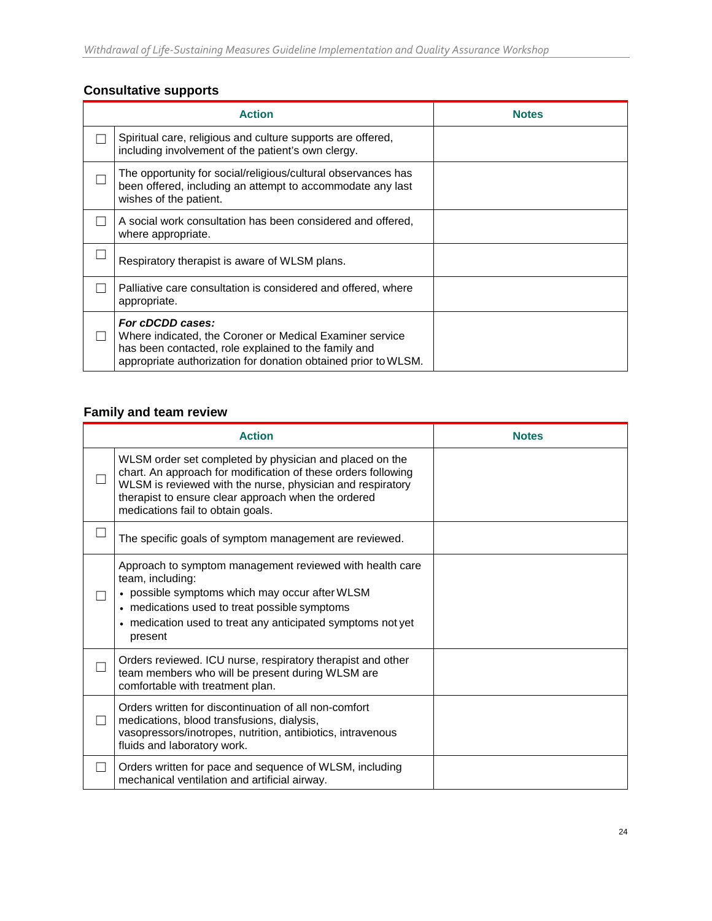## Consultative supports

| | Action | Notes |
|---|---|---|
| ☐ | Spiritual care, religious and culture supports are offered, including involvement of the patient's own clergy. | |
| ☐ | The opportunity for social/religious/cultural observances has been offered, including an attempt to accommodate any last wishes of the patient. | |
| ☐ | A social work consultation has been considered and offered, where appropriate. | |
| ☐ | Respiratory therapist is aware of WLSM plans. | |
| ☐ | Palliative care consultation is considered and offered, where appropriate. | |
| ☐ | ***For cDCDD cases:*** Where indicated, the Coroner or Medical Examiner service has been contacted, role explained to the family and appropriate authorization for donation obtained prior to WLSM. | |

## Family and team review

| | Action | Notes |
|---|---|---|
| ☐ | WLSM order set completed by physician and placed on the chart. An approach for modification of these orders following WLSM is reviewed with the nurse, physician and respiratory therapist to ensure clear approach when the ordered medications fail to obtain goals. | |
| ☐ | The specific goals of symptom management are reviewed. | |
| ☐ | Approach to symptom management reviewed with health care team, including: <br>• possible symptoms which may occur after WLSM <br>• medications used to treat possible symptoms <br>• medication used to treat any anticipated symptoms not yet present | |
| ☐ | Orders reviewed. ICU nurse, respiratory therapist and other team members who will be present during WLSM are comfortable with treatment plan. | |
| ☐ | Orders written for discontinuation of all non-comfort medications, blood transfusions, dialysis, vasopressors/inotropes, nutrition, antibiotics, intravenous fluids and laboratory work. | |
| ☐ | Orders written for pace and sequence of WLSM, including mechanical ventilation and artificial airway. | |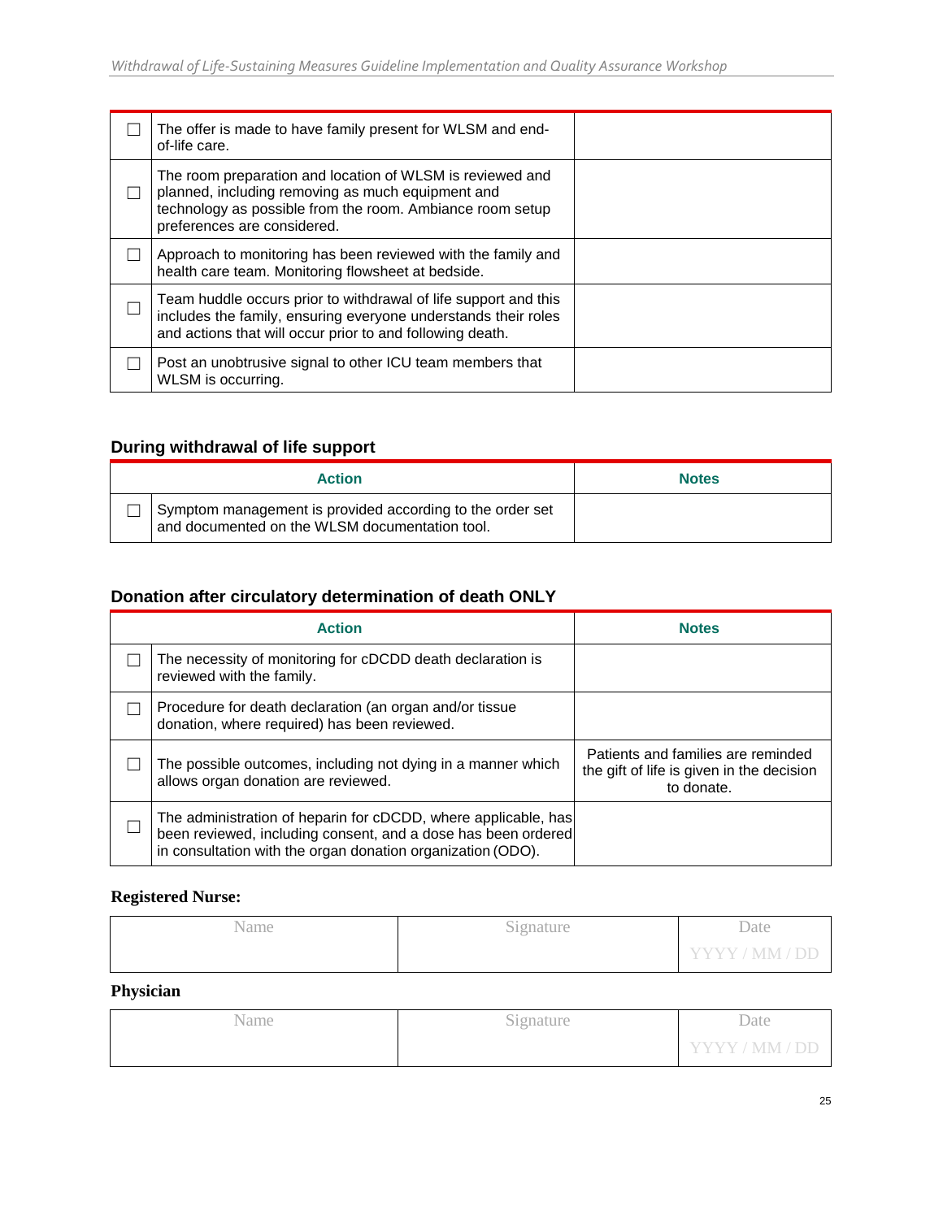| | | |
|---|---|---|
| ☐ | The offer is made to have family present for WLSM and end-of-life care. | |
| ☐ | The room preparation and location of WLSM is reviewed and planned, including removing as much equipment and technology as possible from the room. Ambiance room setup preferences are considered. | |
| ☐ | Approach to monitoring has been reviewed with the family and health care team. Monitoring flowsheet at bedside. | |
| ☐ | Team huddle occurs prior to withdrawal of life support and this includes the family, ensuring everyone understands their roles and actions that will occur prior to and following death. | |
| ☐ | Post an unobtrusive signal to other ICU team members that WLSM is occurring. | |

### During withdrawal of life support

| | Action | Notes |
|---|---|---|
| ☐ | Symptom management is provided according to the order set and documented on the WLSM documentation tool. | |

### Donation after circulatory determination of death ONLY

| | Action | Notes |
|---|---|---|
| ☐ | The necessity of monitoring for cDCDD death declaration is reviewed with the family. | |
| ☐ | Procedure for death declaration (an organ and/or tissue donation, where required) has been reviewed. | |
| ☐ | The possible outcomes, including not dying in a manner which allows organ donation are reviewed. | Patients and families are reminded the gift of life is given in the decision to donate. |
| ☐ | The administration of heparin for cDCDD, where applicable, has been reviewed, including consent, and a dose has been ordered in consultation with the organ donation organization (ODO). | |

**Registered Nurse:**

| Name | Signature | Date |
|---|---|---|
| | | YYYY / MM / DD |

**Physician**

| Name | Signature | Date |
|---|---|---|
| | | YYYY / MM / DD |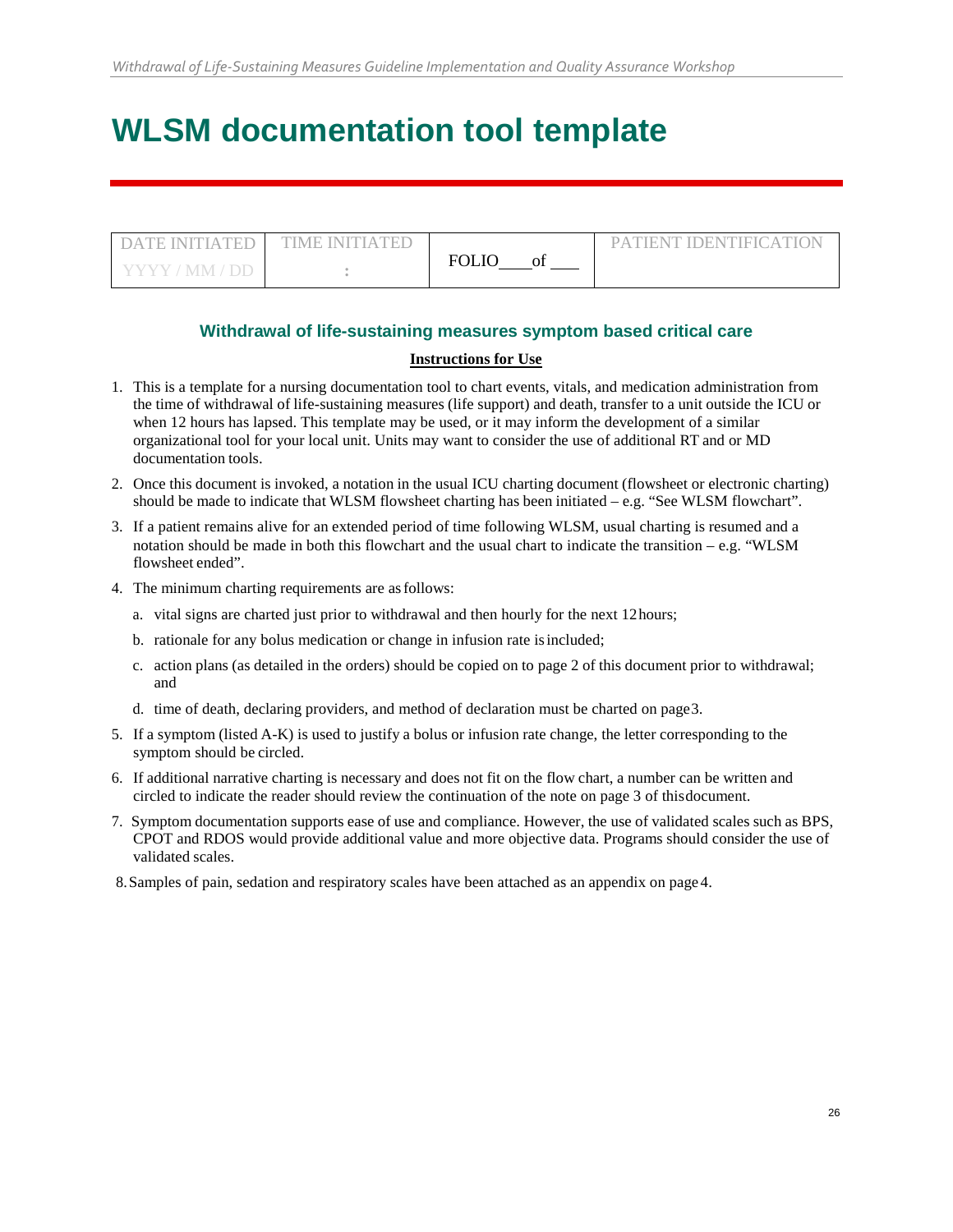# WLSM documentation tool template

| DATE INITIATED YYYY / MM / DD | TIME INITIATED : | FOLIO \_\_\_\_ of \_\_\_\_ | PATIENT IDENTIFICATION |
|---|---|---|---|

### Withdrawal of life-sustaining measures symptom based critical care

**Instructions for Use**

1. This is a template for a nursing documentation tool to chart events, vitals, and medication administration from the time of withdrawal of life-sustaining measures (life support) and death, transfer to a unit outside the ICU or when 12 hours has lapsed. This template may be used, or it may inform the development of a similar organizational tool for your local unit. Units may want to consider the use of additional RT and or MD documentation tools.
2. Once this document is invoked, a notation in the usual ICU charting document (flowsheet or electronic charting) should be made to indicate that WLSM flowsheet charting has been initiated – e.g. "See WLSM flowchart".
3. If a patient remains alive for an extended period of time following WLSM, usual charting is resumed and a notation should be made in both this flowchart and the usual chart to indicate the transition – e.g. "WLSM flowsheet ended".
4. The minimum charting requirements are as follows:
   a. vital signs are charted just prior to withdrawal and then hourly for the next 12 hours;
   b. rationale for any bolus medication or change in infusion rate is included;
   c. action plans (as detailed in the orders) should be copied on to page 2 of this document prior to withdrawal; and
   d. time of death, declaring providers, and method of declaration must be charted on page 3.
5. If a symptom (listed A-K) is used to justify a bolus or infusion rate change, the letter corresponding to the symptom should be circled.
6. If additional narrative charting is necessary and does not fit on the flow chart, a number can be written and circled to indicate the reader should review the continuation of the note on page 3 of this document.
7. Symptom documentation supports ease of use and compliance. However, the use of validated scales such as BPS, CPOT and RDOS would provide additional value and more objective data. Programs should consider the use of validated scales.
8. Samples of pain, sedation and respiratory scales have been attached as an appendix on page 4.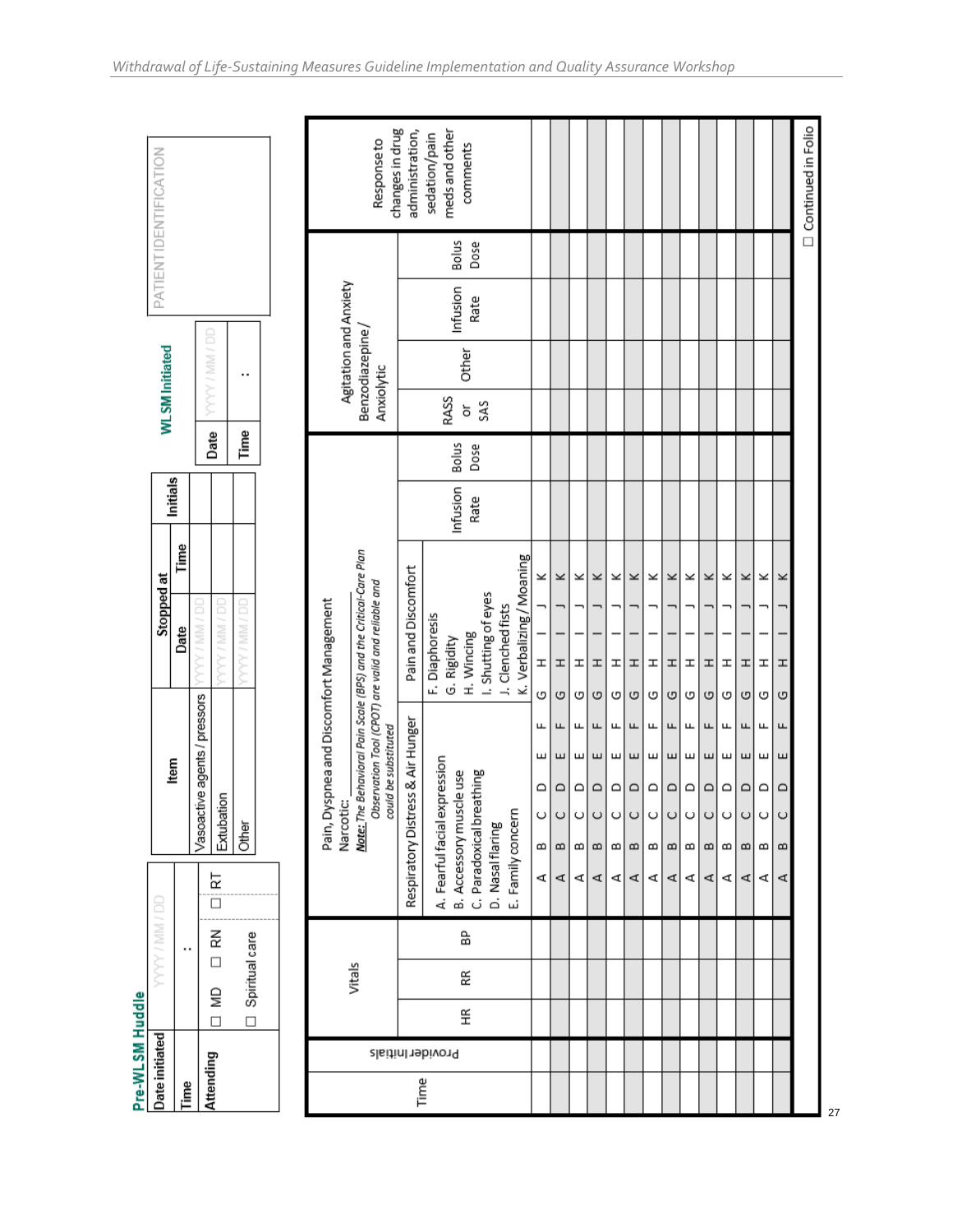## Pre-WLSM Huddle

| Date initiated | YYYY / MM / DD |
|---|---|
| Time | : |
| Attending | ☐ MD ☐ RN ☐ RT |
| | ☐ Spiritual care |

| Item | Stopped at | | Initials |
|---|---|---|---|
| | Date | Time | |
| Vasoactive agents / pressors | YYYY / MM / DD | | |
| Extubation | YYYY / MM / DD | | |
| Other | YYYY / MM / DD | | |

**WLSM Initiated**

| Date | YYYY / MM / DD |
|---|---|
| Time | : |

PATIENT IDENTIFICATION

| Time | Provider Initials | Vitals | | | Pain, Dyspnea and Discomfort Management | | | | Agitation and Anxiety | | | | Response to changes in drug administration, sedation/pain meds and other comments |
|---|---|---|---|---|---|---|---|---|---|---|---|---|---|
| | | | | | Narcotic: ________ *Note: The Behavioral Pain Scale (BPS) and the Critical-Care Pain Observation Tool (CPOT) are valid and reliable and could be substituted* | | | | Benzodiazepine/ Anxiolytic | | | | |
| | | HR | RR | BP | Respiratory Distress & Air Hunger: A. Fearful facial expression B. Accessory muscle use C. Paradoxical breathing D. Nasal flaring E. Family concern | Pain and Discomfort: F. Diaphoresis G. Rigidity H. Wincing I. Shutting of eyes J. Clenched fists K. Verbalizing / Moaning | Infusion Rate | Bolus Dose | RASS or SAS | Other | Infusion Rate | Bolus Dose | |
| | | | | | A B C D E | F G H I J K | | | | | | | |
| | | | | | A B C D E | F G H I J K | | | | | | | |
| | | | | | A B C D E | F G H I J K | | | | | | | |
| | | | | | A B C D E | F G H I J K | | | | | | | |
| | | | | | A B C D E | F G H I J K | | | | | | | |
| | | | | | A B C D E | F G H I J K | | | | | | | |
| | | | | | A B C D E | F G H I J K | | | | | | | |
| | | | | | A B C D E | F G H I J K | | | | | | | |
| | | | | | A B C D E | F G H I J K | | | | | | | |
| | | | | | A B C D E | F G H I J K | | | | | | | |
| | | | | | A B C D E | F G H I J K | | | | | | | |
| | | | | | A B C D E | F G H I J K | | | | | | | |
| | | | | | A B C D E | F G H I J K | | | | | | | |
| | | | | | A B C D E | F G H I J K | | | | | | | |

☐ Continued in Folio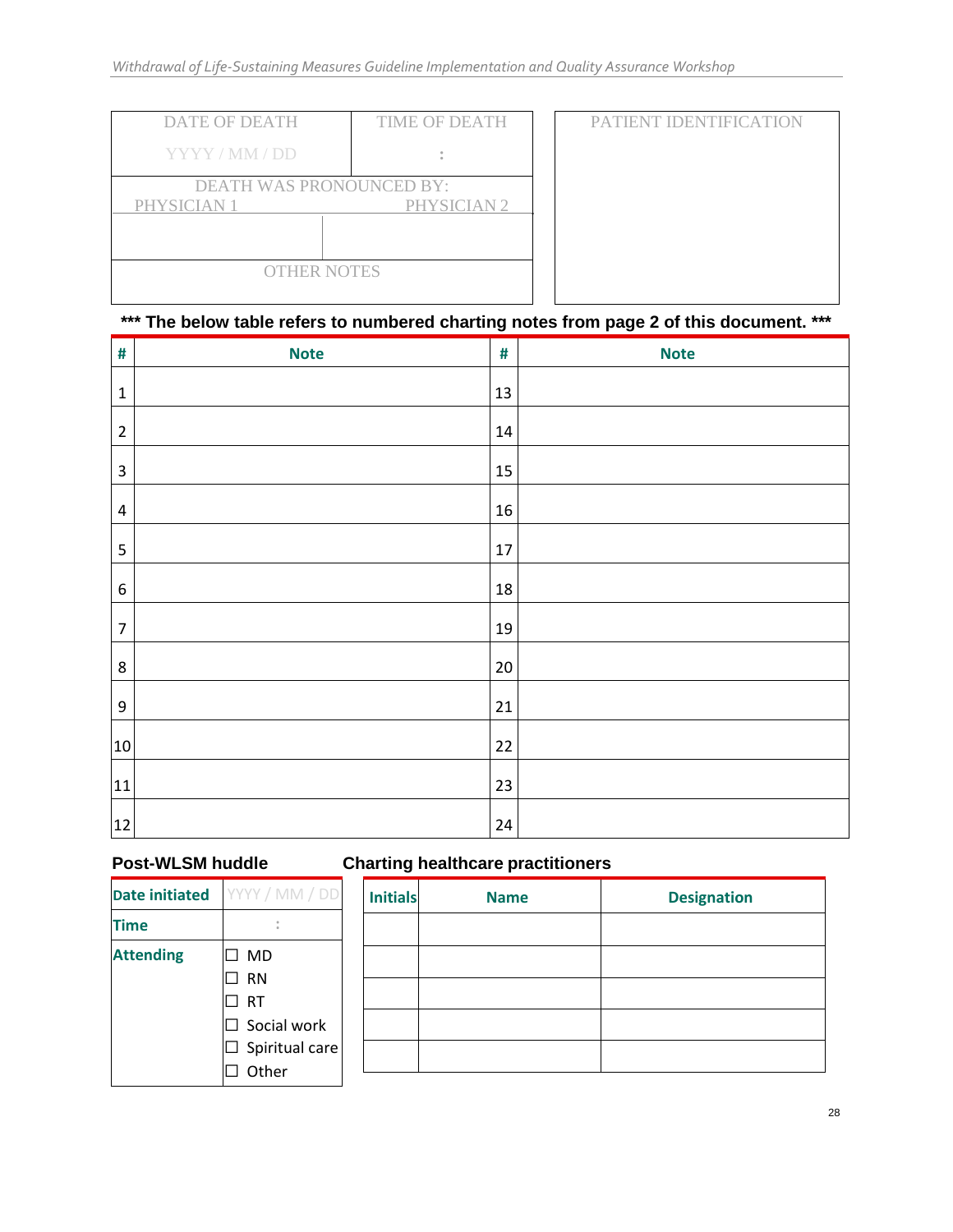| DATE OF DEATH | TIME OF DEATH | PATIENT IDENTIFICATION |
| --- | --- | --- |
| YYYY / MM / DD | : | |
| DEATH WAS PRONOUNCED BY: | | |
| PHYSICIAN 1 | PHYSICIAN 2 | |
| | | |
| OTHER NOTES | | |

**\*\*\* The below table refers to numbered charting notes from page 2 of this document. \*\*\***

| # | Note | # | Note |
| --- | --- | --- | --- |
| 1 | | 13 | |
| 2 | | 14 | |
| 3 | | 15 | |
| 4 | | 16 | |
| 5 | | 17 | |
| 6 | | 18 | |
| 7 | | 19 | |
| 8 | | 20 | |
| 9 | | 21 | |
| 10 | | 22 | |
| 11 | | 23 | |
| 12 | | 24 | |

**Post-WLSM huddle**

| Date initiated | YYYY / MM / DD |
| --- | --- |
| Time | : |
| Attending | ☐ MD<br>☐ RN<br>☐ RT<br>☐ Social work<br>☐ Spiritual care<br>☐ Other |

**Charting healthcare practitioners**

| Initials | Name | Designation |
| --- | --- | --- |
| | | |
| | | |
| | | |
| | | |
| | | |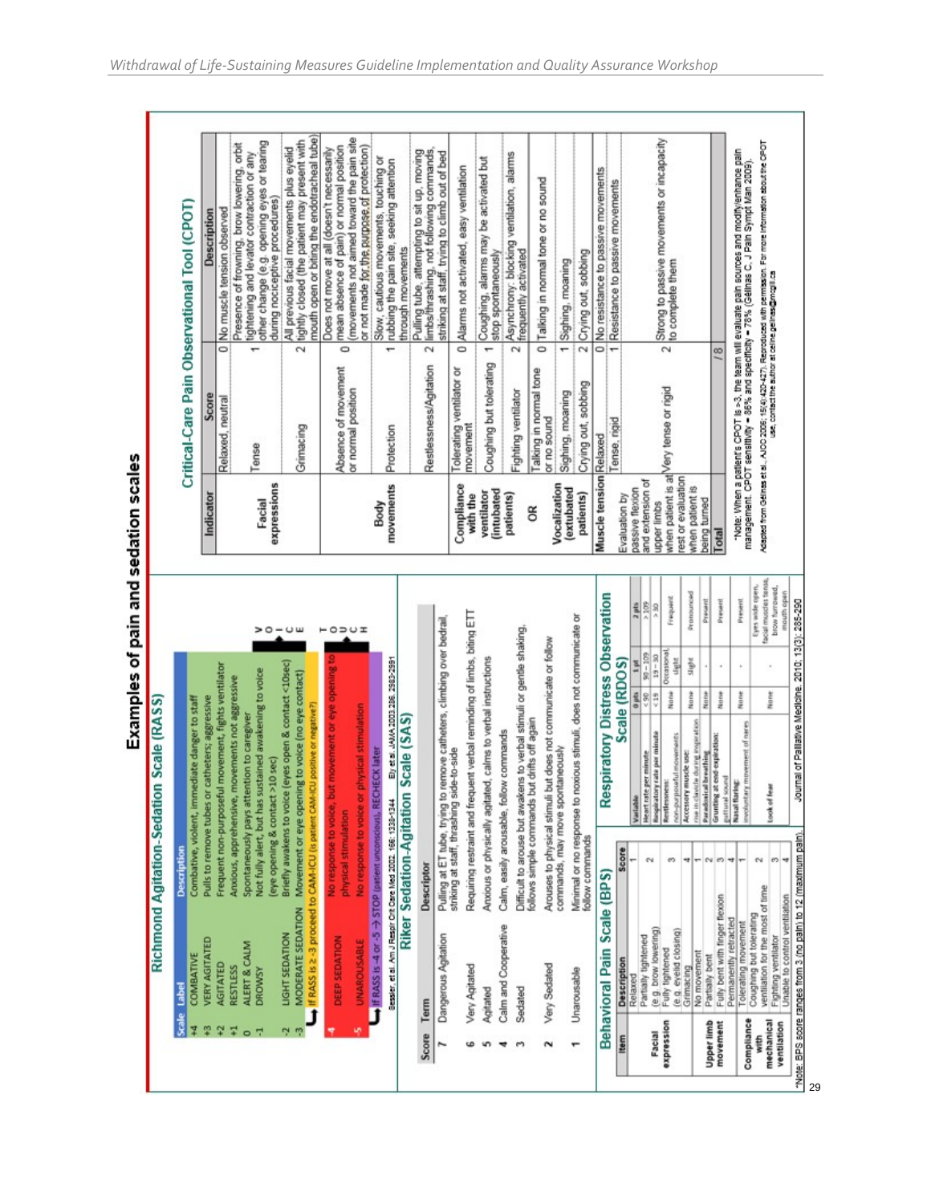# Examples of pain and sedation scales

## Richmond Agitation-Sedation Scale (RASS)

| Scale | Label | Description |
|---|---|---|
| +4 | COMBATIVE | Combative, violent, immediate danger to staff |
| +3 | VERY AGITATED | Pulls to remove tubes or catheters; aggressive |
| +2 | AGITATED | Frequent non-purposeful movement, fights ventilator |
| +1 | RESTLESS | Anxious, apprehensive, movements not aggressive |
| 0 | ALERT & CALM | Spontaneously pays attention to caregiver |
| -1 | DROWSY | Not fully alert, but has sustained awakening to voice (eye opening & contact >10 sec) |
| -2 | LIGHT SEDATION | Briefly awakens to voice (eyes open & contact <10sec) |
| -3 | MODERATE SEDATION | Movement or eye opening to voice (no eye contact) |

If RASS is ≥ -3 proceed to CAM-ICU (Is patient CAM-ICU positive or negative?)

| Scale | Label | Description |
|---|---|---|
| -4 | DEEP SEDATION | No response to voice, but movement or eye opening to physical stimulation |
| -5 | UNAROUSABLE | No response to voice or physical stimulation |

If RASS is -4 or -5 → STOP (patient unconscious), RECHECK later

Sessler, et al. Am J Respir Crit Care Med 2002; 166: 1338-1344    Ely, et al. JAMA 2003; 286: 2983-2991

## Riker Sedation-Agitation Scale (SAS)

| Score | Term | Descriptor |
|---|---|---|
| 7 | Dangerous Agitation | Pulling at ET tube, trying to remove catheters, climbing over bedrail, striking at staff, thrashing side-to-side |
| 6 | Very Agitated | Requiring restraint and frequent verbal reminding of limbs, biting ETT |
| 5 | Agitated | Anxious or physically agitated, calms to verbal instructions |
| 4 | Calm and Cooperative | Calm, easily arousable, follow commands |
| 3 | Sedated | Difficult to arouse but awakens to verbal stimuli or gentle shaking, follows simple commands but drifts off again |
| 2 | Very Sedated | Arouses to physical stimuli but does not communicate or follow commands, may move spontaneously |
| 1 | Unarousable | Minimal or no response to noxious stimuli, does not communicate or follow commands |

## Behavioral Pain Scale (BPS)

| Item | Description | Score |
|---|---|---|
| Facial expression | Relaxed | 1 |
| | Partially tightened (e.g. brow lowering) | 2 |
| | Fully tightened (e.g. eyelid closing) | 3 |
| | Grimacing | 4 |
| Upper limb movement | No movement | 1 |
| | Partially bent | 2 |
| | Fully bent with finger flexion | 3 |
| | Permanently retracted | 4 |
| Compliance with mechanical ventilation | Tolerating movement | 1 |
| | Coughing but tolerating ventilation for the most of time | 2 |
| | Fighting ventilator | 3 |
| | Unable to control ventilation | 4 |

*Note: BPS score ranges from 3 (no pain) to 12 (maximum pain).

## Respiratory Distress Observation Scale (RDOS)

| Variable | 0 pts | 1 pt | 2 pts |
|---|---|---|---|
| Heart rate per minute | < 90 | 90 – 109 | > 109 |
| Respiratory rate per minute | < 19 | 19 – 30 | > 30 |
| Restlessness: non-purposeful movements | None | Occasional, slight | Frequent |
| Accessory muscle use: rise in clavicle during inspiration | None | Slight | Pronounced |
| Paradoxical breathing | None | - | Present |
| Grunting at end-expiration: guttural sound | None | - | Present |
| Nasal flaring: involuntary movement of nares | None | - | Present |
| Look of fear | None | - | Eyes wide open, facial muscles tense, brow furrowed, mouth open |

Journal of Palliative Medicine. 2010; 13(3): 285-290

## Critical-Care Pain Observational Tool (CPOT)

| Indicator | Score | | Description |
|---|---|---|---|
| Facial expressions | Relaxed, neutral | 0 | No muscle tension observed |
| | Tense | 1 | Presence of frowning, brow lowering, orbit tightening and levator contraction or any other change (e.g. opening eyes or tearing during nociceptive procedures) |
| | Grimacing | 2 | All previous facial movements plus eyelid tightly closed (the patient may present with mouth open or biting the endotracheal tube) |
| Body movements | Absence of movement or normal position | 0 | Does not move at all (doesn't necessarily mean absence of pain) or normal position (movements not aimed toward the pain site or not made for the purpose of protection) |
| | Protection | 1 | Slow, cautious movements, touching or rubbing the pain site, seeking attention through movements |
| | Restlessness/Agitation | 2 | Pulling tube, attempting to sit up, moving limbs/thrashing, not following commands, striking at staff, trying to climb out of bed |
| Compliance with the ventilator (intubated patients) | Tolerating ventilator or movement | 0 | Alarms not activated, easy ventilation |
| | Coughing but tolerating | 1 | Coughing, alarms may be activated but stop spontaneously |
| | Fighting ventilator | 2 | Asynchrony: blocking ventilation, alarms frequently activated |
| OR | | | |
| Vocalization (extubated patients) | Talking in normal tone or no sound | 0 | Talking in normal tone or no sound |
| | Sighing, moaning | 1 | Sighing, moaning |
| | Crying out, sobbing | 2 | Crying out, sobbing |
| Muscle tension Evaluation by passive flexion and extension of upper limbs when patient is at rest or evaluation when patient is being turned | Relaxed | 0 | No resistance to passive movements |
| | Tense, rigid | 1 | Resistance to passive movements |
| | Very tense or rigid | 2 | Strong to passive movements or incapacity to complete them |
| Total | | /8 | |

*Note: When a patient's CPOT is >3, the team will evaluate pain sources and modify/enhance pain management. CPOT sensitivity = 86% and specificity = 78% (Gelinas C, J Pain Sympt Man 2009).

Adapted from Gelinas et al., AJCC 2006; 15(4):420-427). Reproduced with permission. For more information about the CPOT use, contact the author at celine.gelinas@mcgill.ca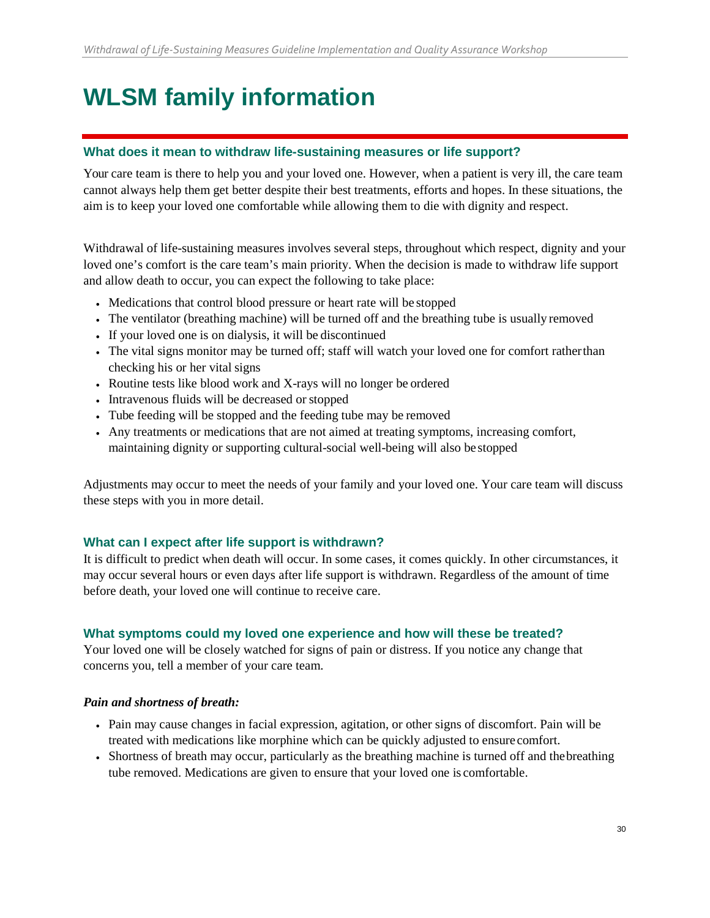# WLSM family information

### What does it mean to withdraw life-sustaining measures or life support?

Your care team is there to help you and your loved one. However, when a patient is very ill, the care team cannot always help them get better despite their best treatments, efforts and hopes. In these situations, the aim is to keep your loved one comfortable while allowing them to die with dignity and respect.

Withdrawal of life-sustaining measures involves several steps, throughout which respect, dignity and your loved one's comfort is the care team's main priority. When the decision is made to withdraw life support and allow death to occur, you can expect the following to take place:

- Medications that control blood pressure or heart rate will be stopped
- The ventilator (breathing machine) will be turned off and the breathing tube is usually removed
- If your loved one is on dialysis, it will be discontinued
- The vital signs monitor may be turned off; staff will watch your loved one for comfort rather than checking his or her vital signs
- Routine tests like blood work and X-rays will no longer be ordered
- Intravenous fluids will be decreased or stopped
- Tube feeding will be stopped and the feeding tube may be removed
- Any treatments or medications that are not aimed at treating symptoms, increasing comfort, maintaining dignity or supporting cultural-social well-being will also be stopped

Adjustments may occur to meet the needs of your family and your loved one. Your care team will discuss these steps with you in more detail.

### What can I expect after life support is withdrawn?

It is difficult to predict when death will occur. In some cases, it comes quickly. In other circumstances, it may occur several hours or even days after life support is withdrawn. Regardless of the amount of time before death, your loved one will continue to receive care.

### What symptoms could my loved one experience and how will these be treated?

Your loved one will be closely watched for signs of pain or distress. If you notice any change that concerns you, tell a member of your care team.

***Pain and shortness of breath:***

- Pain may cause changes in facial expression, agitation, or other signs of discomfort. Pain will be treated with medications like morphine which can be quickly adjusted to ensure comfort.
- Shortness of breath may occur, particularly as the breathing machine is turned off and the breathing tube removed. Medications are given to ensure that your loved one is comfortable.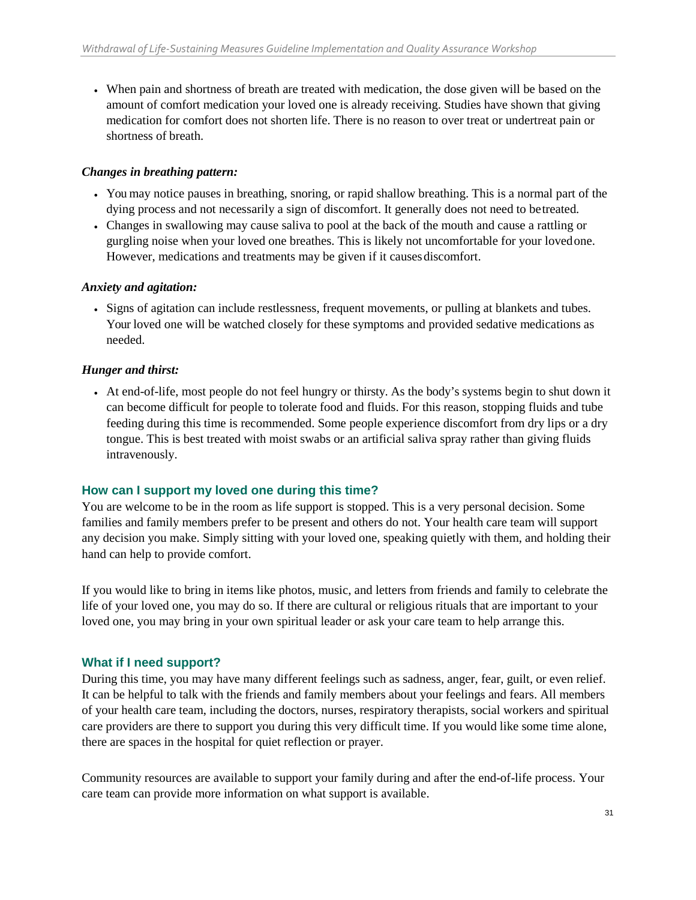- When pain and shortness of breath are treated with medication, the dose given will be based on the amount of comfort medication your loved one is already receiving. Studies have shown that giving medication for comfort does not shorten life. There is no reason to over treat or undertreat pain or shortness of breath.

***Changes in breathing pattern:***

- You may notice pauses in breathing, snoring, or rapid shallow breathing. This is a normal part of the dying process and not necessarily a sign of discomfort. It generally does not need to be treated.
- Changes in swallowing may cause saliva to pool at the back of the mouth and cause a rattling or gurgling noise when your loved one breathes. This is likely not uncomfortable for your loved one. However, medications and treatments may be given if it causes discomfort.

***Anxiety and agitation:***

- Signs of agitation can include restlessness, frequent movements, or pulling at blankets and tubes. Your loved one will be watched closely for these symptoms and provided sedative medications as needed.

***Hunger and thirst:***

- At end-of-life, most people do not feel hungry or thirsty. As the body's systems begin to shut down it can become difficult for people to tolerate food and fluids. For this reason, stopping fluids and tube feeding during this time is recommended. Some people experience discomfort from dry lips or a dry tongue. This is best treated with moist swabs or an artificial saliva spray rather than giving fluids intravenously.

### How can I support my loved one during this time?

You are welcome to be in the room as life support is stopped. This is a very personal decision. Some families and family members prefer to be present and others do not. Your health care team will support any decision you make. Simply sitting with your loved one, speaking quietly with them, and holding their hand can help to provide comfort.

If you would like to bring in items like photos, music, and letters from friends and family to celebrate the life of your loved one, you may do so. If there are cultural or religious rituals that are important to your loved one, you may bring in your own spiritual leader or ask your care team to help arrange this.

### What if I need support?

During this time, you may have many different feelings such as sadness, anger, fear, guilt, or even relief. It can be helpful to talk with the friends and family members about your feelings and fears. All members of your health care team, including the doctors, nurses, respiratory therapists, social workers and spiritual care providers are there to support you during this very difficult time. If you would like some time alone, there are spaces in the hospital for quiet reflection or prayer.

Community resources are available to support your family during and after the end-of-life process. Your care team can provide more information on what support is available.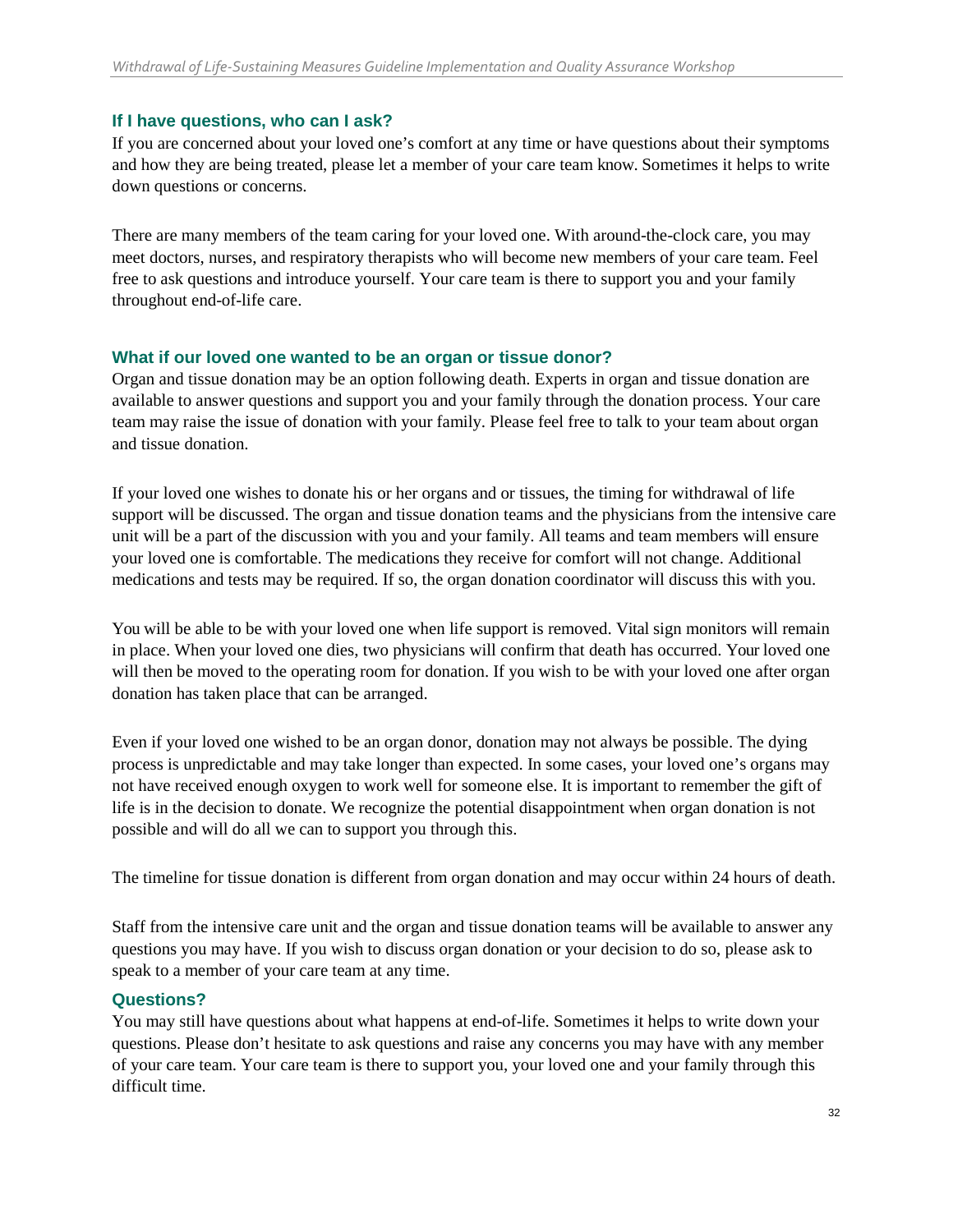### If I have questions, who can I ask?

If you are concerned about your loved one's comfort at any time or have questions about their symptoms and how they are being treated, please let a member of your care team know. Sometimes it helps to write down questions or concerns.

There are many members of the team caring for your loved one. With around-the-clock care, you may meet doctors, nurses, and respiratory therapists who will become new members of your care team. Feel free to ask questions and introduce yourself. Your care team is there to support you and your family throughout end-of-life care.

### What if our loved one wanted to be an organ or tissue donor?

Organ and tissue donation may be an option following death. Experts in organ and tissue donation are available to answer questions and support you and your family through the donation process. Your care team may raise the issue of donation with your family. Please feel free to talk to your team about organ and tissue donation.

If your loved one wishes to donate his or her organs and or tissues, the timing for withdrawal of life support will be discussed. The organ and tissue donation teams and the physicians from the intensive care unit will be a part of the discussion with you and your family. All teams and team members will ensure your loved one is comfortable. The medications they receive for comfort will not change. Additional medications and tests may be required. If so, the organ donation coordinator will discuss this with you.

You will be able to be with your loved one when life support is removed. Vital sign monitors will remain in place. When your loved one dies, two physicians will confirm that death has occurred. Your loved one will then be moved to the operating room for donation. If you wish to be with your loved one after organ donation has taken place that can be arranged.

Even if your loved one wished to be an organ donor, donation may not always be possible. The dying process is unpredictable and may take longer than expected. In some cases, your loved one's organs may not have received enough oxygen to work well for someone else. It is important to remember the gift of life is in the decision to donate. We recognize the potential disappointment when organ donation is not possible and will do all we can to support you through this.

The timeline for tissue donation is different from organ donation and may occur within 24 hours of death.

Staff from the intensive care unit and the organ and tissue donation teams will be available to answer any questions you may have. If you wish to discuss organ donation or your decision to do so, please ask to speak to a member of your care team at any time.

### Questions?

You may still have questions about what happens at end-of-life. Sometimes it helps to write down your questions. Please don't hesitate to ask questions and raise any concerns you may have with any member of your care team. Your care team is there to support you, your loved one and your family through this difficult time.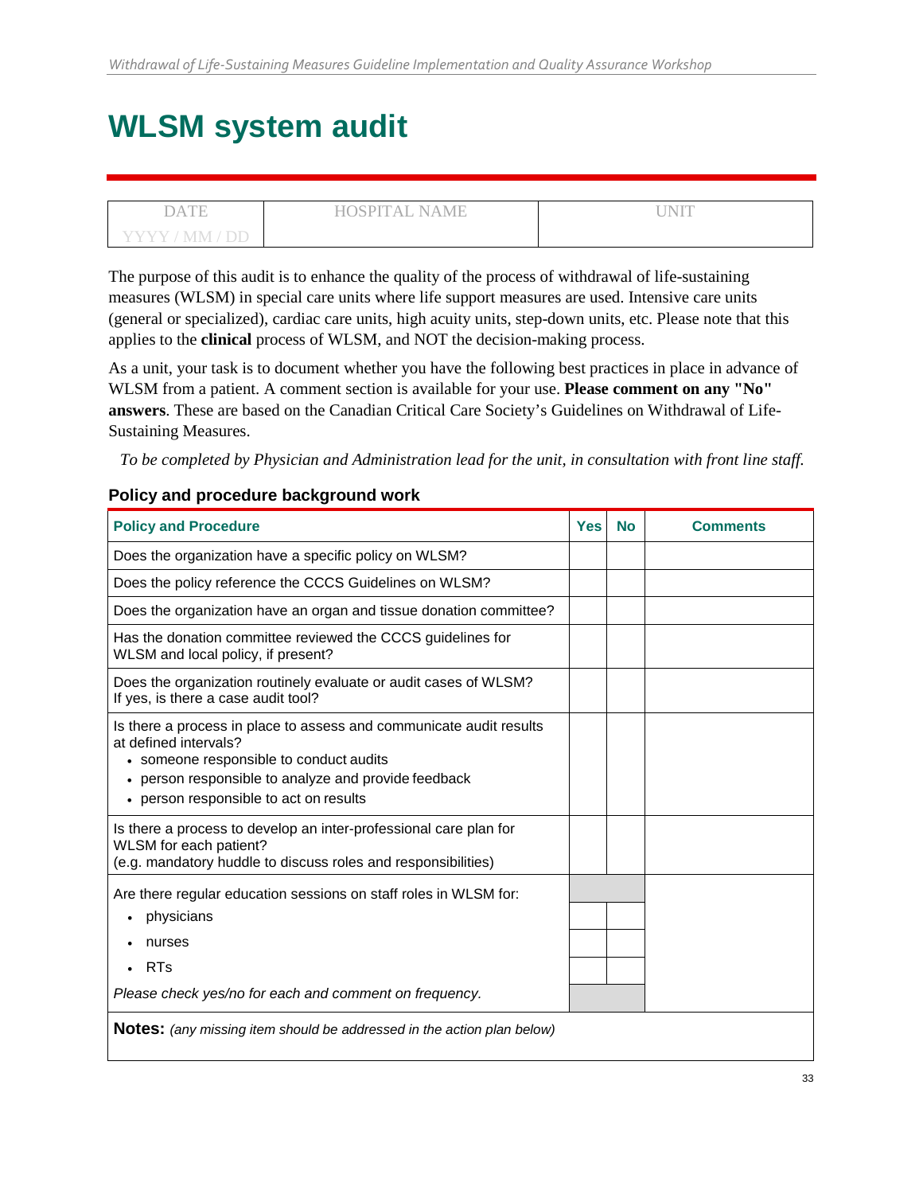# WLSM system audit

| DATE | HOSPITAL NAME | UNIT |
|---|---|---|
| YYYY / MM / DD | | |

The purpose of this audit is to enhance the quality of the process of withdrawal of life-sustaining measures (WLSM) in special care units where life support measures are used. Intensive care units (general or specialized), cardiac care units, high acuity units, step-down units, etc. Please note that this applies to the **clinical** process of WLSM, and NOT the decision-making process.

As a unit, your task is to document whether you have the following best practices in place in advance of WLSM from a patient. A comment section is available for your use. **Please comment on any "No" answers**. These are based on the Canadian Critical Care Society's Guidelines on Withdrawal of Life-Sustaining Measures.

*To be completed by Physician and Administration lead for the unit, in consultation with front line staff.*

### Policy and procedure background work

| Policy and Procedure | Yes | No | Comments |
|---|---|---|---|
| Does the organization have a specific policy on WLSM? | | | |
| Does the policy reference the CCCS Guidelines on WLSM? | | | |
| Does the organization have an organ and tissue donation committee? | | | |
| Has the donation committee reviewed the CCCS guidelines for WLSM and local policy, if present? | | | |
| Does the organization routinely evaluate or audit cases of WLSM? If yes, is there a case audit tool? | | | |
| Is there a process in place to assess and communicate audit results at defined intervals?<br>• someone responsible to conduct audits<br>• person responsible to analyze and provide feedback<br>• person responsible to act on results | | | |
| Is there a process to develop an inter-professional care plan for WLSM for each patient?<br>(e.g. mandatory huddle to discuss roles and responsibilities) | | | |
| Are there regular education sessions on staff roles in WLSM for: | | | |
| • physicians | | | |
| • nurses | | | |
| • RTs | | | |
| *Please check yes/no for each and comment on frequency.* | | | |

**Notes:** *(any missing item should be addressed in the action plan below)*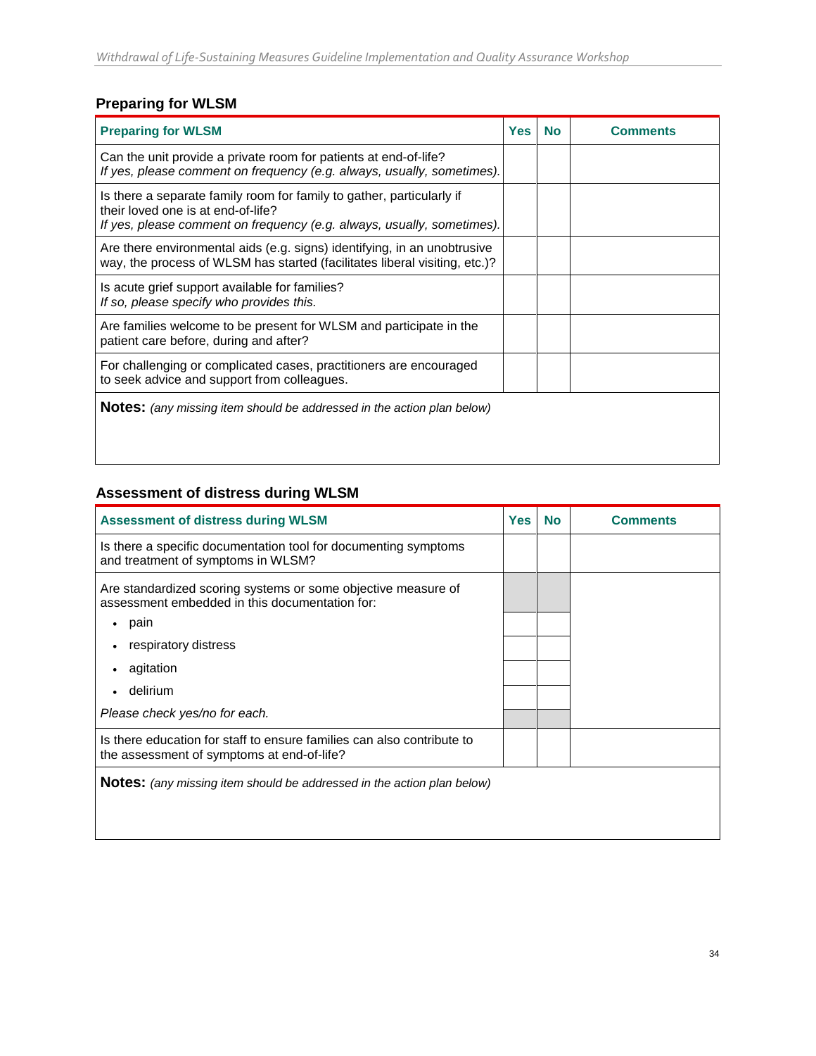## Preparing for WLSM

| Preparing for WLSM | Yes | No | Comments |
|---|---|---|---|
| Can the unit provide a private room for patients at end-of-life? *If yes, please comment on frequency (e.g. always, usually, sometimes).* | | | |
| Is there a separate family room for family to gather, particularly if their loved one is at end-of-life? *If yes, please comment on frequency (e.g. always, usually, sometimes).* | | | |
| Are there environmental aids (e.g. signs) identifying, in an unobtrusive way, the process of WLSM has started (facilitates liberal visiting, etc.)? | | | |
| Is acute grief support available for families? *If so, please specify who provides this.* | | | |
| Are families welcome to be present for WLSM and participate in the patient care before, during and after? | | | |
| For challenging or complicated cases, practitioners are encouraged to seek advice and support from colleagues. | | | |

**Notes:** *(any missing item should be addressed in the action plan below)*

## Assessment of distress during WLSM

| Assessment of distress during WLSM | Yes | No | Comments |
|---|---|---|---|
| Is there a specific documentation tool for documenting symptoms and treatment of symptoms in WLSM? | | | |
| Are standardized scoring systems or some objective measure of assessment embedded in this documentation for: | | | |
| • pain | | | |
| • respiratory distress | | | |
| • agitation | | | |
| • delirium | | | |
| *Please check yes/no for each.* | | | |
| Is there education for staff to ensure families can also contribute to the assessment of symptoms at end-of-life? | | | |

**Notes:** *(any missing item should be addressed in the action plan below)*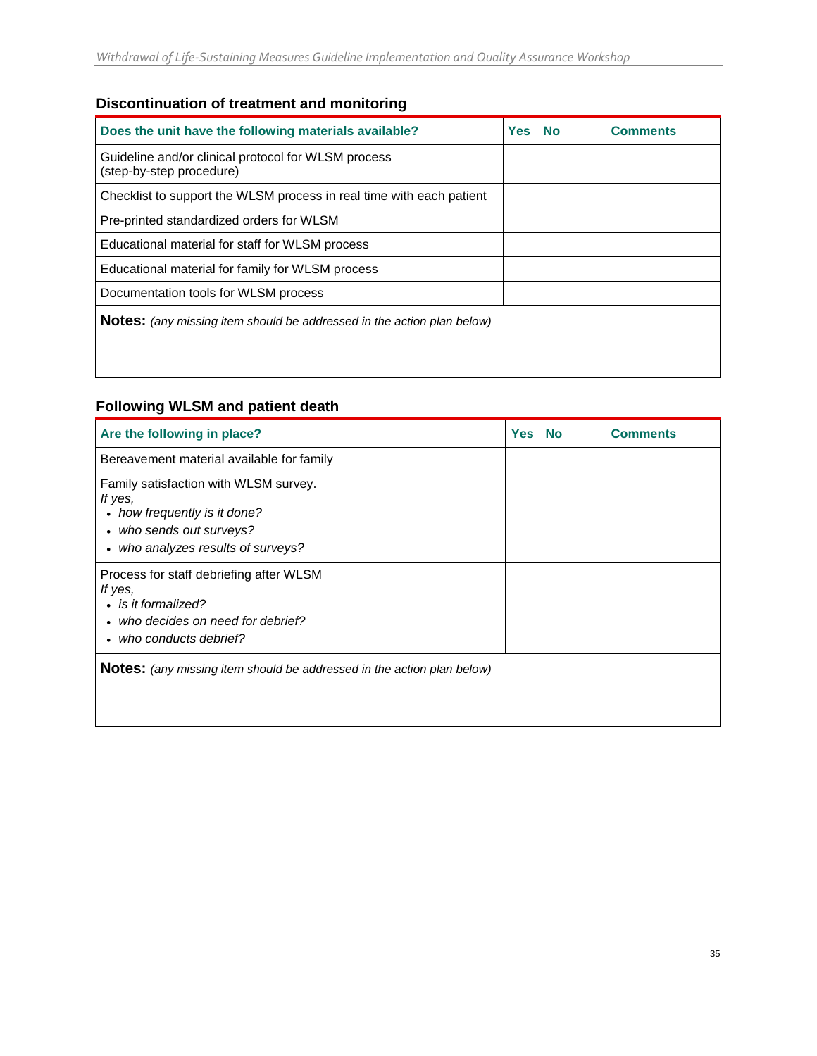## Discontinuation of treatment and monitoring

| Does the unit have the following materials available? | Yes | No | Comments |
|---|---|---|---|
| Guideline and/or clinical protocol for WLSM process (step-by-step procedure) | | | |
| Checklist to support the WLSM process in real time with each patient | | | |
| Pre-printed standardized orders for WLSM | | | |
| Educational material for staff for WLSM process | | | |
| Educational material for family for WLSM process | | | |
| Documentation tools for WLSM process | | | |

**Notes:** *(any missing item should be addressed in the action plan below)*

## Following WLSM and patient death

| Are the following in place? | Yes | No | Comments |
|---|---|---|---|
| Bereavement material available for family | | | |
| Family satisfaction with WLSM survey.<br>*If yes,*<br>• *how frequently is it done?*<br>• *who sends out surveys?*<br>• *who analyzes results of surveys?* | | | |
| Process for staff debriefing after WLSM<br>*If yes,*<br>• *is it formalized?*<br>• *who decides on need for debrief?*<br>• *who conducts debrief?* | | | |

**Notes:** *(any missing item should be addressed in the action plan below)*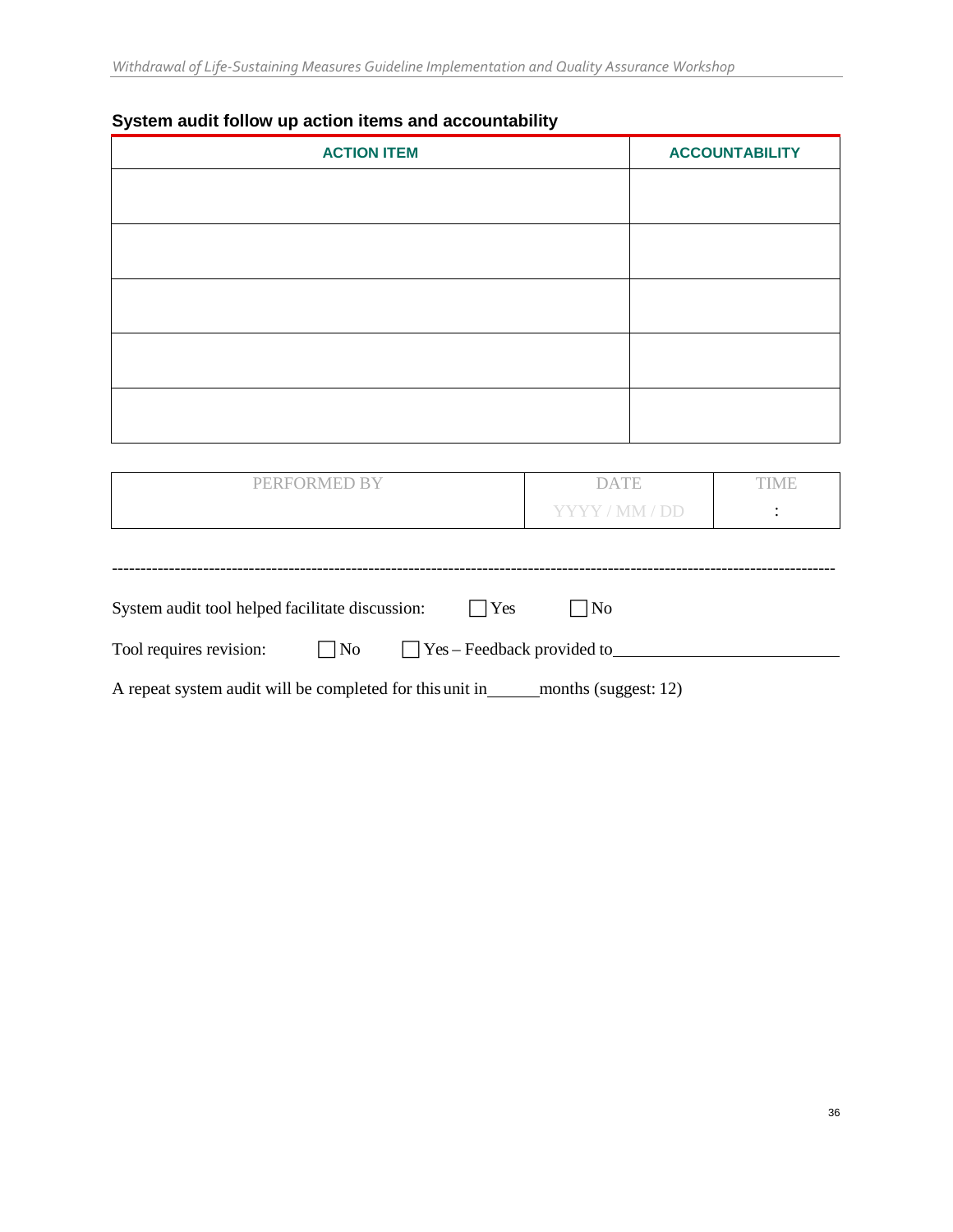## System audit follow up action items and accountability

| ACTION ITEM | ACCOUNTABILITY |
|---|---|
| | |
| | |
| | |
| | |
| | |

| PERFORMED BY | DATE | TIME |
|---|---|---|
| | YYYY / MM / DD | : |

---

System audit tool helped facilitate discussion: ☐ Yes ☐ No

Tool requires revision: ☐ No ☐ Yes – Feedback provided to\_\_\_\_\_\_\_\_\_\_\_\_\_\_\_\_\_\_\_\_

A repeat system audit will be completed for this unit in\_\_\_\_\_\_months (suggest: 12)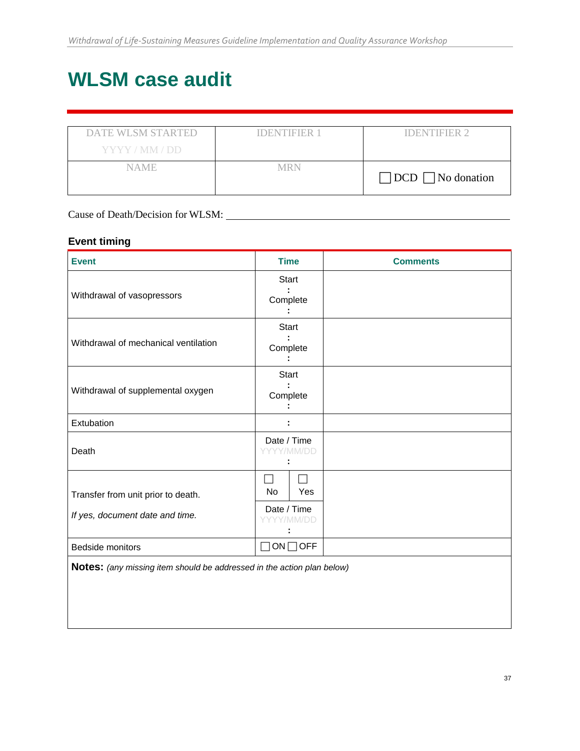# WLSM case audit

| DATE WLSM STARTED<br>YYYY / MM / DD | IDENTIFIER 1 | IDENTIFIER 2 |
|---|---|---|
| NAME | MRN | ☐ DCD ☐ No donation |

Cause of Death/Decision for WLSM: \_\_\_\_\_\_\_\_\_\_\_\_\_\_\_\_\_\_\_\_\_\_\_\_\_\_\_\_\_\_\_\_\_\_\_\_\_\_\_\_\_\_\_\_\_\_\_\_

### Event timing

| Event | Time | Comments |
|---|---|---|
| Withdrawal of vasopressors | Start<br>:<br>Complete<br>: | |
| Withdrawal of mechanical ventilation | Start<br>:<br>Complete<br>: | |
| Withdrawal of supplemental oxygen | Start<br>:<br>Complete<br>: | |
| Extubation | : | |
| Death | Date / Time<br>YYYY/MM/DD<br>: | |
| Transfer from unit prior to death.<br>*If yes, document date and time.* | ☐ No ☐ Yes<br>Date / Time<br>YYYY/MM/DD<br>: | |
| Bedside monitors | ☐ ON ☐ OFF | |

**Notes:** *(any missing item should be addressed in the action plan below)*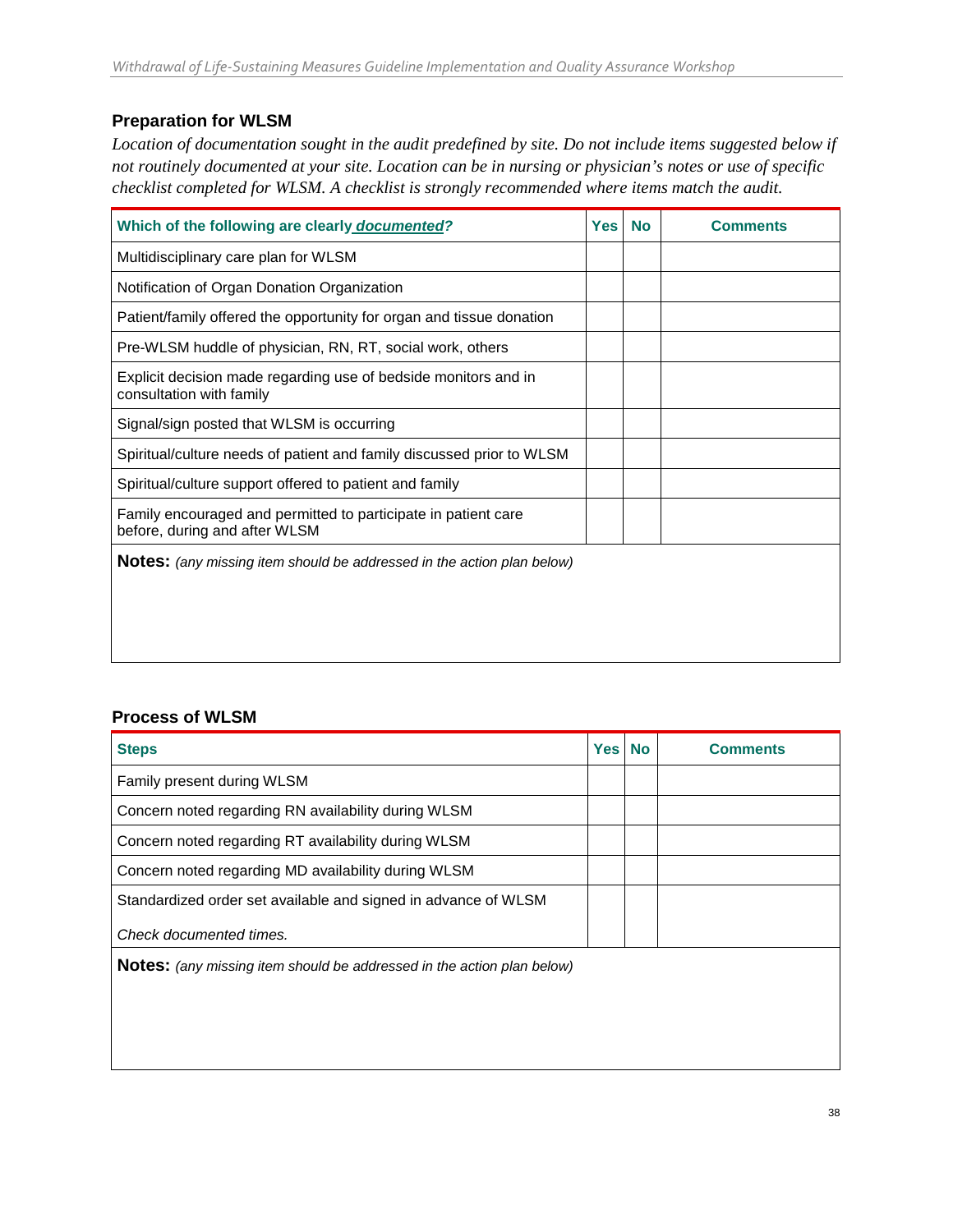## Preparation for WLSM

*Location of documentation sought in the audit predefined by site. Do not include items suggested below if not routinely documented at your site. Location can be in nursing or physician's notes or use of specific checklist completed for WLSM. A checklist is strongly recommended where items match the audit.*

| Which of the following are clearly ***documented***? | Yes | No | Comments |
|---|---|---|---|
| Multidisciplinary care plan for WLSM | | | |
| Notification of Organ Donation Organization | | | |
| Patient/family offered the opportunity for organ and tissue donation | | | |
| Pre-WLSM huddle of physician, RN, RT, social work, others | | | |
| Explicit decision made regarding use of bedside monitors and in consultation with family | | | |
| Signal/sign posted that WLSM is occurring | | | |
| Spiritual/culture needs of patient and family discussed prior to WLSM | | | |
| Spiritual/culture support offered to patient and family | | | |
| Family encouraged and permitted to participate in patient care before, during and after WLSM | | | |

**Notes:** *(any missing item should be addressed in the action plan below)*

## Process of WLSM

| Steps | Yes | No | Comments |
|---|---|---|---|
| Family present during WLSM | | | |
| Concern noted regarding RN availability during WLSM | | | |
| Concern noted regarding RT availability during WLSM | | | |
| Concern noted regarding MD availability during WLSM | | | |
| Standardized order set available and signed in advance of WLSM<br><br>*Check documented times.* | | | |

**Notes:** *(any missing item should be addressed in the action plan below)*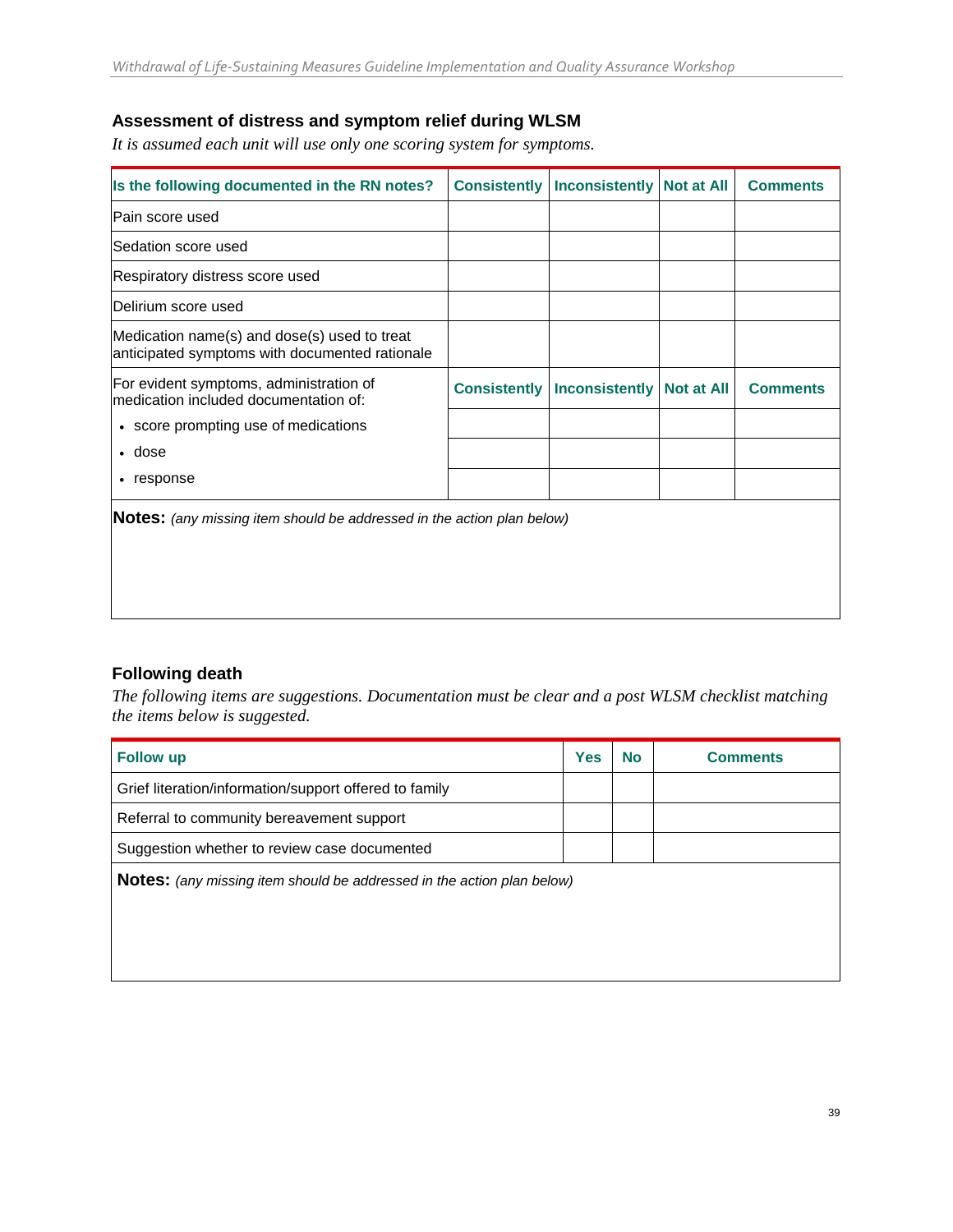## Assessment of distress and symptom relief during WLSM

*It is assumed each unit will use only one scoring system for symptoms.*

| Is the following documented in the RN notes? | Consistently | Inconsistently | Not at All | Comments |
|---|---|---|---|---|
| Pain score used | | | | |
| Sedation score used | | | | |
| Respiratory distress score used | | | | |
| Delirium score used | | | | |
| Medication name(s) and dose(s) used to treat anticipated symptoms with documented rationale | | | | |
| **For evident symptoms, administration of medication included documentation of:** | **Consistently** | **Inconsistently** | **Not at All** | **Comments** |
| • score prompting use of medications | | | | |
| • dose | | | | |
| • response | | | | |

**Notes:** *(any missing item should be addressed in the action plan below)*

## Following death

*The following items are suggestions. Documentation must be clear and a post WLSM checklist matching the items below is suggested.*

| Follow up | Yes | No | Comments |
|---|---|---|---|
| Grief literation/information/support offered to family | | | |
| Referral to community bereavement support | | | |
| Suggestion whether to review case documented | | | |

**Notes:** *(any missing item should be addressed in the action plan below)*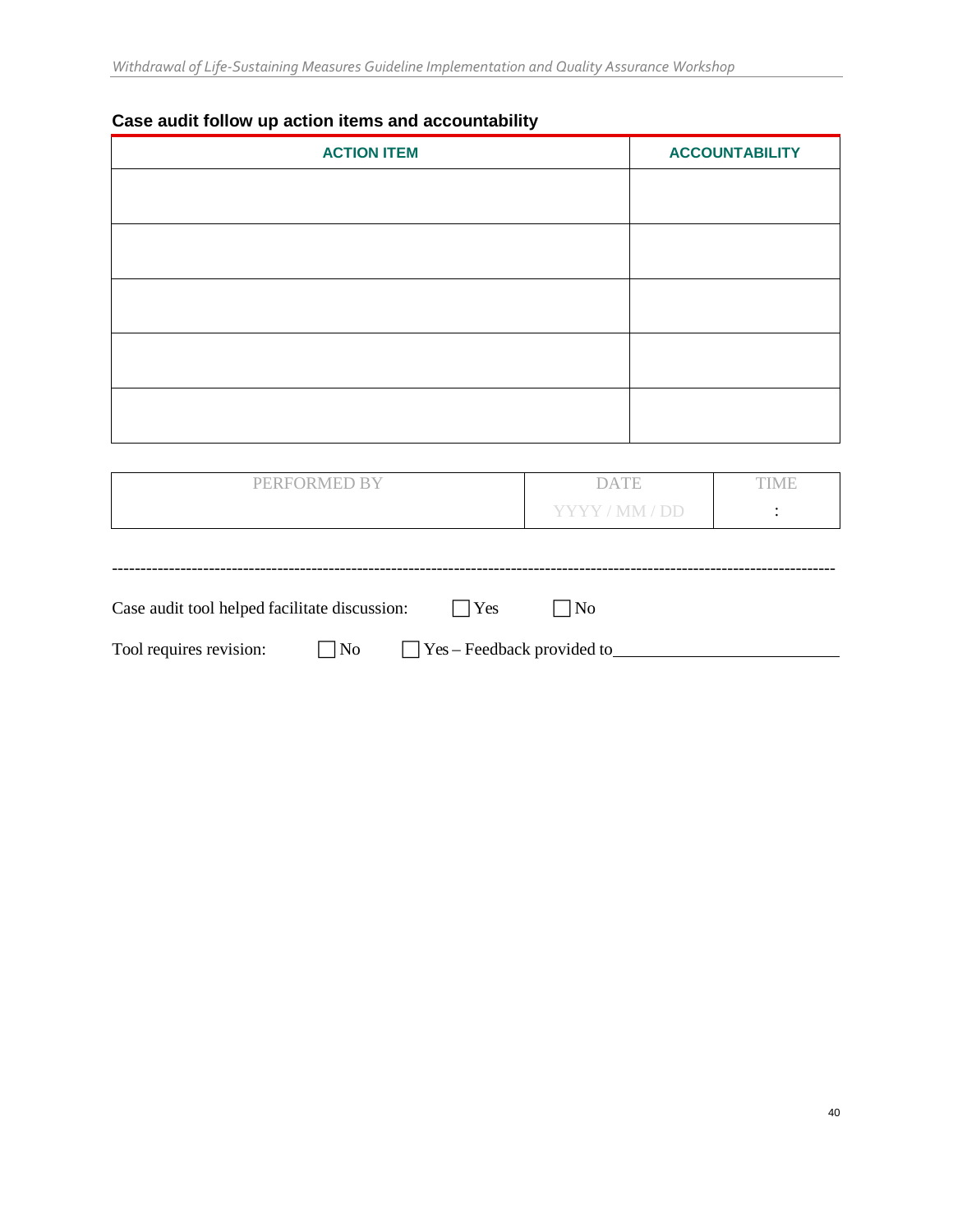## Case audit follow up action items and accountability

| ACTION ITEM | ACCOUNTABILITY |
| --- | --- |
| | |
| | |
| | |
| | |
| | |

| PERFORMED BY | DATE | TIME |
| --- | --- | --- |
| | YYYY / MM / DD | : |

---

Case audit tool helped facilitate discussion: ☐ Yes ☐ No

Tool requires revision: ☐ No ☐ Yes – Feedback provided to\_\_\_\_\_\_\_\_\_\_\_\_\_\_\_\_\_\_\_\_\_\_\_\_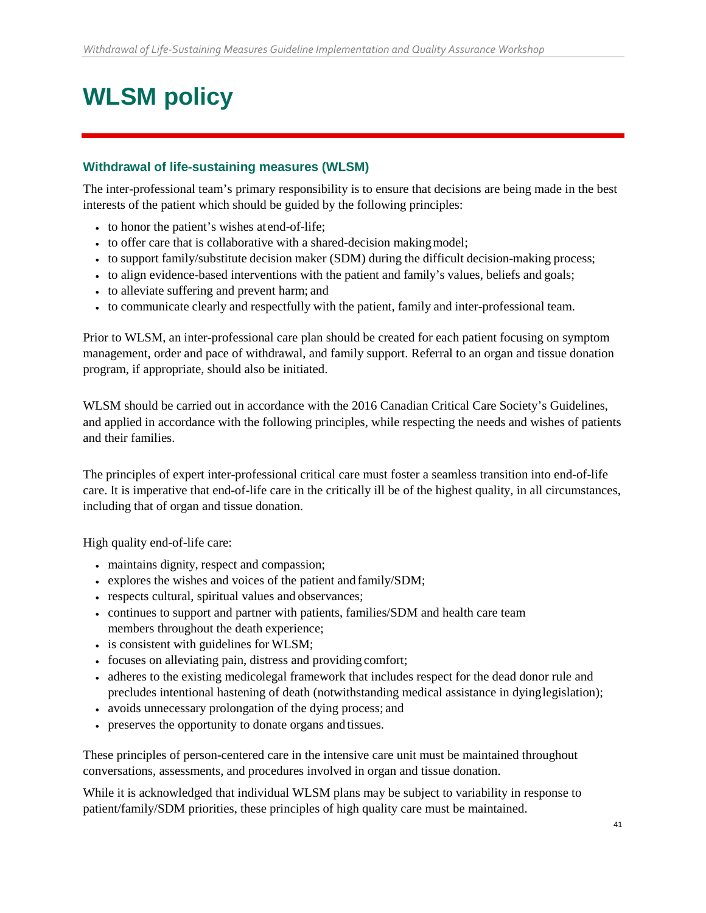# WLSM policy

### Withdrawal of life-sustaining measures (WLSM)

The inter-professional team's primary responsibility is to ensure that decisions are being made in the best interests of the patient which should be guided by the following principles:

- to honor the patient's wishes at end-of-life;
- to offer care that is collaborative with a shared-decision making model;
- to support family/substitute decision maker (SDM) during the difficult decision-making process;
- to align evidence-based interventions with the patient and family's values, beliefs and goals;
- to alleviate suffering and prevent harm; and
- to communicate clearly and respectfully with the patient, family and inter-professional team.

Prior to WLSM, an inter-professional care plan should be created for each patient focusing on symptom management, order and pace of withdrawal, and family support. Referral to an organ and tissue donation program, if appropriate, should also be initiated.

WLSM should be carried out in accordance with the 2016 Canadian Critical Care Society's Guidelines, and applied in accordance with the following principles, while respecting the needs and wishes of patients and their families.

The principles of expert inter-professional critical care must foster a seamless transition into end-of-life care. It is imperative that end-of-life care in the critically ill be of the highest quality, in all circumstances, including that of organ and tissue donation.

High quality end-of-life care:

- maintains dignity, respect and compassion;
- explores the wishes and voices of the patient and family/SDM;
- respects cultural, spiritual values and observances;
- continues to support and partner with patients, families/SDM and health care team members throughout the death experience;
- is consistent with guidelines for WLSM;
- focuses on alleviating pain, distress and providing comfort;
- adheres to the existing medicolegal framework that includes respect for the dead donor rule and precludes intentional hastening of death (notwithstanding medical assistance in dying legislation);
- avoids unnecessary prolongation of the dying process; and
- preserves the opportunity to donate organs and tissues.

These principles of person-centered care in the intensive care unit must be maintained throughout conversations, assessments, and procedures involved in organ and tissue donation.

While it is acknowledged that individual WLSM plans may be subject to variability in response to patient/family/SDM priorities, these principles of high quality care must be maintained.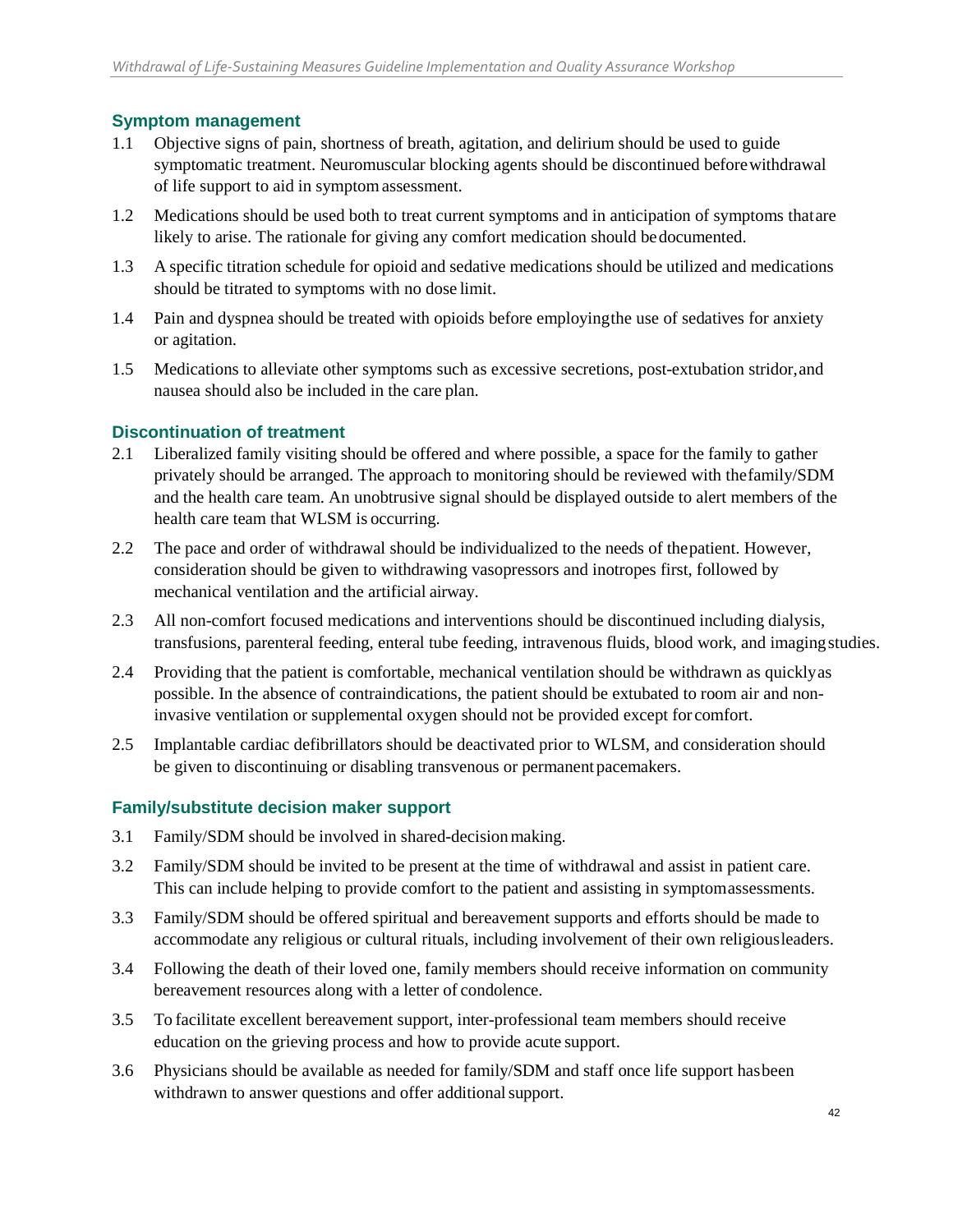### Symptom management

1.1 Objective signs of pain, shortness of breath, agitation, and delirium should be used to guide symptomatic treatment. Neuromuscular blocking agents should be discontinued before withdrawal of life support to aid in symptom assessment.

1.2 Medications should be used both to treat current symptoms and in anticipation of symptoms that are likely to arise. The rationale for giving any comfort medication should be documented.

1.3 A specific titration schedule for opioid and sedative medications should be utilized and medications should be titrated to symptoms with no dose limit.

1.4 Pain and dyspnea should be treated with opioids before employing the use of sedatives for anxiety or agitation.

1.5 Medications to alleviate other symptoms such as excessive secretions, post-extubation stridor, and nausea should also be included in the care plan.

### Discontinuation of treatment

2.1 Liberalized family visiting should be offered and where possible, a space for the family to gather privately should be arranged. The approach to monitoring should be reviewed with the family/SDM and the health care team. An unobtrusive signal should be displayed outside to alert members of the health care team that WLSM is occurring.

2.2 The pace and order of withdrawal should be individualized to the needs of the patient. However, consideration should be given to withdrawing vasopressors and inotropes first, followed by mechanical ventilation and the artificial airway.

2.3 All non-comfort focused medications and interventions should be discontinued including dialysis, transfusions, parenteral feeding, enteral tube feeding, intravenous fluids, blood work, and imaging studies.

2.4 Providing that the patient is comfortable, mechanical ventilation should be withdrawn as quickly as possible. In the absence of contraindications, the patient should be extubated to room air and non-invasive ventilation or supplemental oxygen should not be provided except for comfort.

2.5 Implantable cardiac defibrillators should be deactivated prior to WLSM, and consideration should be given to discontinuing or disabling transvenous or permanent pacemakers.

### Family/substitute decision maker support

3.1 Family/SDM should be involved in shared-decision making.

3.2 Family/SDM should be invited to be present at the time of withdrawal and assist in patient care. This can include helping to provide comfort to the patient and assisting in symptom assessments.

3.3 Family/SDM should be offered spiritual and bereavement supports and efforts should be made to accommodate any religious or cultural rituals, including involvement of their own religious leaders.

3.4 Following the death of their loved one, family members should receive information on community bereavement resources along with a letter of condolence.

3.5 To facilitate excellent bereavement support, inter-professional team members should receive education on the grieving process and how to provide acute support.

3.6 Physicians should be available as needed for family/SDM and staff once life support has been withdrawn to answer questions and offer additional support.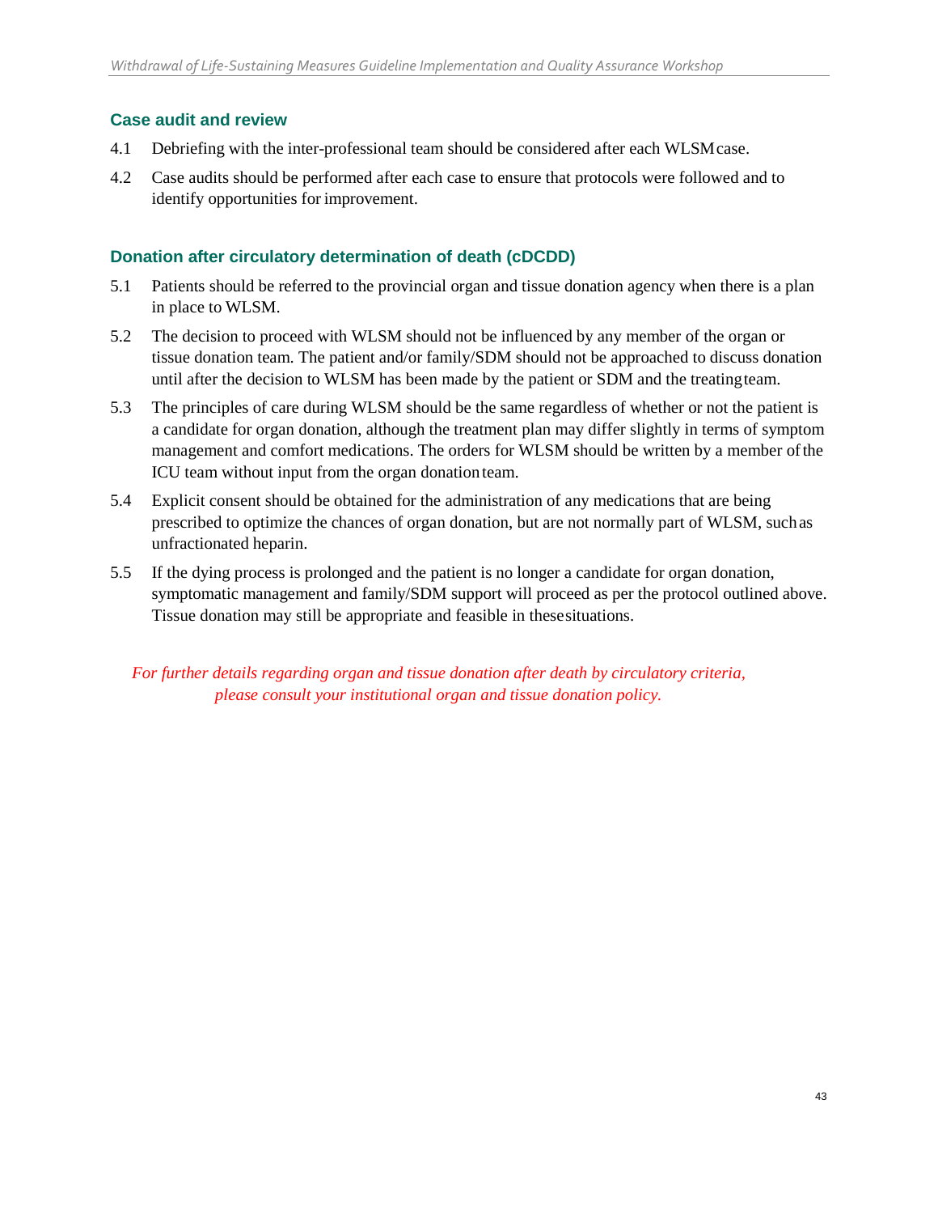### Case audit and review

4.1 Debriefing with the inter-professional team should be considered after each WLSM case.

4.2 Case audits should be performed after each case to ensure that protocols were followed and to identify opportunities for improvement.

### Donation after circulatory determination of death (cDCDD)

5.1 Patients should be referred to the provincial organ and tissue donation agency when there is a plan in place to WLSM.

5.2 The decision to proceed with WLSM should not be influenced by any member of the organ or tissue donation team. The patient and/or family/SDM should not be approached to discuss donation until after the decision to WLSM has been made by the patient or SDM and the treating team.

5.3 The principles of care during WLSM should be the same regardless of whether or not the patient is a candidate for organ donation, although the treatment plan may differ slightly in terms of symptom management and comfort medications. The orders for WLSM should be written by a member of the ICU team without input from the organ donation team.

5.4 Explicit consent should be obtained for the administration of any medications that are being prescribed to optimize the chances of organ donation, but are not normally part of WLSM, such as unfractionated heparin.

5.5 If the dying process is prolonged and the patient is no longer a candidate for organ donation, symptomatic management and family/SDM support will proceed as per the protocol outlined above. Tissue donation may still be appropriate and feasible in these situations.

*For further details regarding organ and tissue donation after death by circulatory criteria, please consult your institutional organ and tissue donation policy.*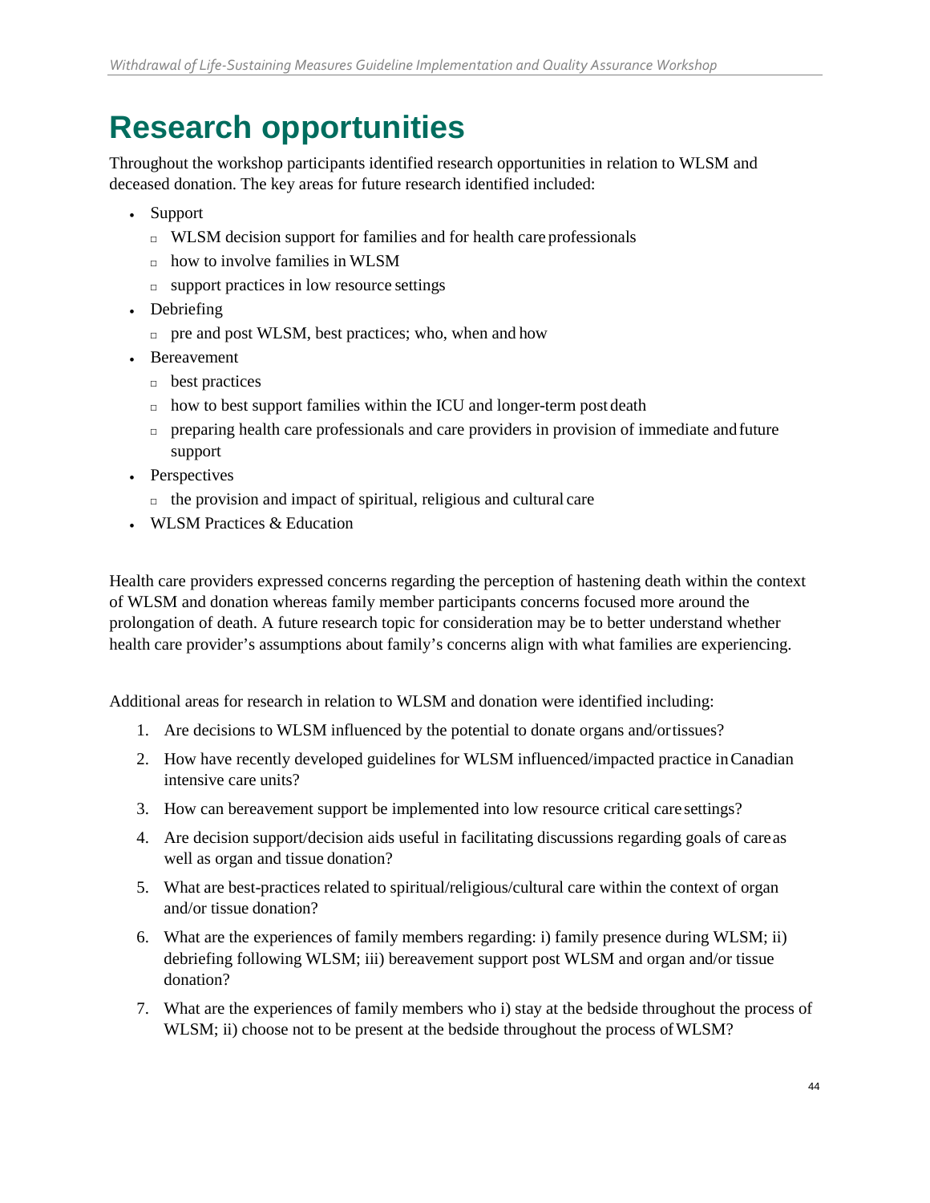# Research opportunities

Throughout the workshop participants identified research opportunities in relation to WLSM and deceased donation. The key areas for future research identified included:

- Support
  - WLSM decision support for families and for health care professionals
  - how to involve families in WLSM
  - support practices in low resource settings
- Debriefing
  - pre and post WLSM, best practices; who, when and how
- Bereavement
  - best practices
  - how to best support families within the ICU and longer-term post death
  - preparing health care professionals and care providers in provision of immediate and future support
- Perspectives
  - the provision and impact of spiritual, religious and cultural care
- WLSM Practices & Education

Health care providers expressed concerns regarding the perception of hastening death within the context of WLSM and donation whereas family member participants concerns focused more around the prolongation of death. A future research topic for consideration may be to better understand whether health care provider's assumptions about family's concerns align with what families are experiencing.

Additional areas for research in relation to WLSM and donation were identified including:

1. Are decisions to WLSM influenced by the potential to donate organs and/or tissues?
2. How have recently developed guidelines for WLSM influenced/impacted practice in Canadian intensive care units?
3. How can bereavement support be implemented into low resource critical care settings?
4. Are decision support/decision aids useful in facilitating discussions regarding goals of care as well as organ and tissue donation?
5. What are best-practices related to spiritual/religious/cultural care within the context of organ and/or tissue donation?
6. What are the experiences of family members regarding: i) family presence during WLSM; ii) debriefing following WLSM; iii) bereavement support post WLSM and organ and/or tissue donation?
7. What are the experiences of family members who i) stay at the bedside throughout the process of WLSM; ii) choose not to be present at the bedside throughout the process of WLSM?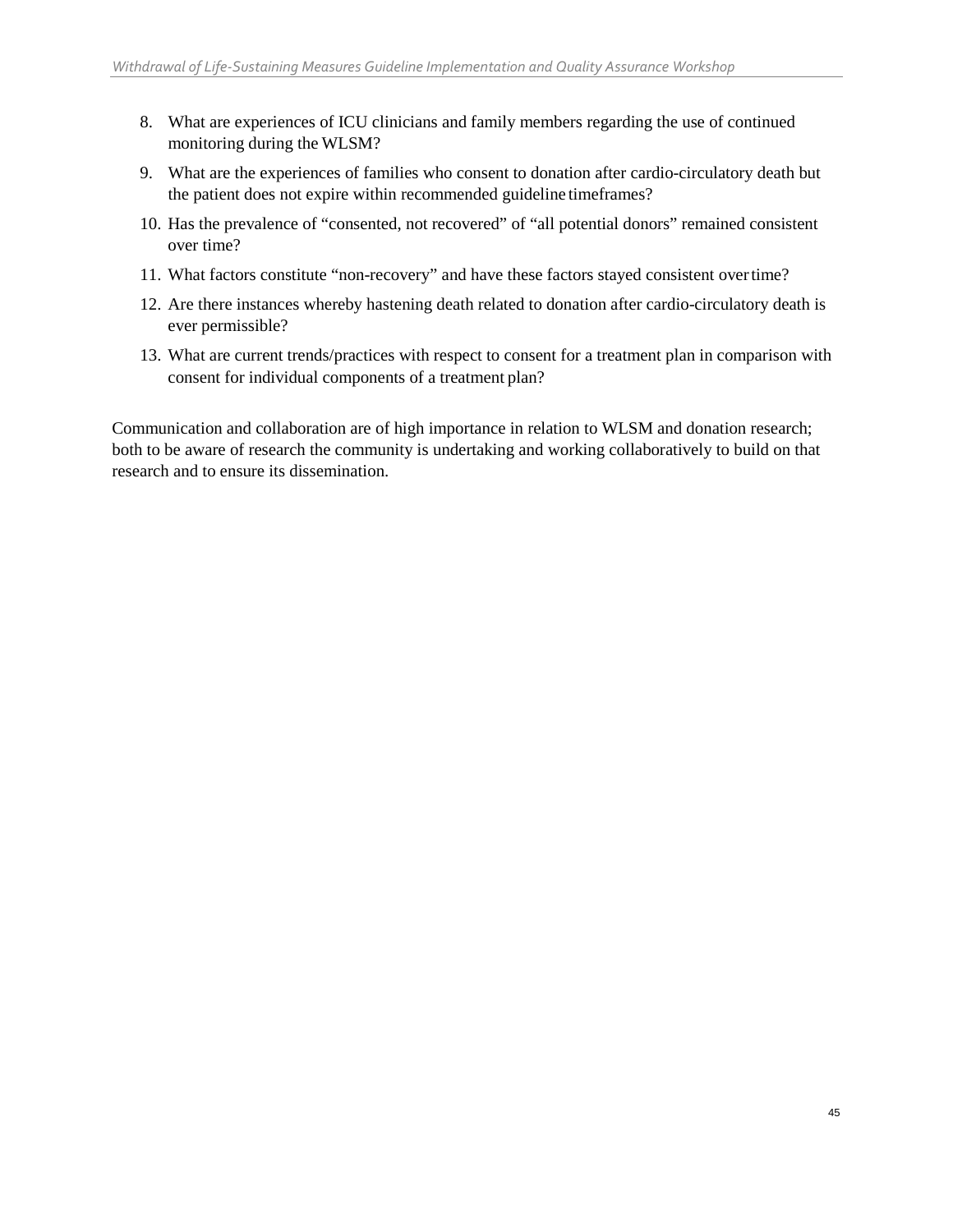8. What are experiences of ICU clinicians and family members regarding the use of continued monitoring during the WLSM?
9. What are the experiences of families who consent to donation after cardio-circulatory death but the patient does not expire within recommended guideline timeframes?
10. Has the prevalence of "consented, not recovered" of "all potential donors" remained consistent over time?
11. What factors constitute "non-recovery" and have these factors stayed consistent over time?
12. Are there instances whereby hastening death related to donation after cardio-circulatory death is ever permissible?
13. What are current trends/practices with respect to consent for a treatment plan in comparison with consent for individual components of a treatment plan?

Communication and collaboration are of high importance in relation to WLSM and donation research; both to be aware of research the community is undertaking and working collaboratively to build on that research and to ensure its dissemination.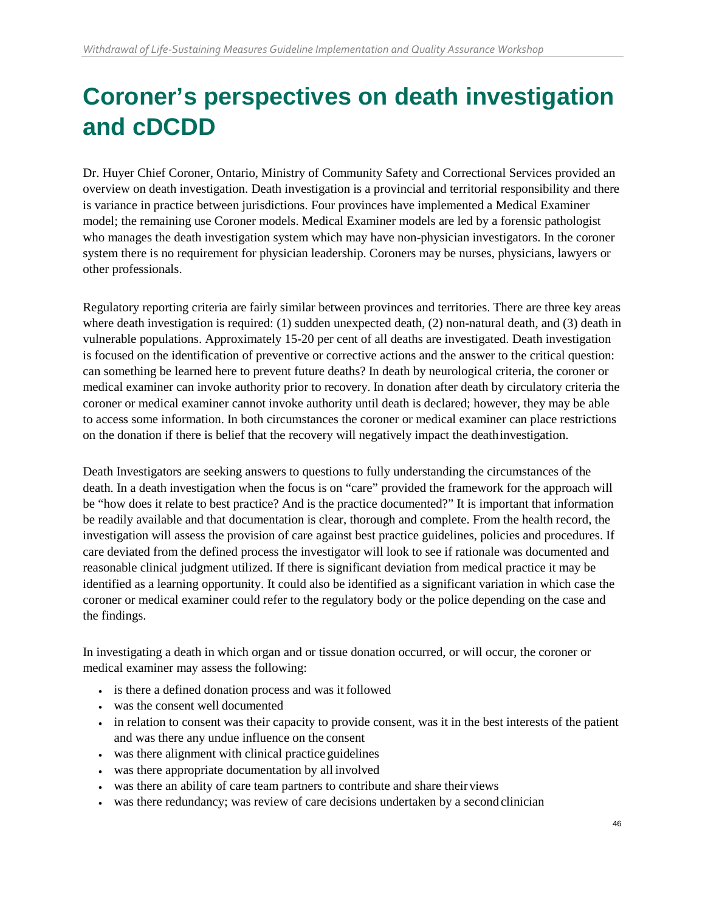# Coroner's perspectives on death investigation and cDCDD

Dr. Huyer Chief Coroner, Ontario, Ministry of Community Safety and Correctional Services provided an overview on death investigation. Death investigation is a provincial and territorial responsibility and there is variance in practice between jurisdictions. Four provinces have implemented a Medical Examiner model; the remaining use Coroner models. Medical Examiner models are led by a forensic pathologist who manages the death investigation system which may have non-physician investigators. In the coroner system there is no requirement for physician leadership. Coroners may be nurses, physicians, lawyers or other professionals.

Regulatory reporting criteria are fairly similar between provinces and territories. There are three key areas where death investigation is required: (1) sudden unexpected death, (2) non-natural death, and (3) death in vulnerable populations. Approximately 15-20 per cent of all deaths are investigated. Death investigation is focused on the identification of preventive or corrective actions and the answer to the critical question: can something be learned here to prevent future deaths? In death by neurological criteria, the coroner or medical examiner can invoke authority prior to recovery. In donation after death by circulatory criteria the coroner or medical examiner cannot invoke authority until death is declared; however, they may be able to access some information. In both circumstances the coroner or medical examiner can place restrictions on the donation if there is belief that the recovery will negatively impact the death investigation.

Death Investigators are seeking answers to questions to fully understanding the circumstances of the death. In a death investigation when the focus is on "care" provided the framework for the approach will be "how does it relate to best practice? And is the practice documented?" It is important that information be readily available and that documentation is clear, thorough and complete. From the health record, the investigation will assess the provision of care against best practice guidelines, policies and procedures. If care deviated from the defined process the investigator will look to see if rationale was documented and reasonable clinical judgment utilized. If there is significant deviation from medical practice it may be identified as a learning opportunity. It could also be identified as a significant variation in which case the coroner or medical examiner could refer to the regulatory body or the police depending on the case and the findings.

In investigating a death in which organ and or tissue donation occurred, or will occur, the coroner or medical examiner may assess the following:

- is there a defined donation process and was it followed
- was the consent well documented
- in relation to consent was their capacity to provide consent, was it in the best interests of the patient and was there any undue influence on the consent
- was there alignment with clinical practice guidelines
- was there appropriate documentation by all involved
- was there an ability of care team partners to contribute and share their views
- was there redundancy; was review of care decisions undertaken by a second clinician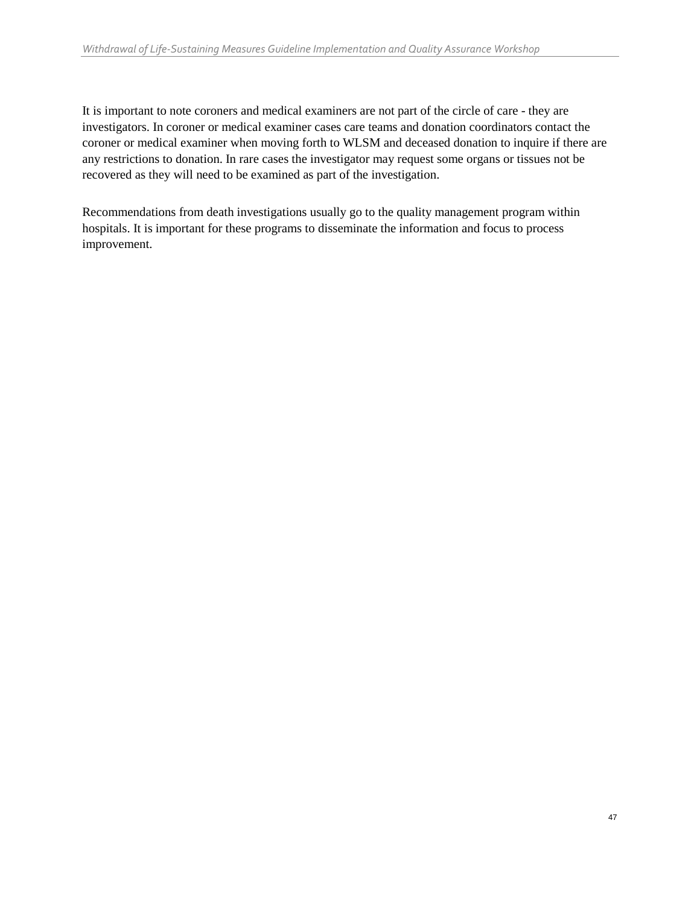It is important to note coroners and medical examiners are not part of the circle of care - they are investigators. In coroner or medical examiner cases care teams and donation coordinators contact the coroner or medical examiner when moving forth to WLSM and deceased donation to inquire if there are any restrictions to donation. In rare cases the investigator may request some organs or tissues not be recovered as they will need to be examined as part of the investigation.

Recommendations from death investigations usually go to the quality management program within hospitals. It is important for these programs to disseminate the information and focus to process improvement.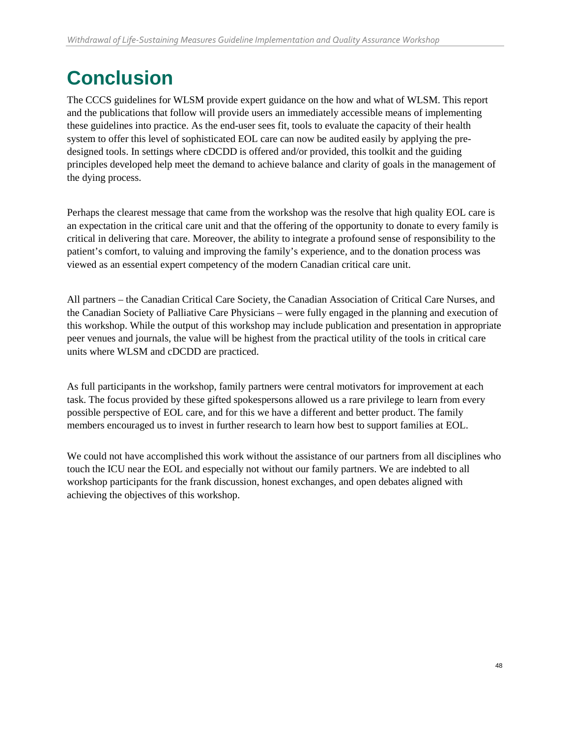# Conclusion

The CCCS guidelines for WLSM provide expert guidance on the how and what of WLSM. This report and the publications that follow will provide users an immediately accessible means of implementing these guidelines into practice. As the end-user sees fit, tools to evaluate the capacity of their health system to offer this level of sophisticated EOL care can now be audited easily by applying the pre-designed tools. In settings where cDCDD is offered and/or provided, this toolkit and the guiding principles developed help meet the demand to achieve balance and clarity of goals in the management of the dying process.

Perhaps the clearest message that came from the workshop was the resolve that high quality EOL care is an expectation in the critical care unit and that the offering of the opportunity to donate to every family is critical in delivering that care. Moreover, the ability to integrate a profound sense of responsibility to the patient's comfort, to valuing and improving the family's experience, and to the donation process was viewed as an essential expert competency of the modern Canadian critical care unit.

All partners – the Canadian Critical Care Society, the Canadian Association of Critical Care Nurses, and the Canadian Society of Palliative Care Physicians – were fully engaged in the planning and execution of this workshop. While the output of this workshop may include publication and presentation in appropriate peer venues and journals, the value will be highest from the practical utility of the tools in critical care units where WLSM and cDCDD are practiced.

As full participants in the workshop, family partners were central motivators for improvement at each task. The focus provided by these gifted spokespersons allowed us a rare privilege to learn from every possible perspective of EOL care, and for this we have a different and better product. The family members encouraged us to invest in further research to learn how best to support families at EOL.

We could not have accomplished this work without the assistance of our partners from all disciplines who touch the ICU near the EOL and especially not without our family partners. We are indebted to all workshop participants for the frank discussion, honest exchanges, and open debates aligned with achieving the objectives of this workshop.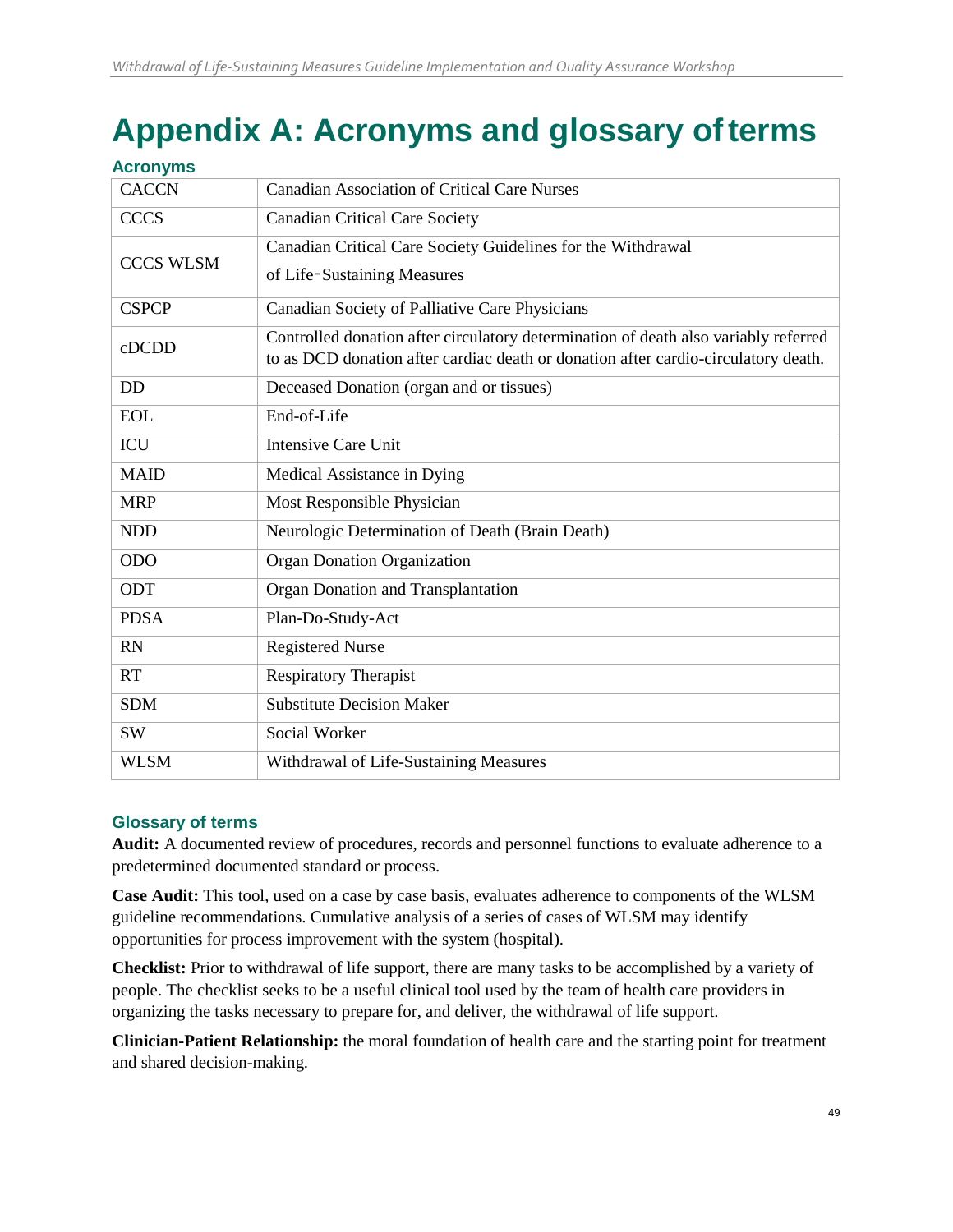# Appendix A: Acronyms and glossary of terms

### Acronyms

| | |
|---|---|
| CACCN | Canadian Association of Critical Care Nurses |
| CCCS | Canadian Critical Care Society |
| CCCS WLSM | Canadian Critical Care Society Guidelines for the Withdrawal of Life-Sustaining Measures |
| CSPCP | Canadian Society of Palliative Care Physicians |
| cDCDD | Controlled donation after circulatory determination of death also variably referred to as DCD donation after cardiac death or donation after cardio-circulatory death. |
| DD | Deceased Donation (organ and or tissues) |
| EOL | End-of-Life |
| ICU | Intensive Care Unit |
| MAID | Medical Assistance in Dying |
| MRP | Most Responsible Physician |
| NDD | Neurologic Determination of Death (Brain Death) |
| ODO | Organ Donation Organization |
| ODT | Organ Donation and Transplantation |
| PDSA | Plan-Do-Study-Act |
| RN | Registered Nurse |
| RT | Respiratory Therapist |
| SDM | Substitute Decision Maker |
| SW | Social Worker |
| WLSM | Withdrawal of Life-Sustaining Measures |

### Glossary of terms

**Audit:** A documented review of procedures, records and personnel functions to evaluate adherence to a predetermined documented standard or process.

**Case Audit:** This tool, used on a case by case basis, evaluates adherence to components of the WLSM guideline recommendations. Cumulative analysis of a series of cases of WLSM may identify opportunities for process improvement with the system (hospital).

**Checklist:** Prior to withdrawal of life support, there are many tasks to be accomplished by a variety of people. The checklist seeks to be a useful clinical tool used by the team of health care providers in organizing the tasks necessary to prepare for, and deliver, the withdrawal of life support.

**Clinician-Patient Relationship:** the moral foundation of health care and the starting point for treatment and shared decision-making.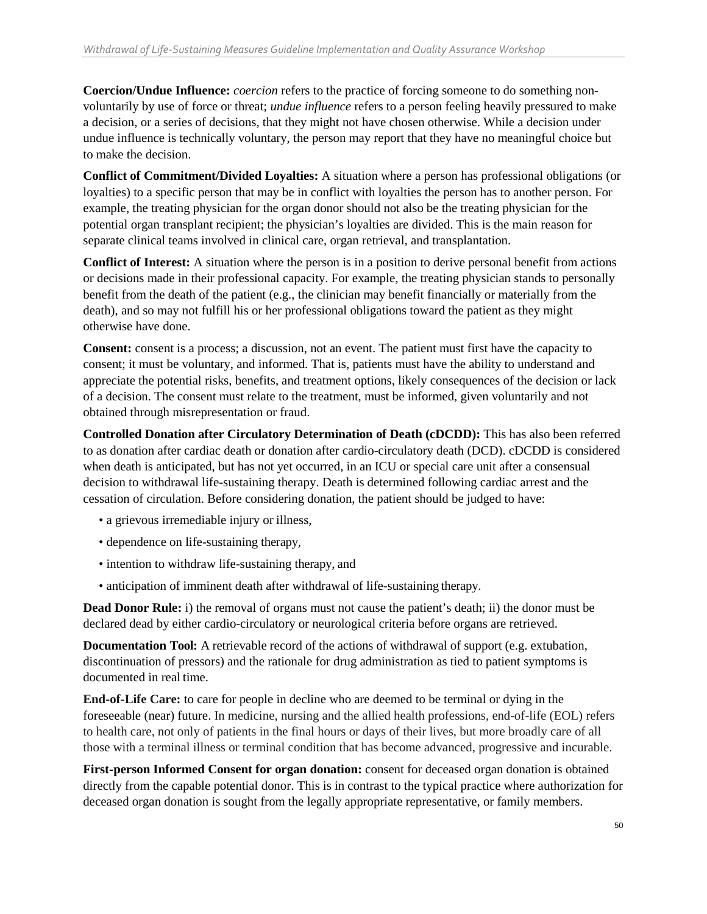**Coercion/Undue Influence:** *coercion* refers to the practice of forcing someone to do something non-voluntarily by use of force or threat; *undue influence* refers to a person feeling heavily pressured to make a decision, or a series of decisions, that they might not have chosen otherwise. While a decision under undue influence is technically voluntary, the person may report that they have no meaningful choice but to make the decision.

**Conflict of Commitment/Divided Loyalties:** A situation where a person has professional obligations (or loyalties) to a specific person that may be in conflict with loyalties the person has to another person. For example, the treating physician for the organ donor should not also be the treating physician for the potential organ transplant recipient; the physician's loyalties are divided. This is the main reason for separate clinical teams involved in clinical care, organ retrieval, and transplantation.

**Conflict of Interest:** A situation where the person is in a position to derive personal benefit from actions or decisions made in their professional capacity. For example, the treating physician stands to personally benefit from the death of the patient (e.g., the clinician may benefit financially or materially from the death), and so may not fulfill his or her professional obligations toward the patient as they might otherwise have done.

**Consent:** consent is a process; a discussion, not an event. The patient must first have the capacity to consent; it must be voluntary, and informed. That is, patients must have the ability to understand and appreciate the potential risks, benefits, and treatment options, likely consequences of the decision or lack of a decision. The consent must relate to the treatment, must be informed, given voluntarily and not obtained through misrepresentation or fraud.

**Controlled Donation after Circulatory Determination of Death (cDCDD):** This has also been referred to as donation after cardiac death or donation after cardio-circulatory death (DCD). cDCDD is considered when death is anticipated, but has not yet occurred, in an ICU or special care unit after a consensual decision to withdrawal life-sustaining therapy. Death is determined following cardiac arrest and the cessation of circulation. Before considering donation, the patient should be judged to have:

- a grievous irremediable injury or illness,
- dependence on life-sustaining therapy,
- intention to withdraw life-sustaining therapy, and
- anticipation of imminent death after withdrawal of life-sustaining therapy.

**Dead Donor Rule:** i) the removal of organs must not cause the patient's death; ii) the donor must be declared dead by either cardio-circulatory or neurological criteria before organs are retrieved.

**Documentation Tool:** A retrievable record of the actions of withdrawal of support (e.g. extubation, discontinuation of pressors) and the rationale for drug administration as tied to patient symptoms is documented in real time.

**End-of-Life Care:** to care for people in decline who are deemed to be terminal or dying in the foreseeable (near) future. In medicine, nursing and the allied health professions, end-of-life (EOL) refers to health care, not only of patients in the final hours or days of their lives, but more broadly care of all those with a terminal illness or terminal condition that has become advanced, progressive and incurable.

**First-person Informed Consent for organ donation:** consent for deceased organ donation is obtained directly from the capable potential donor. This is in contrast to the typical practice where authorization for deceased organ donation is sought from the legally appropriate representative, or family members.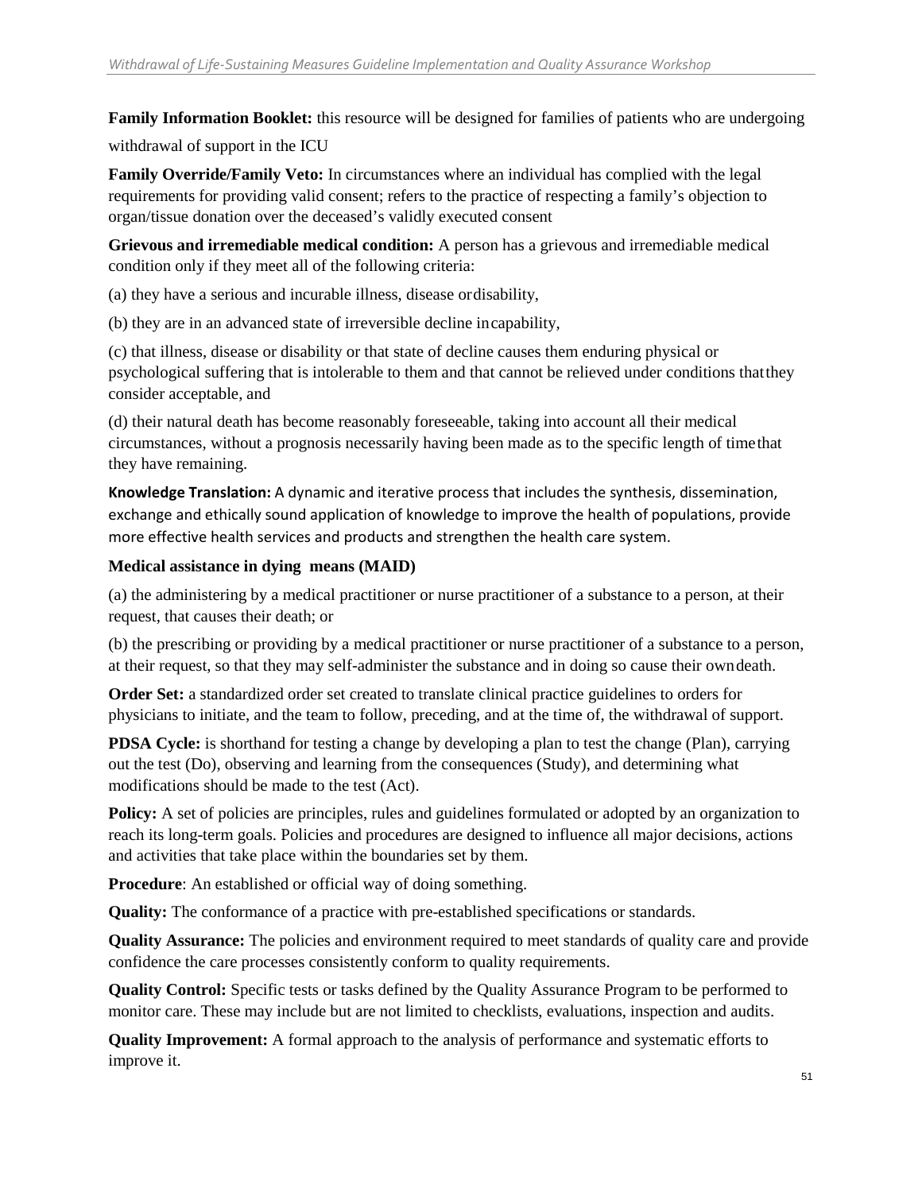**Family Information Booklet:** this resource will be designed for families of patients who are undergoing withdrawal of support in the ICU

**Family Override/Family Veto:** In circumstances where an individual has complied with the legal requirements for providing valid consent; refers to the practice of respecting a family's objection to organ/tissue donation over the deceased's validly executed consent

**Grievous and irremediable medical condition:** A person has a grievous and irremediable medical condition only if they meet all of the following criteria:

(a) they have a serious and incurable illness, disease or disability,

(b) they are in an advanced state of irreversible decline in capability,

(c) that illness, disease or disability or that state of decline causes them enduring physical or psychological suffering that is intolerable to them and that cannot be relieved under conditions that they consider acceptable, and

(d) their natural death has become reasonably foreseeable, taking into account all their medical circumstances, without a prognosis necessarily having been made as to the specific length of time that they have remaining.

**Knowledge Translation:** A dynamic and iterative process that includes the synthesis, dissemination, exchange and ethically sound application of knowledge to improve the health of populations, provide more effective health services and products and strengthen the health care system.

**Medical assistance in dying means (MAID)**

(a) the administering by a medical practitioner or nurse practitioner of a substance to a person, at their request, that causes their death; or

(b) the prescribing or providing by a medical practitioner or nurse practitioner of a substance to a person, at their request, so that they may self-administer the substance and in doing so cause their own death.

**Order Set:** a standardized order set created to translate clinical practice guidelines to orders for physicians to initiate, and the team to follow, preceding, and at the time of, the withdrawal of support.

**PDSA Cycle:** is shorthand for testing a change by developing a plan to test the change (Plan), carrying out the test (Do), observing and learning from the consequences (Study), and determining what modifications should be made to the test (Act).

**Policy:** A set of policies are principles, rules and guidelines formulated or adopted by an organization to reach its long-term goals. Policies and procedures are designed to influence all major decisions, actions and activities that take place within the boundaries set by them.

**Procedure**: An established or official way of doing something.

**Quality:** The conformance of a practice with pre-established specifications or standards.

**Quality Assurance:** The policies and environment required to meet standards of quality care and provide confidence the care processes consistently conform to quality requirements.

**Quality Control:** Specific tests or tasks defined by the Quality Assurance Program to be performed to monitor care. These may include but are not limited to checklists, evaluations, inspection and audits.

**Quality Improvement:** A formal approach to the analysis of performance and systematic efforts to improve it.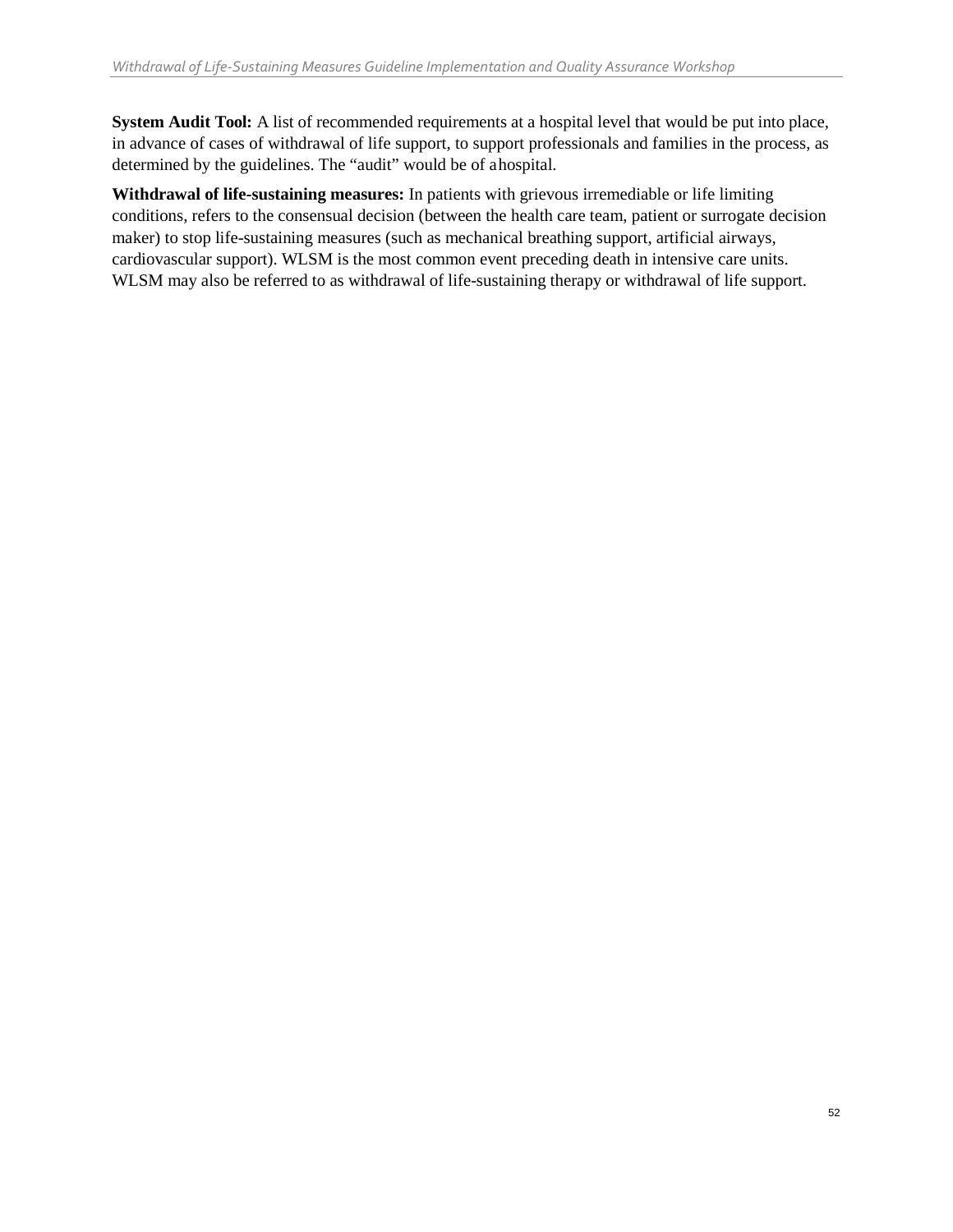**System Audit Tool:** A list of recommended requirements at a hospital level that would be put into place, in advance of cases of withdrawal of life support, to support professionals and families in the process, as determined by the guidelines. The "audit" would be of a hospital.

**Withdrawal of life-sustaining measures:** In patients with grievous irremediable or life limiting conditions, refers to the consensual decision (between the health care team, patient or surrogate decision maker) to stop life-sustaining measures (such as mechanical breathing support, artificial airways, cardiovascular support). WLSM is the most common event preceding death in intensive care units. WLSM may also be referred to as withdrawal of life-sustaining therapy or withdrawal of life support.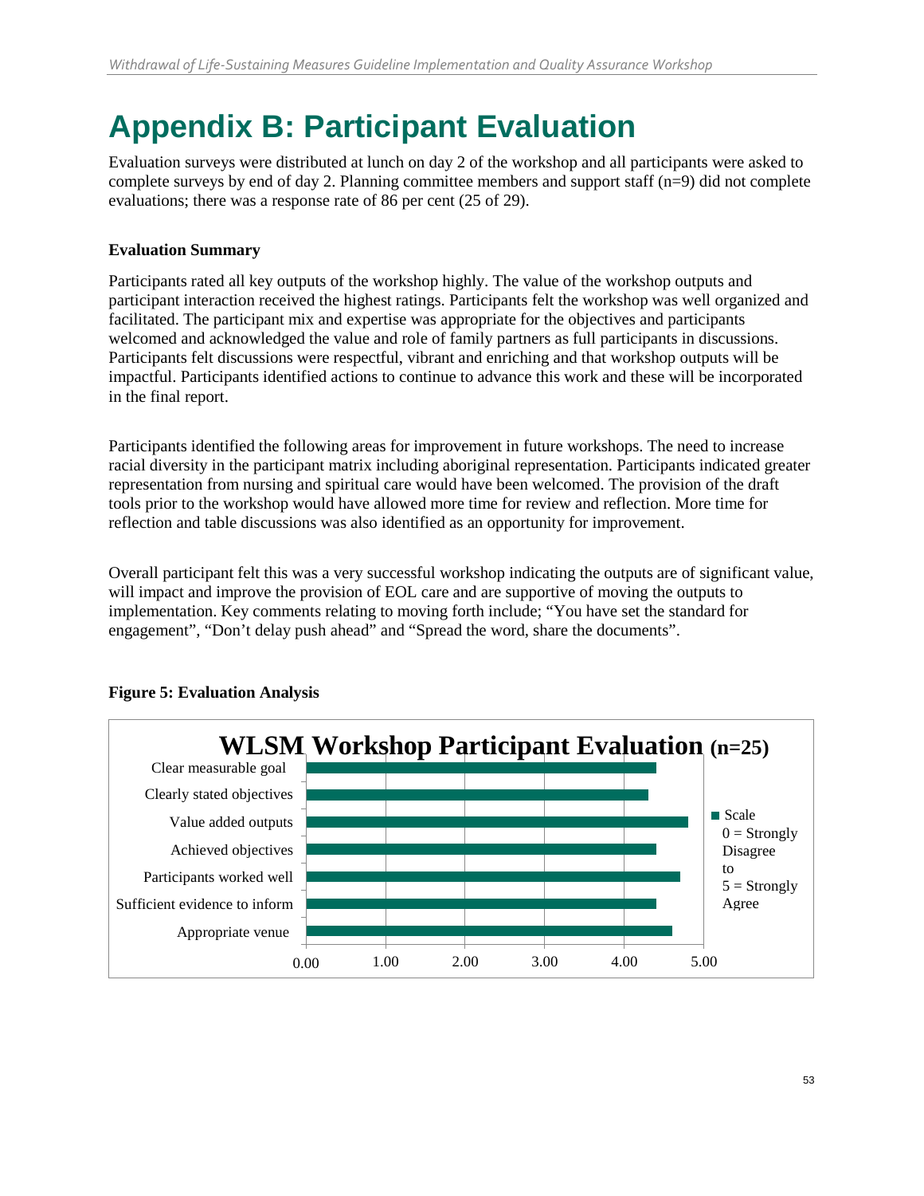# Appendix B: Participant Evaluation

Evaluation surveys were distributed at lunch on day 2 of the workshop and all participants were asked to complete surveys by end of day 2. Planning committee members and support staff (n=9) did not complete evaluations; there was a response rate of 86 per cent (25 of 29).

**Evaluation Summary**

Participants rated all key outputs of the workshop highly. The value of the workshop outputs and participant interaction received the highest ratings. Participants felt the workshop was well organized and facilitated. The participant mix and expertise was appropriate for the objectives and participants welcomed and acknowledged the value and role of family partners as full participants in discussions. Participants felt discussions were respectful, vibrant and enriching and that workshop outputs will be impactful. Participants identified actions to continue to advance this work and these will be incorporated in the final report.

Participants identified the following areas for improvement in future workshops. The need to increase racial diversity in the participant matrix including aboriginal representation. Participants indicated greater representation from nursing and spiritual care would have been welcomed. The provision of the draft tools prior to the workshop would have allowed more time for review and reflection. More time for reflection and table discussions was also identified as an opportunity for improvement.

Overall participant felt this was a very successful workshop indicating the outputs are of significant value, will impact and improve the provision of EOL care and are supportive of moving the outputs to implementation. Key comments relating to moving forth include; "You have set the standard for engagement", "Don't delay push ahead" and "Spread the word, share the documents".

**Figure 5: Evaluation Analysis**

**WLSM Workshop Participant Evaluation (n=25)**

| Item | Scale (0 = Strongly Disagree to 5 = Strongly Agree) |
|---|---|
| Clear measurable goal | ~4.4 |
| Clearly stated objectives | ~4.3 |
| Value added outputs | ~4.8 |
| Achieved objectives | ~4.4 |
| Participants worked well | ~4.7 |
| Sufficient evidence to inform | ~4.4 |
| Appropriate venue | ~4.6 |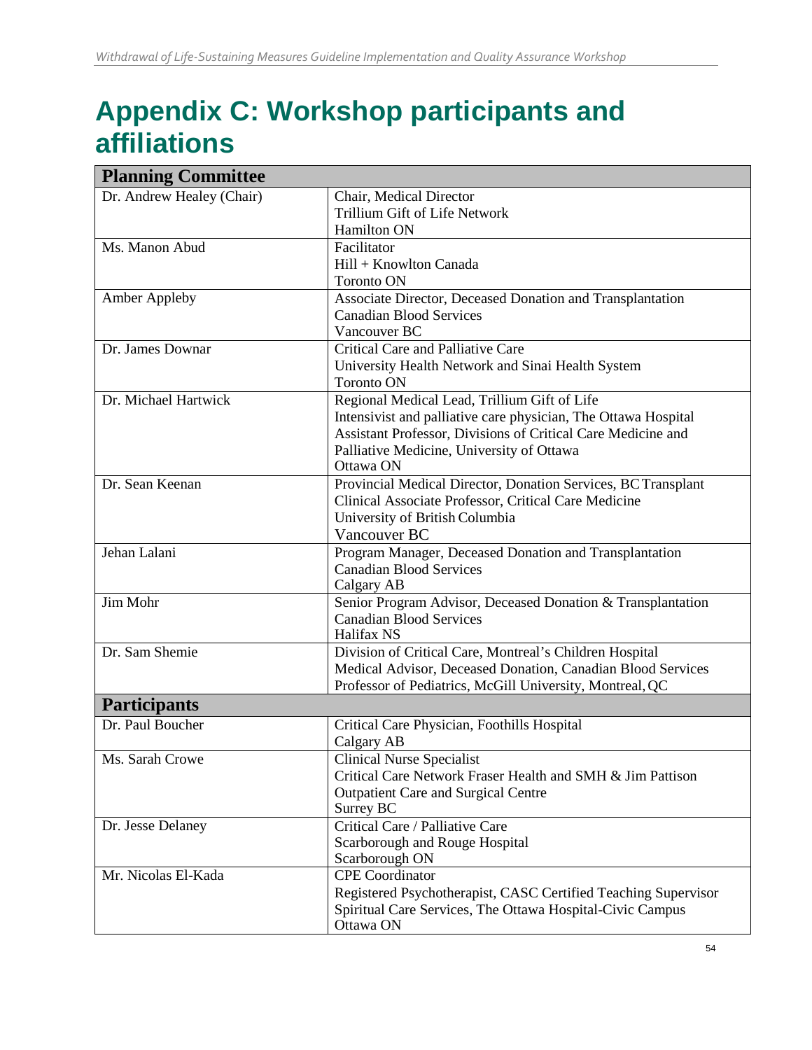# Appendix C: Workshop participants and affiliations

| **Planning Committee** | |
|---|---|
| Dr. Andrew Healey (Chair) | Chair, Medical Director<br>Trillium Gift of Life Network<br>Hamilton ON |
| Ms. Manon Abud | Facilitator<br>Hill + Knowlton Canada<br>Toronto ON |
| Amber Appleby | Associate Director, Deceased Donation and Transplantation<br>Canadian Blood Services<br>Vancouver BC |
| Dr. James Downar | Critical Care and Palliative Care<br>University Health Network and Sinai Health System<br>Toronto ON |
| Dr. Michael Hartwick | Regional Medical Lead, Trillium Gift of Life<br>Intensivist and palliative care physician, The Ottawa Hospital<br>Assistant Professor, Divisions of Critical Care Medicine and Palliative Medicine, University of Ottawa<br>Ottawa ON |
| Dr. Sean Keenan | Provincial Medical Director, Donation Services, BC Transplant<br>Clinical Associate Professor, Critical Care Medicine<br>University of British Columbia<br>Vancouver BC |
| Jehan Lalani | Program Manager, Deceased Donation and Transplantation<br>Canadian Blood Services<br>Calgary AB |
| Jim Mohr | Senior Program Advisor, Deceased Donation & Transplantation<br>Canadian Blood Services<br>Halifax NS |
| Dr. Sam Shemie | Division of Critical Care, Montreal's Children Hospital<br>Medical Advisor, Deceased Donation, Canadian Blood Services<br>Professor of Pediatrics, McGill University, Montreal, QC |
| **Participants** | |
| Dr. Paul Boucher | Critical Care Physician, Foothills Hospital<br>Calgary AB |
| Ms. Sarah Crowe | Clinical Nurse Specialist<br>Critical Care Network Fraser Health and SMH & Jim Pattison Outpatient Care and Surgical Centre<br>Surrey BC |
| Dr. Jesse Delaney | Critical Care / Palliative Care<br>Scarborough and Rouge Hospital<br>Scarborough ON |
| Mr. Nicolas El-Kada | CPE Coordinator<br>Registered Psychotherapist, CASC Certified Teaching Supervisor<br>Spiritual Care Services, The Ottawa Hospital-Civic Campus<br>Ottawa ON |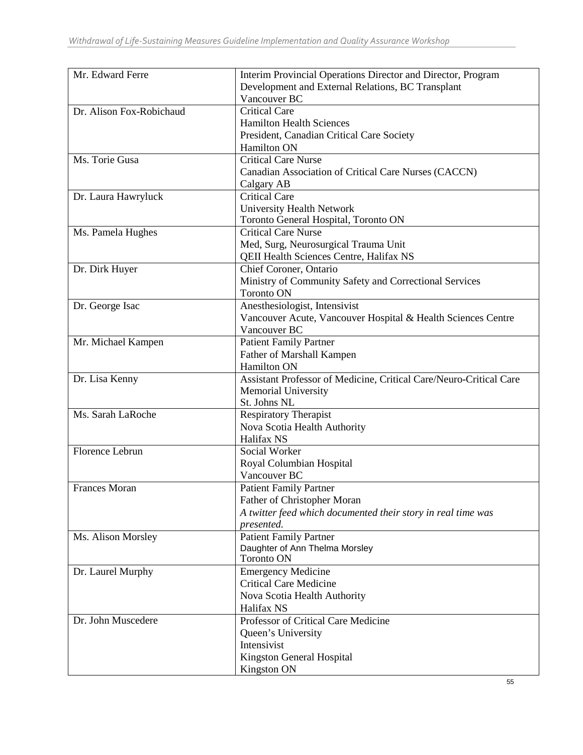| | |
|---|---|
| Mr. Edward Ferre | Interim Provincial Operations Director and Director, Program Development and External Relations, BC Transplant<br>Vancouver BC |
| Dr. Alison Fox-Robichaud | Critical Care<br>Hamilton Health Sciences<br>President, Canadian Critical Care Society<br>Hamilton ON |
| Ms. Torie Gusa | Critical Care Nurse<br>Canadian Association of Critical Care Nurses (CACCN)<br>Calgary AB |
| Dr. Laura Hawryluck | Critical Care<br>University Health Network<br>Toronto General Hospital, Toronto ON |
| Ms. Pamela Hughes | Critical Care Nurse<br>Med, Surg, Neurosurgical Trauma Unit<br>QEII Health Sciences Centre, Halifax NS |
| Dr. Dirk Huyer | Chief Coroner, Ontario<br>Ministry of Community Safety and Correctional Services<br>Toronto ON |
| Dr. George Isac | Anesthesiologist, Intensivist<br>Vancouver Acute, Vancouver Hospital & Health Sciences Centre<br>Vancouver BC |
| Mr. Michael Kampen | Patient Family Partner<br>Father of Marshall Kampen<br>Hamilton ON |
| Dr. Lisa Kenny | Assistant Professor of Medicine, Critical Care/Neuro-Critical Care<br>Memorial University<br>St. Johns NL |
| Ms. Sarah LaRoche | Respiratory Therapist<br>Nova Scotia Health Authority<br>Halifax NS |
| Florence Lebrun | Social Worker<br>Royal Columbian Hospital<br>Vancouver BC |
| Frances Moran | Patient Family Partner<br>Father of Christopher Moran<br>*A twitter feed which documented their story in real time was presented.* |
| Ms. Alison Morsley | Patient Family Partner<br>Daughter of Ann Thelma Morsley<br>Toronto ON |
| Dr. Laurel Murphy | Emergency Medicine<br>Critical Care Medicine<br>Nova Scotia Health Authority<br>Halifax NS |
| Dr. John Muscedere | Professor of Critical Care Medicine<br>Queen's University<br>Intensivist<br>Kingston General Hospital<br>Kingston ON |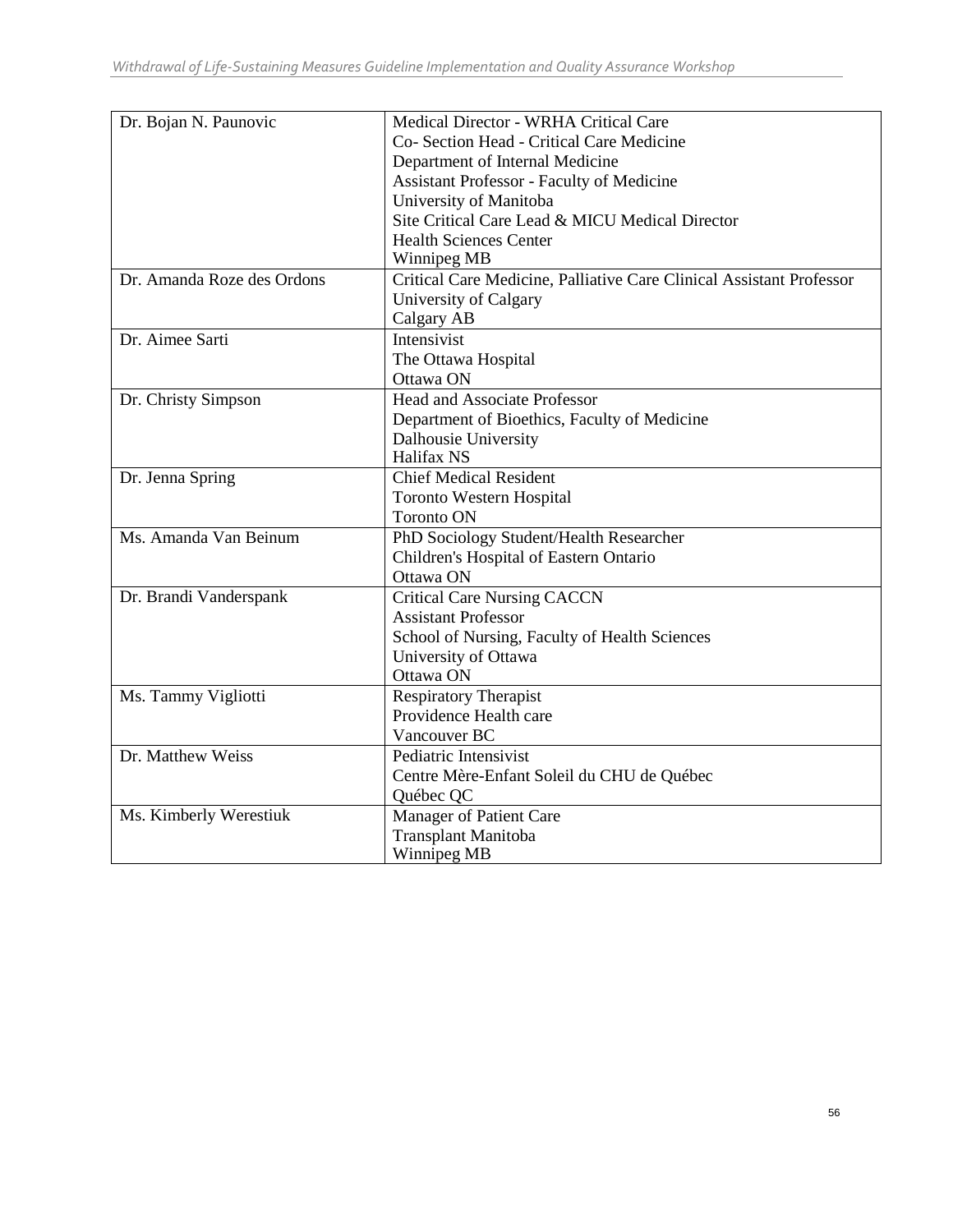| Dr. Bojan N. Paunovic | Medical Director - WRHA Critical Care<br>Co- Section Head - Critical Care Medicine<br>Department of Internal Medicine<br>Assistant Professor - Faculty of Medicine<br>University of Manitoba<br>Site Critical Care Lead & MICU Medical Director<br>Health Sciences Center<br>Winnipeg MB |
|---|---|
| Dr. Amanda Roze des Ordons | Critical Care Medicine, Palliative Care Clinical Assistant Professor<br>University of Calgary<br>Calgary AB |
| Dr. Aimee Sarti | Intensivist<br>The Ottawa Hospital<br>Ottawa ON |
| Dr. Christy Simpson | Head and Associate Professor<br>Department of Bioethics, Faculty of Medicine<br>Dalhousie University<br>Halifax NS |
| Dr. Jenna Spring | Chief Medical Resident<br>Toronto Western Hospital<br>Toronto ON |
| Ms. Amanda Van Beinum | PhD Sociology Student/Health Researcher<br>Children's Hospital of Eastern Ontario<br>Ottawa ON |
| Dr. Brandi Vanderspank | Critical Care Nursing CACCN<br>Assistant Professor<br>School of Nursing, Faculty of Health Sciences<br>University of Ottawa<br>Ottawa ON |
| Ms. Tammy Vigliotti | Respiratory Therapist<br>Providence Health care<br>Vancouver BC |
| Dr. Matthew Weiss | Pediatric Intensivist<br>Centre Mère-Enfant Soleil du CHU de Québec<br>Québec QC |
| Ms. Kimberly Werestiuk | Manager of Patient Care<br>Transplant Manitoba<br>Winnipeg MB |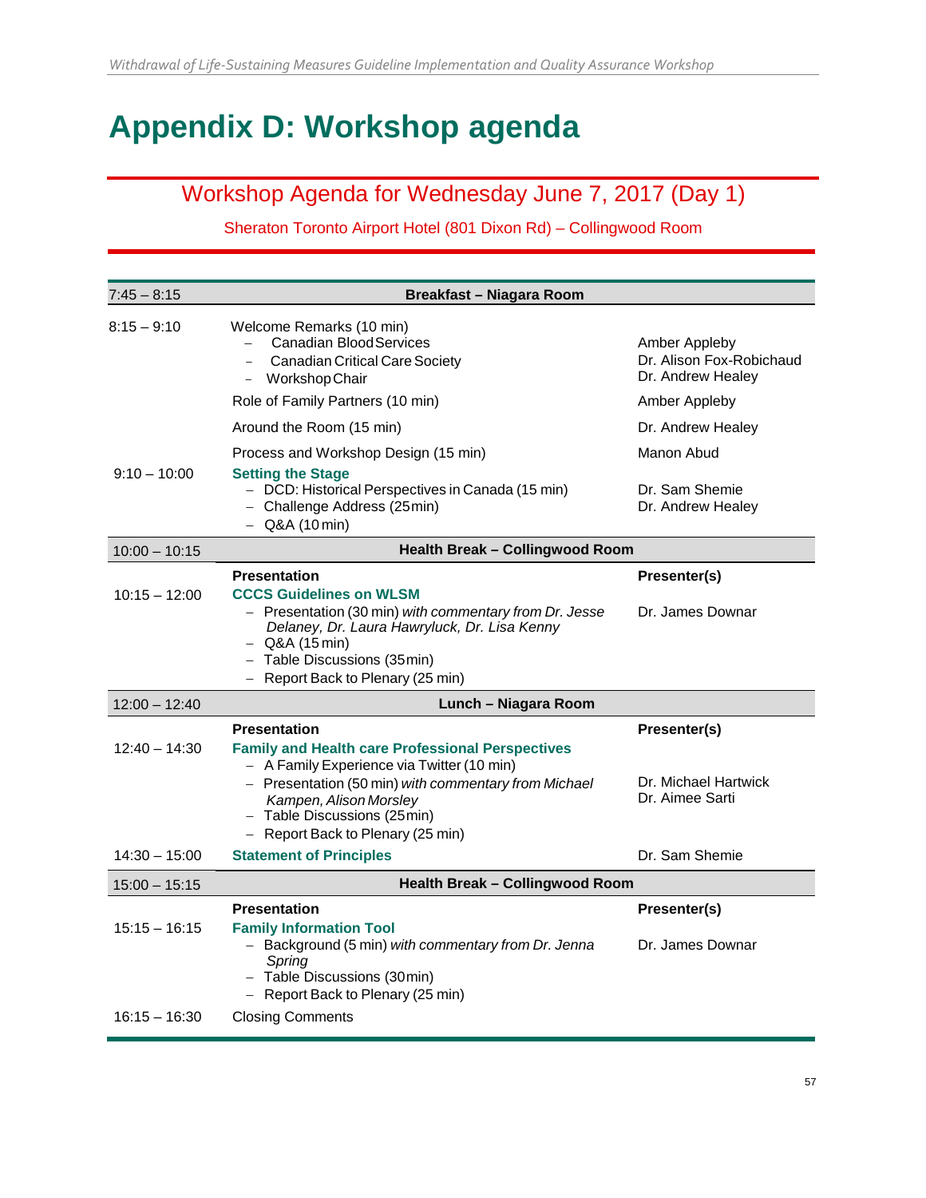# Appendix D: Workshop agenda

## Workshop Agenda for Wednesday June 7, 2017 (Day 1)

Sheraton Toronto Airport Hotel (801 Dixon Rd) – Collingwood Room

| Time | Session | Presenter(s) |
|---|---|---|
| 7:45 – 8:15 | **Breakfast – Niagara Room** | |
| 8:15 – 9:10 | Welcome Remarks (10 min)<br>– Canadian Blood Services<br>– Canadian Critical Care Society<br>– Workshop Chair | <br>Amber Appleby<br>Dr. Alison Fox-Robichaud<br>Dr. Andrew Healey |
| | Role of Family Partners (10 min) | Amber Appleby |
| | Around the Room (15 min) | Dr. Andrew Healey |
| | Process and Workshop Design (15 min) | Manon Abud |
| 9:10 – 10:00 | **Setting the Stage**<br>– DCD: Historical Perspectives in Canada (15 min)<br>– Challenge Address (25 min)<br>– Q&A (10 min) | <br>Dr. Sam Shemie<br>Dr. Andrew Healey |
| 10:00 – 10:15 | **Health Break – Collingwood Room** | |
| | **Presentation** | **Presenter(s)** |
| 10:15 – 12:00 | **CCCS Guidelines on WLSM**<br>– Presentation (30 min) *with commentary from Dr. Jesse Delaney, Dr. Laura Hawryluck, Dr. Lisa Kenny*<br>– Q&A (15 min)<br>– Table Discussions (35 min)<br>– Report Back to Plenary (25 min) | Dr. James Downar |
| 12:00 – 12:40 | **Lunch – Niagara Room** | |
| | **Presentation** | **Presenter(s)** |
| 12:40 – 14:30 | **Family and Health care Professional Perspectives**<br>– A Family Experience via Twitter (10 min)<br>– Presentation (50 min) *with commentary from Michael Kampen, Alison Morsley*<br>– Table Discussions (25 min)<br>– Report Back to Plenary (25 min) | <br><br>Dr. Michael Hartwick<br>Dr. Aimee Sarti |
| 14:30 – 15:00 | **Statement of Principles** | Dr. Sam Shemie |
| 15:00 – 15:15 | **Health Break – Collingwood Room** | |
| | **Presentation** | **Presenter(s)** |
| 15:15 – 16:15 | **Family Information Tool**<br>– Background (5 min) *with commentary from Dr. Jenna Spring*<br>– Table Discussions (30 min)<br>– Report Back to Plenary (25 min) | Dr. James Downar |
| 16:15 – 16:30 | Closing Comments | |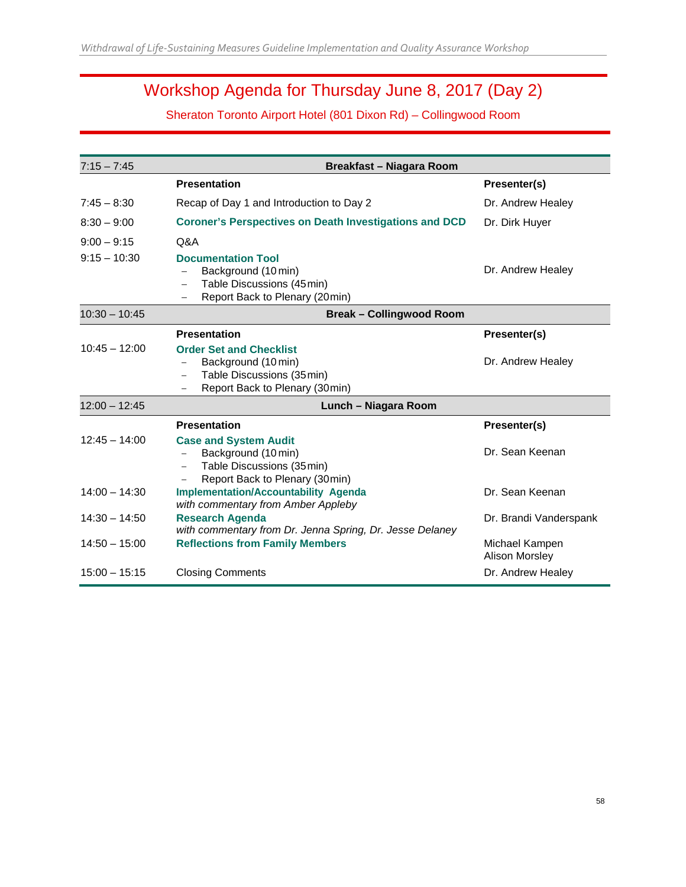# Workshop Agenda for Thursday June 8, 2017 (Day 2)

Sheraton Toronto Airport Hotel (801 Dixon Rd) – Collingwood Room

| Time | Presentation | Presenter(s) |
|---|---|---|
| 7:15 – 7:45 | **Breakfast – Niagara Room** | |
| | **Presentation** | **Presenter(s)** |
| 7:45 – 8:30 | Recap of Day 1 and Introduction to Day 2 | Dr. Andrew Healey |
| 8:30 – 9:00 | **Coroner's Perspectives on Death Investigations and DCD** | Dr. Dirk Huyer |
| 9:00 – 9:15 | Q&A | |
| 9:15 – 10:30 | **Documentation Tool**<br>– Background (10 min)<br>– Table Discussions (45 min)<br>– Report Back to Plenary (20min) | Dr. Andrew Healey |
| 10:30 – 10:45 | **Break – Collingwood Room** | |
| | **Presentation** | **Presenter(s)** |
| 10:45 – 12:00 | **Order Set and Checklist**<br>– Background (10 min)<br>– Table Discussions (35 min)<br>– Report Back to Plenary (30min) | Dr. Andrew Healey |
| 12:00 – 12:45 | **Lunch – Niagara Room** | |
| | **Presentation** | **Presenter(s)** |
| 12:45 – 14:00 | **Case and System Audit**<br>– Background (10 min)<br>– Table Discussions (35 min)<br>– Report Back to Plenary (30min) | Dr. Sean Keenan |
| 14:00 – 14:30 | **Implementation/Accountability Agenda**<br>*with commentary from Amber Appleby* | Dr. Sean Keenan |
| 14:30 – 14:50 | **Research Agenda**<br>*with commentary from Dr. Jenna Spring, Dr. Jesse Delaney* | Dr. Brandi Vanderspank |
| 14:50 – 15:00 | **Reflections from Family Members** | Michael Kampen<br>Alison Morsley |
| 15:00 – 15:15 | Closing Comments | Dr. Andrew Healey |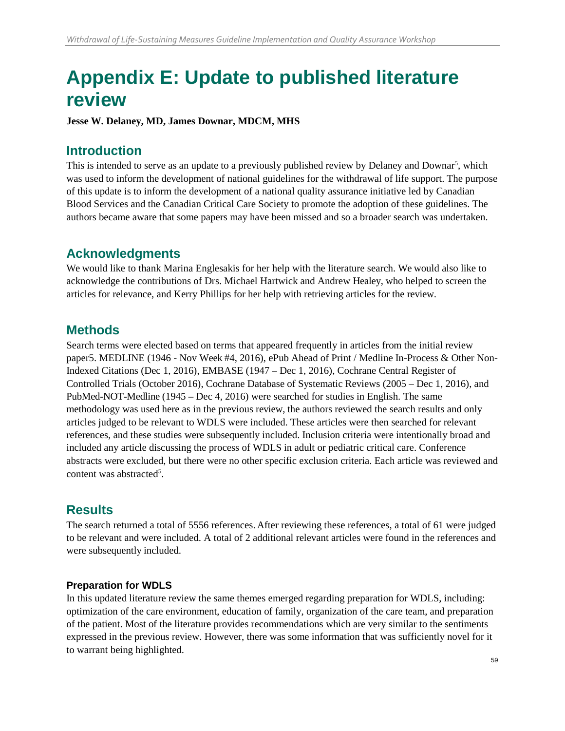# Appendix E: Update to published literature review

**Jesse W. Delaney, MD, James Downar, MDCM, MHS**

## Introduction

This is intended to serve as an update to a previously published review by Delaney and Downar[5], which was used to inform the development of national guidelines for the withdrawal of life support. The purpose of this update is to inform the development of a national quality assurance initiative led by Canadian Blood Services and the Canadian Critical Care Society to promote the adoption of these guidelines. The authors became aware that some papers may have been missed and so a broader search was undertaken.

## Acknowledgments

We would like to thank Marina Englesakis for her help with the literature search. We would also like to acknowledge the contributions of Drs. Michael Hartwick and Andrew Healey, who helped to screen the articles for relevance, and Kerry Phillips for her help with retrieving articles for the review.

## Methods

Search terms were elected based on terms that appeared frequently in articles from the initial review paper5. MEDLINE (1946 - Nov Week #4, 2016), ePub Ahead of Print / Medline In-Process & Other Non-Indexed Citations (Dec 1, 2016), EMBASE (1947 – Dec 1, 2016), Cochrane Central Register of Controlled Trials (October 2016), Cochrane Database of Systematic Reviews (2005 – Dec 1, 2016), and PubMed-NOT-Medline (1945 – Dec 4, 2016) were searched for studies in English. The same methodology was used here as in the previous review, the authors reviewed the search results and only articles judged to be relevant to WDLS were included. These articles were then searched for relevant references, and these studies were subsequently included. Inclusion criteria were intentionally broad and included any article discussing the process of WDLS in adult or pediatric critical care. Conference abstracts were excluded, but there were no other specific exclusion criteria. Each article was reviewed and content was abstracted[5].

## Results

The search returned a total of 5556 references. After reviewing these references, a total of 61 were judged to be relevant and were included. A total of 2 additional relevant articles were found in the references and were subsequently included.

### Preparation for WDLS

In this updated literature review the same themes emerged regarding preparation for WDLS, including: optimization of the care environment, education of family, organization of the care team, and preparation of the patient. Most of the literature provides recommendations which are very similar to the sentiments expressed in the previous review. However, there was some information that was sufficiently novel for it to warrant being highlighted.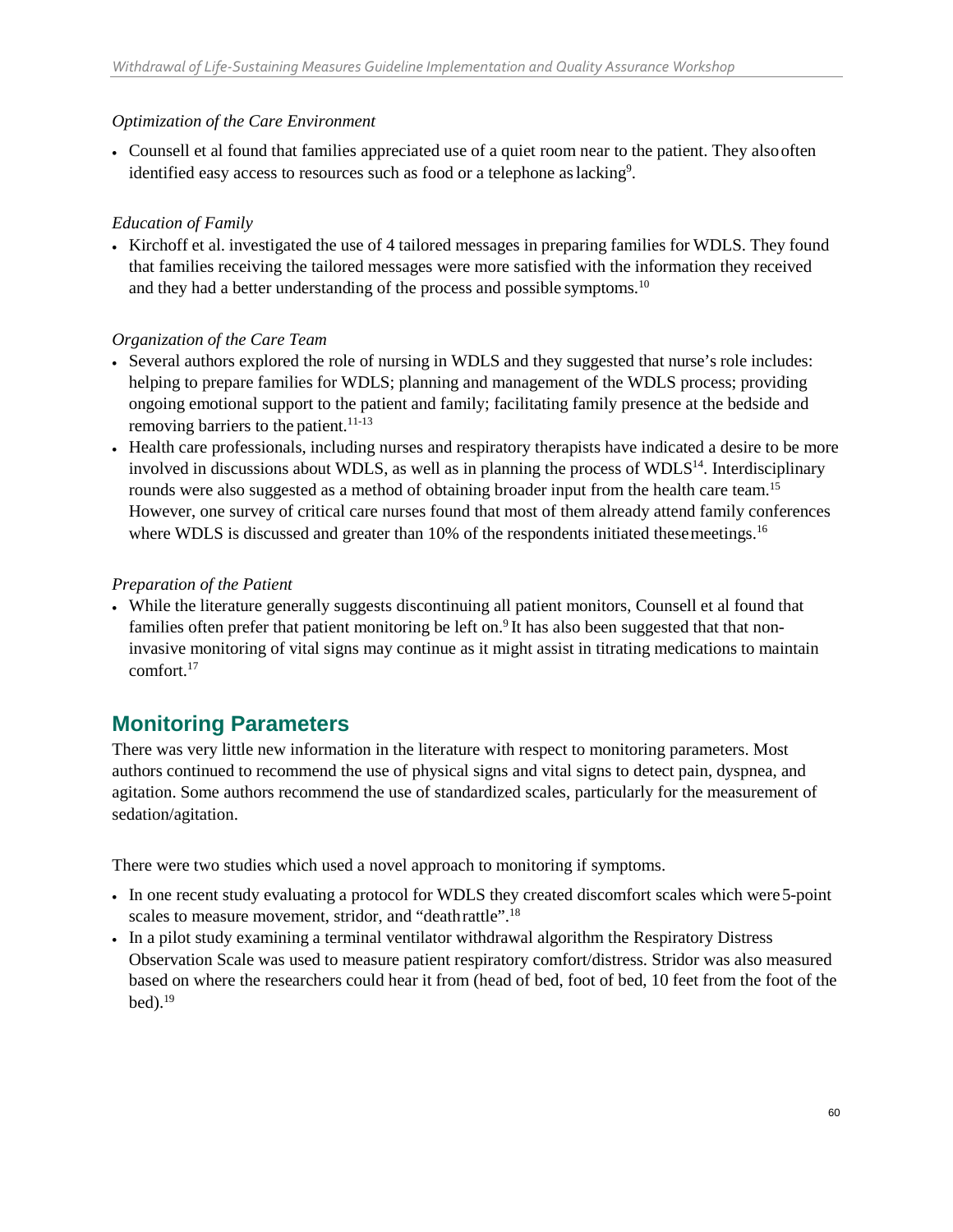*Optimization of the Care Environment*

- Counsell et al found that families appreciated use of a quiet room near to the patient. They also often identified easy access to resources such as food or a telephone as lacking[9].

*Education of Family*

- Kirchoff et al. investigated the use of 4 tailored messages in preparing families for WDLS. They found that families receiving the tailored messages were more satisfied with the information they received and they had a better understanding of the process and possible symptoms.[10]

*Organization of the Care Team*

- Several authors explored the role of nursing in WDLS and they suggested that nurse's role includes: helping to prepare families for WDLS; planning and management of the WDLS process; providing ongoing emotional support to the patient and family; facilitating family presence at the bedside and removing barriers to the patient.[11-13]
- Health care professionals, including nurses and respiratory therapists have indicated a desire to be more involved in discussions about WDLS, as well as in planning the process of WDLS[14]. Interdisciplinary rounds were also suggested as a method of obtaining broader input from the health care team.[15] However, one survey of critical care nurses found that most of them already attend family conferences where WDLS is discussed and greater than 10% of the respondents initiated these meetings.[16]

*Preparation of the Patient*

- While the literature generally suggests discontinuing all patient monitors, Counsell et al found that families often prefer that patient monitoring be left on.[9] It has also been suggested that that non-invasive monitoring of vital signs may continue as it might assist in titrating medications to maintain comfort.[17]

## Monitoring Parameters

There was very little new information in the literature with respect to monitoring parameters. Most authors continued to recommend the use of physical signs and vital signs to detect pain, dyspnea, and agitation. Some authors recommend the use of standardized scales, particularly for the measurement of sedation/agitation.

There were two studies which used a novel approach to monitoring if symptoms.

- In one recent study evaluating a protocol for WDLS they created discomfort scales which were 5-point scales to measure movement, stridor, and "death rattle".[18]
- In a pilot study examining a terminal ventilator withdrawal algorithm the Respiratory Distress Observation Scale was used to measure patient respiratory comfort/distress. Stridor was also measured based on where the researchers could hear it from (head of bed, foot of bed, 10 feet from the foot of the bed).[19]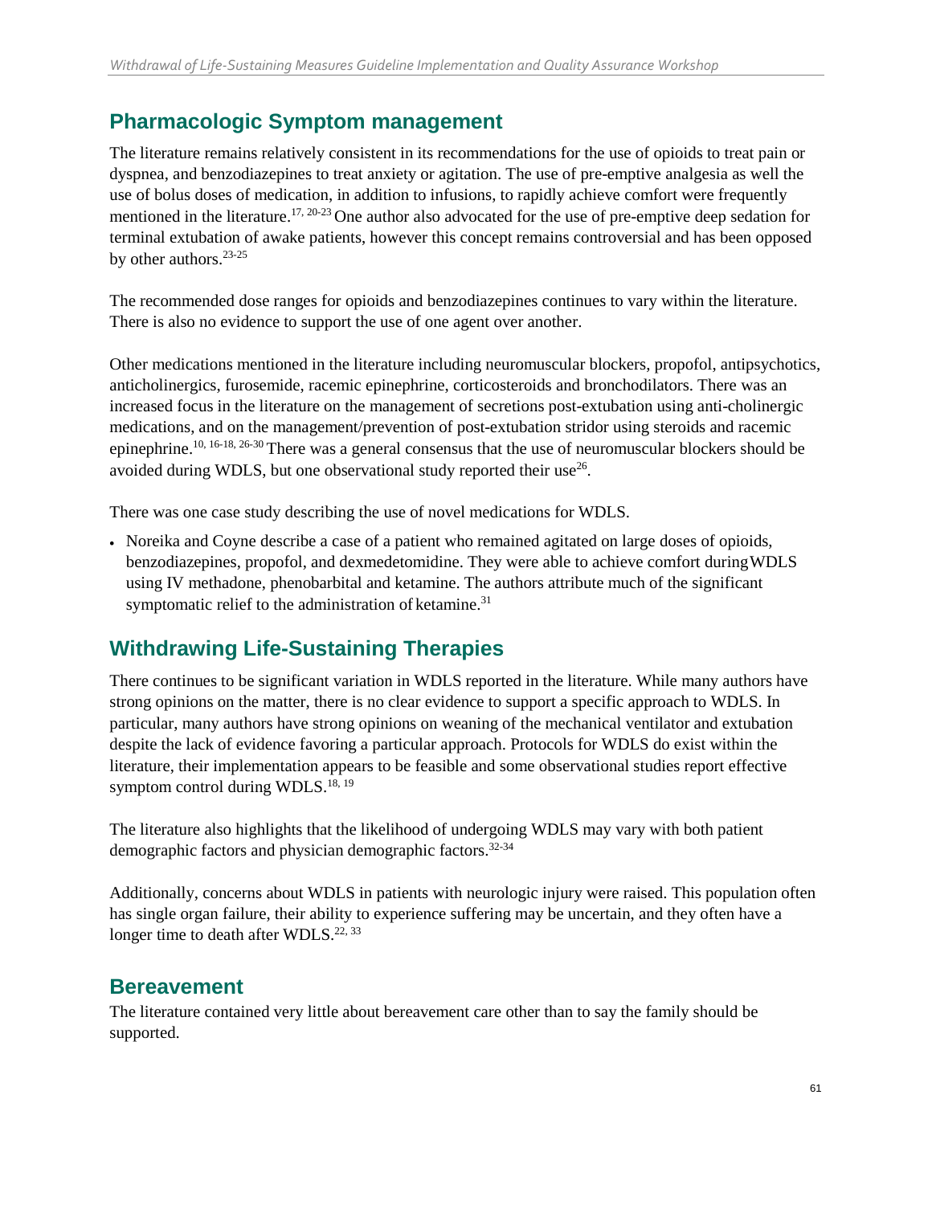## Pharmacologic Symptom management

The literature remains relatively consistent in its recommendations for the use of opioids to treat pain or dyspnea, and benzodiazepines to treat anxiety or agitation. The use of pre-emptive analgesia as well the use of bolus doses of medication, in addition to infusions, to rapidly achieve comfort were frequently mentioned in the literature.[17, 20-23] One author also advocated for the use of pre-emptive deep sedation for terminal extubation of awake patients, however this concept remains controversial and has been opposed by other authors.[23-25]

The recommended dose ranges for opioids and benzodiazepines continues to vary within the literature. There is also no evidence to support the use of one agent over another.

Other medications mentioned in the literature including neuromuscular blockers, propofol, antipsychotics, anticholinergics, furosemide, racemic epinephrine, corticosteroids and bronchodilators. There was an increased focus in the literature on the management of secretions post-extubation using anti-cholinergic medications, and on the management/prevention of post-extubation stridor using steroids and racemic epinephrine.[10, 16-18, 26-30] There was a general consensus that the use of neuromuscular blockers should be avoided during WDLS, but one observational study reported their use[26].

There was one case study describing the use of novel medications for WDLS.

- Noreika and Coyne describe a case of a patient who remained agitated on large doses of opioids, benzodiazepines, propofol, and dexmedetomidine. They were able to achieve comfort during WDLS using IV methadone, phenobarbital and ketamine. The authors attribute much of the significant symptomatic relief to the administration of ketamine.[31]

## Withdrawing Life-Sustaining Therapies

There continues to be significant variation in WDLS reported in the literature. While many authors have strong opinions on the matter, there is no clear evidence to support a specific approach to WDLS. In particular, many authors have strong opinions on weaning of the mechanical ventilator and extubation despite the lack of evidence favoring a particular approach. Protocols for WDLS do exist within the literature, their implementation appears to be feasible and some observational studies report effective symptom control during WDLS.[18, 19]

The literature also highlights that the likelihood of undergoing WDLS may vary with both patient demographic factors and physician demographic factors.[32-34]

Additionally, concerns about WDLS in patients with neurologic injury were raised. This population often has single organ failure, their ability to experience suffering may be uncertain, and they often have a longer time to death after WDLS.[22, 33]

## Bereavement

The literature contained very little about bereavement care other than to say the family should be supported.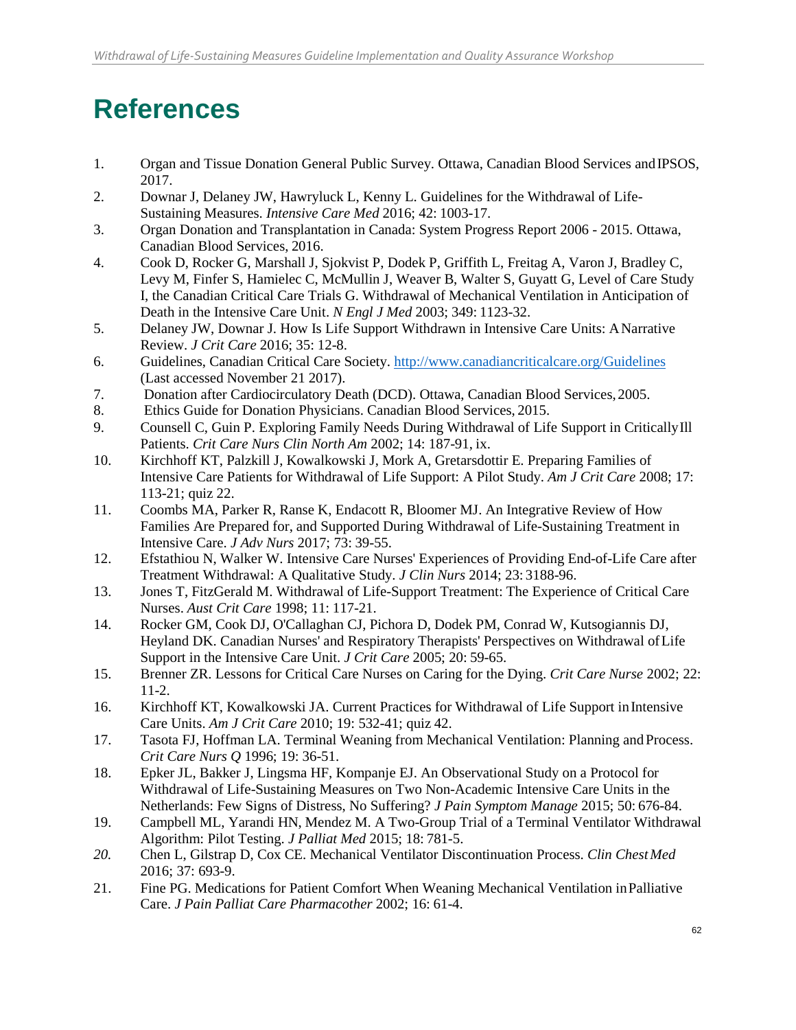# References

1. Organ and Tissue Donation General Public Survey. Ottawa, Canadian Blood Services and IPSOS, 2017.
2. Downar J, Delaney JW, Hawryluck L, Kenny L. Guidelines for the Withdrawal of Life-Sustaining Measures. *Intensive Care Med* 2016; 42: 1003-17.
3. Organ Donation and Transplantation in Canada: System Progress Report 2006 - 2015. Ottawa, Canadian Blood Services, 2016.
4. Cook D, Rocker G, Marshall J, Sjokvist P, Dodek P, Griffith L, Freitag A, Varon J, Bradley C, Levy M, Finfer S, Hamielec C, McMullin J, Weaver B, Walter S, Guyatt G, Level of Care Study I, the Canadian Critical Care Trials G. Withdrawal of Mechanical Ventilation in Anticipation of Death in the Intensive Care Unit. *N Engl J Med* 2003; 349: 1123-32.
5. Delaney JW, Downar J. How Is Life Support Withdrawn in Intensive Care Units: A Narrative Review. *J Crit Care* 2016; 35: 12-8.
6. Guidelines, Canadian Critical Care Society. http://www.canadiancriticalcare.org/Guidelines (Last accessed November 21 2017).
7. Donation after Cardiocirculatory Death (DCD). Ottawa, Canadian Blood Services, 2005.
8. Ethics Guide for Donation Physicians. Canadian Blood Services, 2015.
9. Counsell C, Guin P. Exploring Family Needs During Withdrawal of Life Support in Critically Ill Patients. *Crit Care Nurs Clin North Am* 2002; 14: 187-91, ix.
10. Kirchhoff KT, Palzkill J, Kowalkowski J, Mork A, Gretarsdottir E. Preparing Families of Intensive Care Patients for Withdrawal of Life Support: A Pilot Study. *Am J Crit Care* 2008; 17: 113-21; quiz 22.
11. Coombs MA, Parker R, Ranse K, Endacott R, Bloomer MJ. An Integrative Review of How Families Are Prepared for, and Supported During Withdrawal of Life-Sustaining Treatment in Intensive Care. *J Adv Nurs* 2017; 73: 39-55.
12. Efstathiou N, Walker W. Intensive Care Nurses' Experiences of Providing End-of-Life Care after Treatment Withdrawal: A Qualitative Study. *J Clin Nurs* 2014; 23: 3188-96.
13. Jones T, FitzGerald M. Withdrawal of Life-Support Treatment: The Experience of Critical Care Nurses. *Aust Crit Care* 1998; 11: 117-21.
14. Rocker GM, Cook DJ, O'Callaghan CJ, Pichora D, Dodek PM, Conrad W, Kutsogiannis DJ, Heyland DK. Canadian Nurses' and Respiratory Therapists' Perspectives on Withdrawal of Life Support in the Intensive Care Unit. *J Crit Care* 2005; 20: 59-65.
15. Brenner ZR. Lessons for Critical Care Nurses on Caring for the Dying. *Crit Care Nurse* 2002; 22: 11-2.
16. Kirchhoff KT, Kowalkowski JA. Current Practices for Withdrawal of Life Support in Intensive Care Units. *Am J Crit Care* 2010; 19: 532-41; quiz 42.
17. Tasota FJ, Hoffman LA. Terminal Weaning from Mechanical Ventilation: Planning and Process. *Crit Care Nurs Q* 1996; 19: 36-51.
18. Epker JL, Bakker J, Lingsma HF, Kompanje EJ. An Observational Study on a Protocol for Withdrawal of Life-Sustaining Measures on Two Non-Academic Intensive Care Units in the Netherlands: Few Signs of Distress, No Suffering? *J Pain Symptom Manage* 2015; 50: 676-84.
19. Campbell ML, Yarandi HN, Mendez M. A Two-Group Trial of a Terminal Ventilator Withdrawal Algorithm: Pilot Testing. *J Palliat Med* 2015; 18: 781-5.
20. Chen L, Gilstrap D, Cox CE. Mechanical Ventilator Discontinuation Process. *Clin Chest Med* 2016; 37: 693-9.
21. Fine PG. Medications for Patient Comfort When Weaning Mechanical Ventilation in Palliative Care. *J Pain Palliat Care Pharmacother* 2002; 16: 61-4.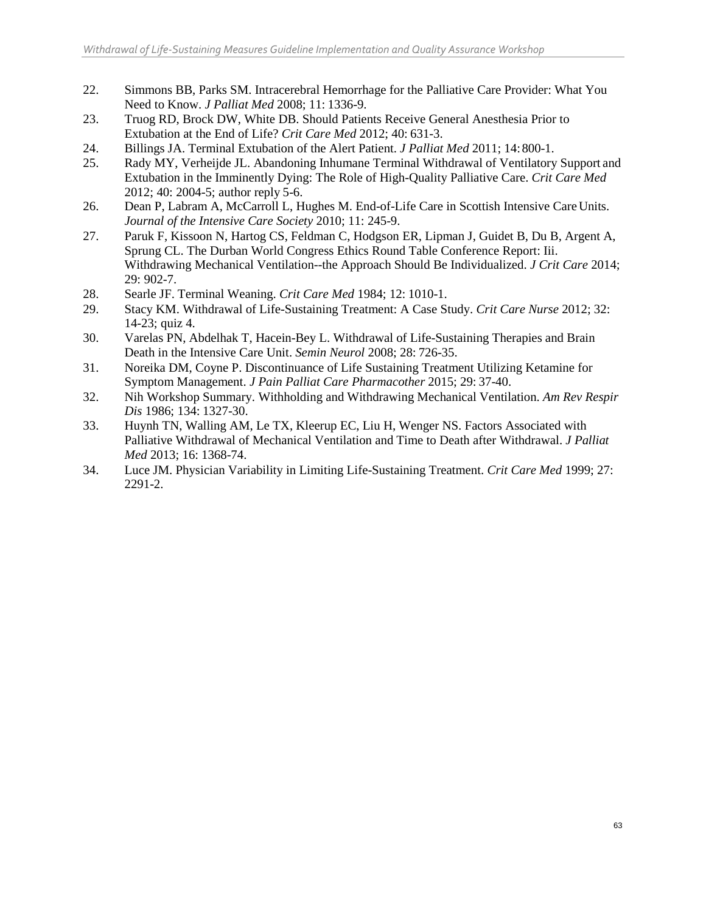22. Simmons BB, Parks SM. Intracerebral Hemorrhage for the Palliative Care Provider: What You Need to Know. *J Palliat Med* 2008; 11: 1336-9.
23. Truog RD, Brock DW, White DB. Should Patients Receive General Anesthesia Prior to Extubation at the End of Life? *Crit Care Med* 2012; 40: 631-3.
24. Billings JA. Terminal Extubation of the Alert Patient. *J Palliat Med* 2011; 14: 800-1.
25. Rady MY, Verheijde JL. Abandoning Inhumane Terminal Withdrawal of Ventilatory Support and Extubation in the Imminently Dying: The Role of High-Quality Palliative Care. *Crit Care Med* 2012; 40: 2004-5; author reply 5-6.
26. Dean P, Labram A, McCarroll L, Hughes M. End-of-Life Care in Scottish Intensive Care Units. *Journal of the Intensive Care Society* 2010; 11: 245-9.
27. Paruk F, Kissoon N, Hartog CS, Feldman C, Hodgson ER, Lipman J, Guidet B, Du B, Argent A, Sprung CL. The Durban World Congress Ethics Round Table Conference Report: Iii. Withdrawing Mechanical Ventilation--the Approach Should Be Individualized. *J Crit Care* 2014; 29: 902-7.
28. Searle JF. Terminal Weaning. *Crit Care Med* 1984; 12: 1010-1.
29. Stacy KM. Withdrawal of Life-Sustaining Treatment: A Case Study. *Crit Care Nurse* 2012; 32: 14-23; quiz 4.
30. Varelas PN, Abdelhak T, Hacein-Bey L. Withdrawal of Life-Sustaining Therapies and Brain Death in the Intensive Care Unit. *Semin Neurol* 2008; 28: 726-35.
31. Noreika DM, Coyne P. Discontinuance of Life Sustaining Treatment Utilizing Ketamine for Symptom Management. *J Pain Palliat Care Pharmacother* 2015; 29: 37-40.
32. Nih Workshop Summary. Withholding and Withdrawing Mechanical Ventilation. *Am Rev Respir Dis* 1986; 134: 1327-30.
33. Huynh TN, Walling AM, Le TX, Kleerup EC, Liu H, Wenger NS. Factors Associated with Palliative Withdrawal of Mechanical Ventilation and Time to Death after Withdrawal. *J Palliat Med* 2013; 16: 1368-74.
34. Luce JM. Physician Variability in Limiting Life-Sustaining Treatment. *Crit Care Med* 1999; 27: 2291-2.